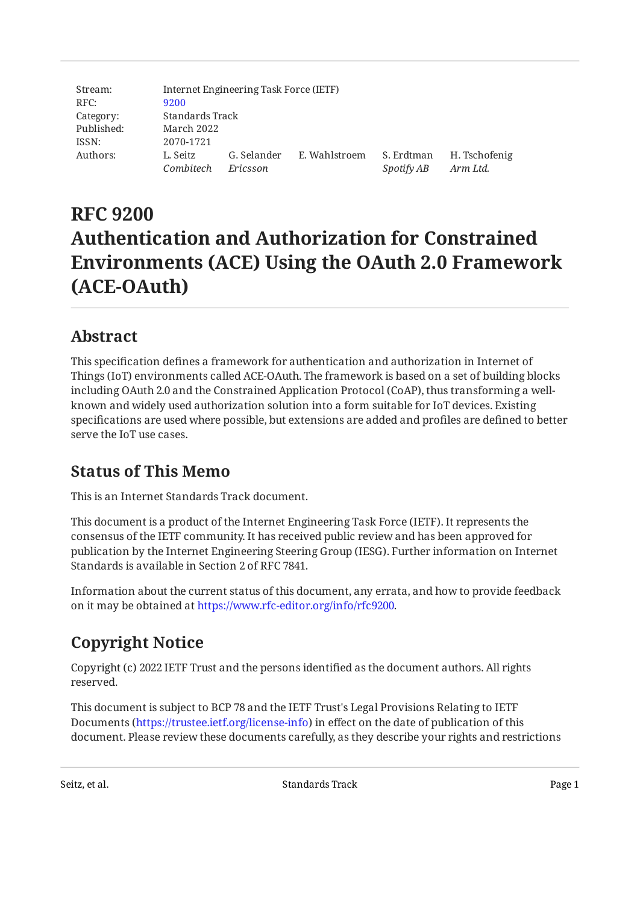| Stream: | Internet Engineering Task Force (IETF) | | | | |
|---|---|---|---|---|---|
| RFC: | 9200 | | | | |
| Category: | Standards Track | | | | |
| Published: | March 2022 | | | | |
| ISSN: | 2070-1721 | | | | |
| Authors: | L. Seitz *Combitech* | G. Selander *Ericsson* | E. Wahlstroem | S. Erdtman *Spotify AB* | H. Tschofenig *Arm Ltd.* |

# RFC 9200 Authentication and Authorization for Constrained Environments (ACE) Using the OAuth 2.0 Framework (ACE-OAuth)

## Abstract

This specification defines a framework for authentication and authorization in Internet of Things (IoT) environments called ACE-OAuth. The framework is based on a set of building blocks including OAuth 2.0 and the Constrained Application Protocol (CoAP), thus transforming a well-known and widely used authorization solution into a form suitable for IoT devices. Existing specifications are used where possible, but extensions are added and profiles are defined to better serve the IoT use cases.

## Status of This Memo

This is an Internet Standards Track document.

This document is a product of the Internet Engineering Task Force (IETF). It represents the consensus of the IETF community. It has received public review and has been approved for publication by the Internet Engineering Steering Group (IESG). Further information on Internet Standards is available in Section 2 of RFC 7841.

Information about the current status of this document, any errata, and how to provide feedback on it may be obtained at https://www.rfc-editor.org/info/rfc9200.

## Copyright Notice

Copyright (c) 2022 IETF Trust and the persons identified as the document authors. All rights reserved.

This document is subject to BCP 78 and the IETF Trust's Legal Provisions Relating to IETF Documents (https://trustee.ietf.org/license-info) in effect on the date of publication of this document. Please review these documents carefully, as they describe your rights and restrictions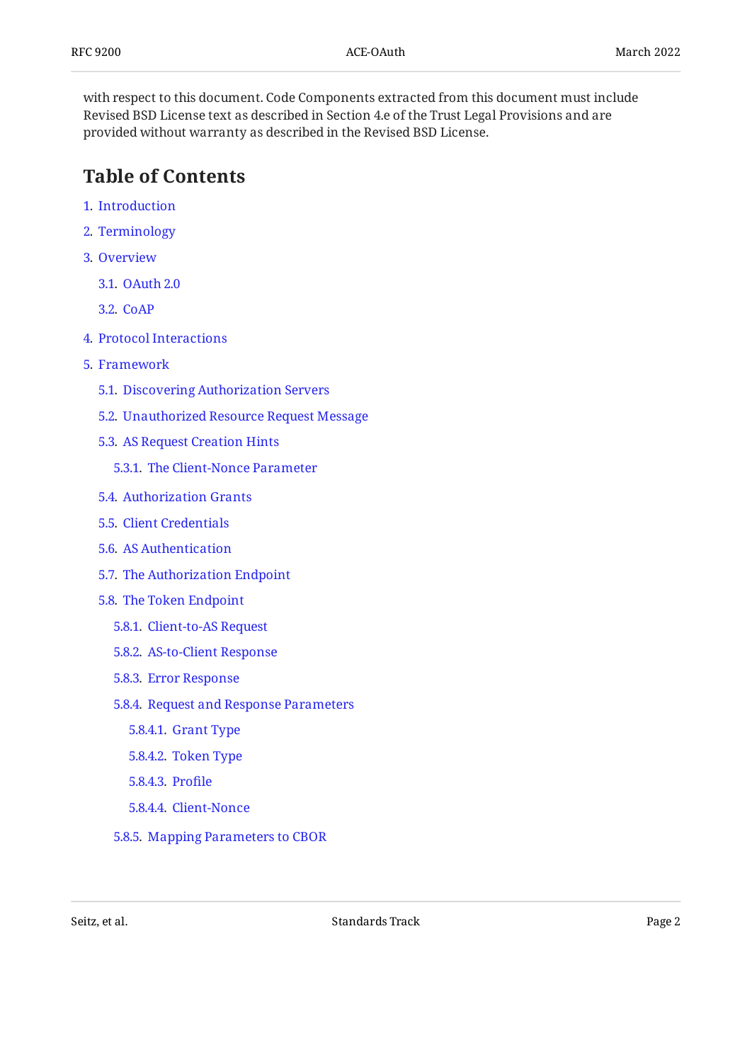with respect to this document. Code Components extracted from this document must include Revised BSD License text as described in Section 4.e of the Trust Legal Provisions and are provided without warranty as described in the Revised BSD License.

## Table of Contents

- 1. Introduction
- 2. Terminology
- 3. Overview
  - 3.1. OAuth 2.0
  - 3.2. CoAP
- 4. Protocol Interactions
- 5. Framework
  - 5.1. Discovering Authorization Servers
  - 5.2. Unauthorized Resource Request Message
  - 5.3. AS Request Creation Hints
    - 5.3.1. The Client-Nonce Parameter
  - 5.4. Authorization Grants
  - 5.5. Client Credentials
  - 5.6. AS Authentication
  - 5.7. The Authorization Endpoint
  - 5.8. The Token Endpoint
    - 5.8.1. Client-to-AS Request
    - 5.8.2. AS-to-Client Response
    - 5.8.3. Error Response
    - 5.8.4. Request and Response Parameters
      - 5.8.4.1. Grant Type
      - 5.8.4.2. Token Type
      - 5.8.4.3. Profile
      - 5.8.4.4. Client-Nonce
    - 5.8.5. Mapping Parameters to CBOR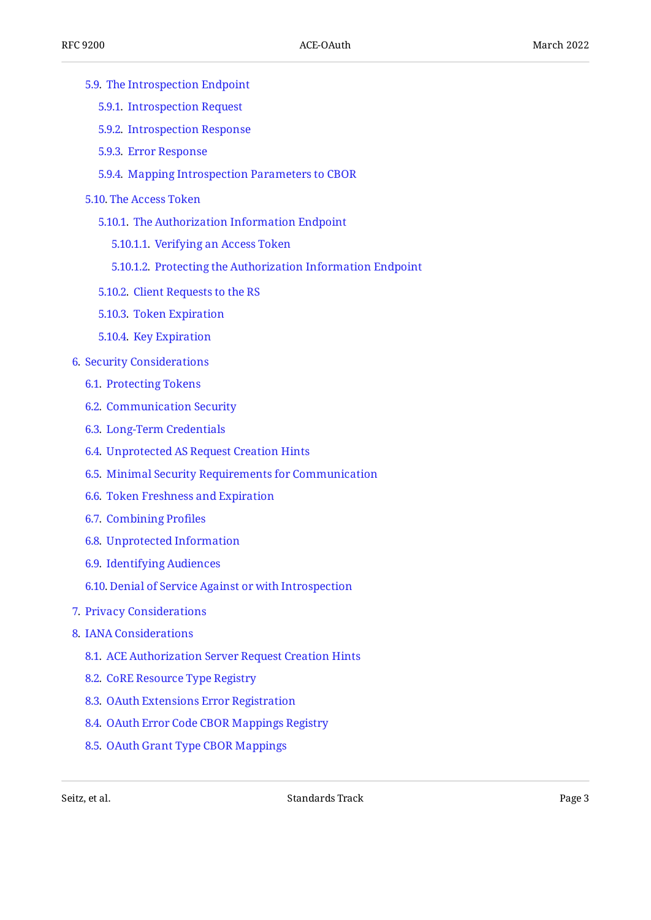- 5.9. The Introspection Endpoint
  - 5.9.1. Introspection Request
  - 5.9.2. Introspection Response
  - 5.9.3. Error Response
  - 5.9.4. Mapping Introspection Parameters to CBOR
- 5.10. The Access Token
  - 5.10.1. The Authorization Information Endpoint
    - 5.10.1.1. Verifying an Access Token
    - 5.10.1.2. Protecting the Authorization Information Endpoint
  - 5.10.2. Client Requests to the RS
  - 5.10.3. Token Expiration
  - 5.10.4. Key Expiration

6. Security Considerations
   - 6.1. Protecting Tokens
   - 6.2. Communication Security
   - 6.3. Long-Term Credentials
   - 6.4. Unprotected AS Request Creation Hints
   - 6.5. Minimal Security Requirements for Communication
   - 6.6. Token Freshness and Expiration
   - 6.7. Combining Profiles
   - 6.8. Unprotected Information
   - 6.9. Identifying Audiences
   - 6.10. Denial of Service Against or with Introspection
7. Privacy Considerations
8. IANA Considerations
   - 8.1. ACE Authorization Server Request Creation Hints
   - 8.2. CoRE Resource Type Registry
   - 8.3. OAuth Extensions Error Registration
   - 8.4. OAuth Error Code CBOR Mappings Registry
   - 8.5. OAuth Grant Type CBOR Mappings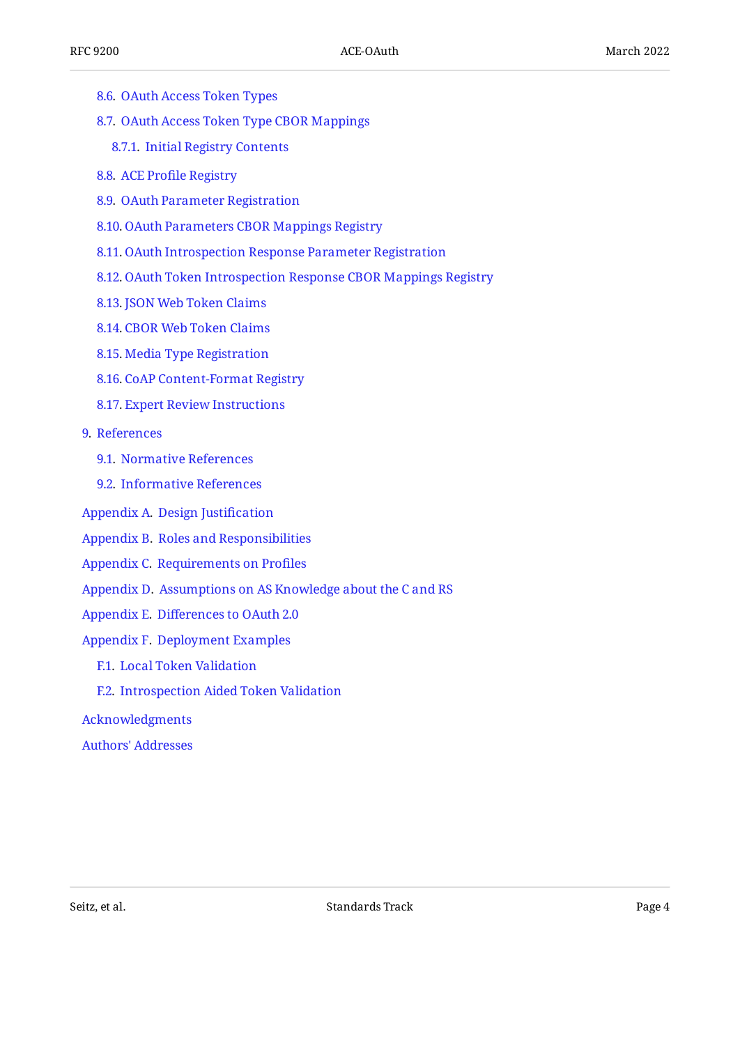- 8.6. OAuth Access Token Types
- 8.7. OAuth Access Token Type CBOR Mappings
  - 8.7.1. Initial Registry Contents
- 8.8. ACE Profile Registry
- 8.9. OAuth Parameter Registration
- 8.10. OAuth Parameters CBOR Mappings Registry
- 8.11. OAuth Introspection Response Parameter Registration
- 8.12. OAuth Token Introspection Response CBOR Mappings Registry
- 8.13. JSON Web Token Claims
- 8.14. CBOR Web Token Claims
- 8.15. Media Type Registration
- 8.16. CoAP Content-Format Registry
- 8.17. Expert Review Instructions

9. References
   - 9.1. Normative References
   - 9.2. Informative References

Appendix A. Design Justification

Appendix B. Roles and Responsibilities

Appendix C. Requirements on Profiles

Appendix D. Assumptions on AS Knowledge about the C and RS

Appendix E. Differences to OAuth 2.0

Appendix F. Deployment Examples
- F.1. Local Token Validation
- F.2. Introspection Aided Token Validation

Acknowledgments

Authors' Addresses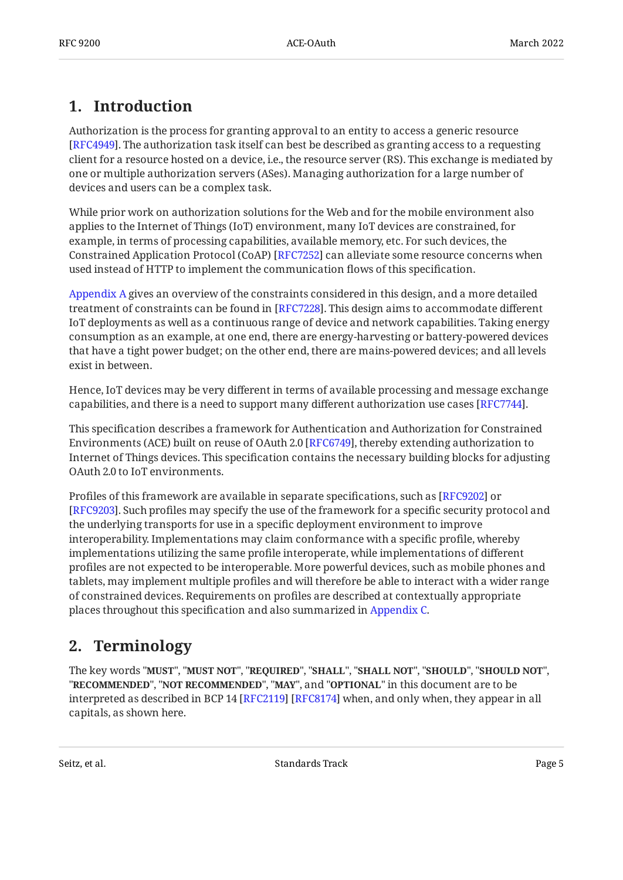# 1. Introduction

Authorization is the process for granting approval to an entity to access a generic resource [RFC4949]. The authorization task itself can best be described as granting access to a requesting client for a resource hosted on a device, i.e., the resource server (RS). This exchange is mediated by one or multiple authorization servers (ASes). Managing authorization for a large number of devices and users can be a complex task.

While prior work on authorization solutions for the Web and for the mobile environment also applies to the Internet of Things (IoT) environment, many IoT devices are constrained, for example, in terms of processing capabilities, available memory, etc. For such devices, the Constrained Application Protocol (CoAP) [RFC7252] can alleviate some resource concerns when used instead of HTTP to implement the communication flows of this specification.

Appendix A gives an overview of the constraints considered in this design, and a more detailed treatment of constraints can be found in [RFC7228]. This design aims to accommodate different IoT deployments as well as a continuous range of device and network capabilities. Taking energy consumption as an example, at one end, there are energy-harvesting or battery-powered devices that have a tight power budget; on the other end, there are mains-powered devices; and all levels exist in between.

Hence, IoT devices may be very different in terms of available processing and message exchange capabilities, and there is a need to support many different authorization use cases [RFC7744].

This specification describes a framework for Authentication and Authorization for Constrained Environments (ACE) built on reuse of OAuth 2.0 [RFC6749], thereby extending authorization to Internet of Things devices. This specification contains the necessary building blocks for adjusting OAuth 2.0 to IoT environments.

Profiles of this framework are available in separate specifications, such as [RFC9202] or [RFC9203]. Such profiles may specify the use of the framework for a specific security protocol and the underlying transports for use in a specific deployment environment to improve interoperability. Implementations may claim conformance with a specific profile, whereby implementations utilizing the same profile interoperate, while implementations of different profiles are not expected to be interoperable. More powerful devices, such as mobile phones and tablets, may implement multiple profiles and will therefore be able to interact with a wider range of constrained devices. Requirements on profiles are described at contextually appropriate places throughout this specification and also summarized in Appendix C.

# 2. Terminology

The key words "**MUST**", "**MUST NOT**", "**REQUIRED**", "**SHALL**", "**SHALL NOT**", "**SHOULD**", "**SHOULD NOT**", "**RECOMMENDED**", "**NOT RECOMMENDED**", "**MAY**", and "**OPTIONAL**" in this document are to be interpreted as described in BCP 14 [RFC2119] [RFC8174] when, and only when, they appear in all capitals, as shown here.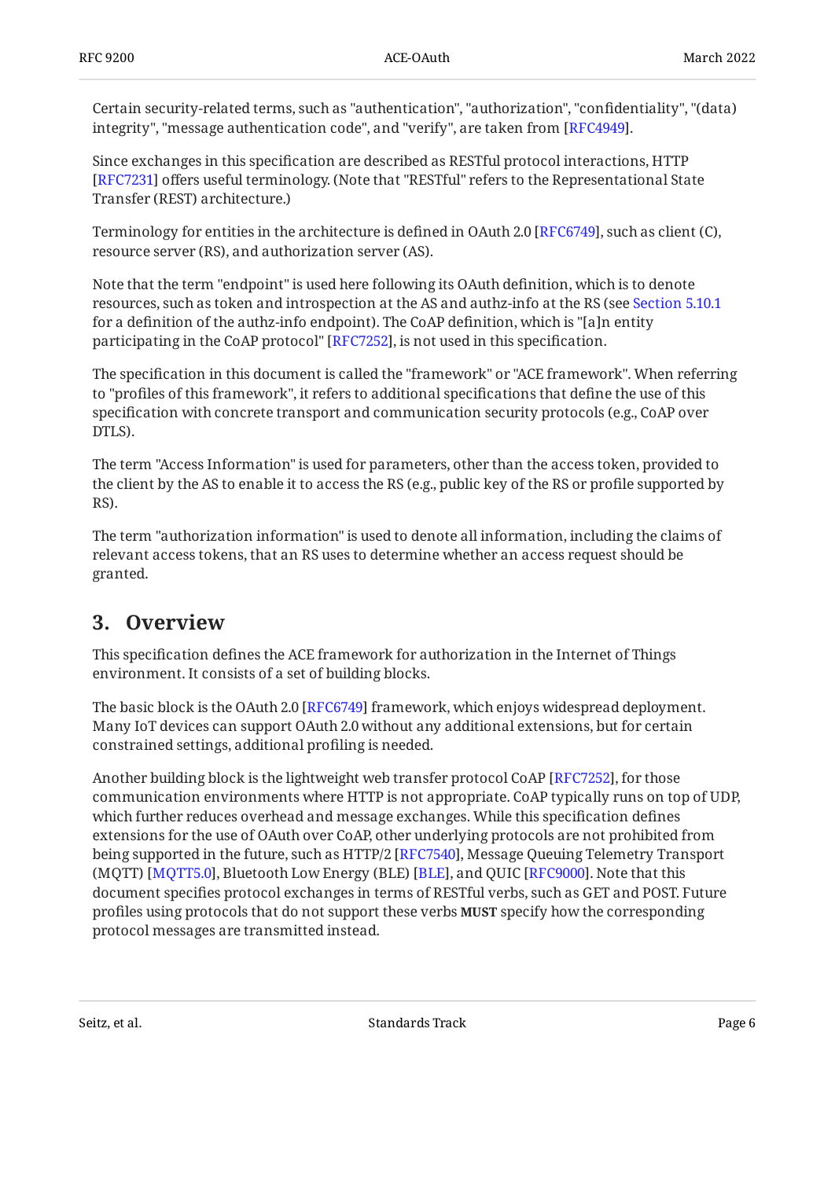Certain security-related terms, such as "authentication", "authorization", "confidentiality", "(data) integrity", "message authentication code", and "verify", are taken from [RFC4949].

Since exchanges in this specification are described as RESTful protocol interactions, HTTP [RFC7231] offers useful terminology. (Note that "RESTful" refers to the Representational State Transfer (REST) architecture.)

Terminology for entities in the architecture is defined in OAuth 2.0 [RFC6749], such as client (C), resource server (RS), and authorization server (AS).

Note that the term "endpoint" is used here following its OAuth definition, which is to denote resources, such as token and introspection at the AS and authz-info at the RS (see Section 5.10.1 for a definition of the authz-info endpoint). The CoAP definition, which is "[a]n entity participating in the CoAP protocol" [RFC7252], is not used in this specification.

The specification in this document is called the "framework" or "ACE framework". When referring to "profiles of this framework", it refers to additional specifications that define the use of this specification with concrete transport and communication security protocols (e.g., CoAP over DTLS).

The term "Access Information" is used for parameters, other than the access token, provided to the client by the AS to enable it to access the RS (e.g., public key of the RS or profile supported by RS).

The term "authorization information" is used to denote all information, including the claims of relevant access tokens, that an RS uses to determine whether an access request should be granted.

## 3. Overview

This specification defines the ACE framework for authorization in the Internet of Things environment. It consists of a set of building blocks.

The basic block is the OAuth 2.0 [RFC6749] framework, which enjoys widespread deployment. Many IoT devices can support OAuth 2.0 without any additional extensions, but for certain constrained settings, additional profiling is needed.

Another building block is the lightweight web transfer protocol CoAP [RFC7252], for those communication environments where HTTP is not appropriate. CoAP typically runs on top of UDP, which further reduces overhead and message exchanges. While this specification defines extensions for the use of OAuth over CoAP, other underlying protocols are not prohibited from being supported in the future, such as HTTP/2 [RFC7540], Message Queuing Telemetry Transport (MQTT) [MQTT5.0], Bluetooth Low Energy (BLE) [BLE], and QUIC [RFC9000]. Note that this document specifies protocol exchanges in terms of RESTful verbs, such as GET and POST. Future profiles using protocols that do not support these verbs **MUST** specify how the corresponding protocol messages are transmitted instead.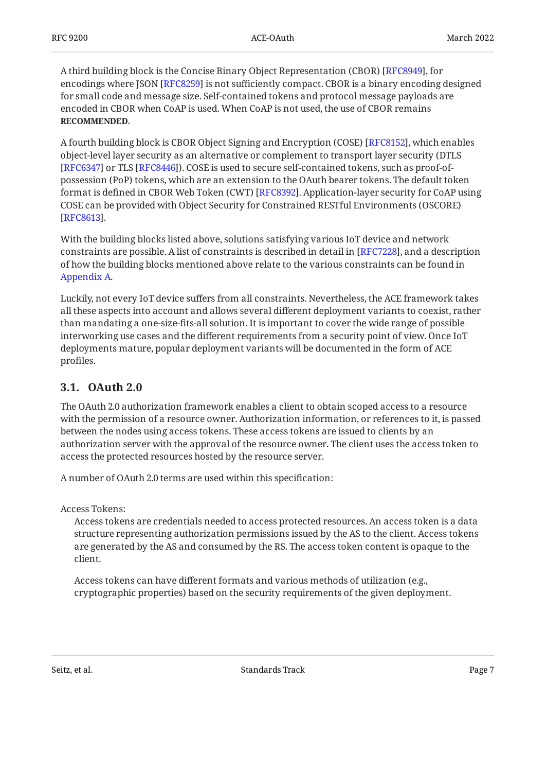A third building block is the Concise Binary Object Representation (CBOR) [RFC8949], for encodings where JSON [RFC8259] is not sufficiently compact. CBOR is a binary encoding designed for small code and message size. Self-contained tokens and protocol message payloads are encoded in CBOR when CoAP is used. When CoAP is not used, the use of CBOR remains **RECOMMENDED**.

A fourth building block is CBOR Object Signing and Encryption (COSE) [RFC8152], which enables object-level layer security as an alternative or complement to transport layer security (DTLS [RFC6347] or TLS [RFC8446]). COSE is used to secure self-contained tokens, such as proof-of-possession (PoP) tokens, which are an extension to the OAuth bearer tokens. The default token format is defined in CBOR Web Token (CWT) [RFC8392]. Application-layer security for CoAP using COSE can be provided with Object Security for Constrained RESTful Environments (OSCORE) [RFC8613].

With the building blocks listed above, solutions satisfying various IoT device and network constraints are possible. A list of constraints is described in detail in [RFC7228], and a description of how the building blocks mentioned above relate to the various constraints can be found in Appendix A.

Luckily, not every IoT device suffers from all constraints. Nevertheless, the ACE framework takes all these aspects into account and allows several different deployment variants to coexist, rather than mandating a one-size-fits-all solution. It is important to cover the wide range of possible interworking use cases and the different requirements from a security point of view. Once IoT deployments mature, popular deployment variants will be documented in the form of ACE profiles.

### 3.1. OAuth 2.0

The OAuth 2.0 authorization framework enables a client to obtain scoped access to a resource with the permission of a resource owner. Authorization information, or references to it, is passed between the nodes using access tokens. These access tokens are issued to clients by an authorization server with the approval of the resource owner. The client uses the access token to access the protected resources hosted by the resource server.

A number of OAuth 2.0 terms are used within this specification:

Access Tokens:

Access tokens are credentials needed to access protected resources. An access token is a data structure representing authorization permissions issued by the AS to the client. Access tokens are generated by the AS and consumed by the RS. The access token content is opaque to the client.

Access tokens can have different formats and various methods of utilization (e.g., cryptographic properties) based on the security requirements of the given deployment.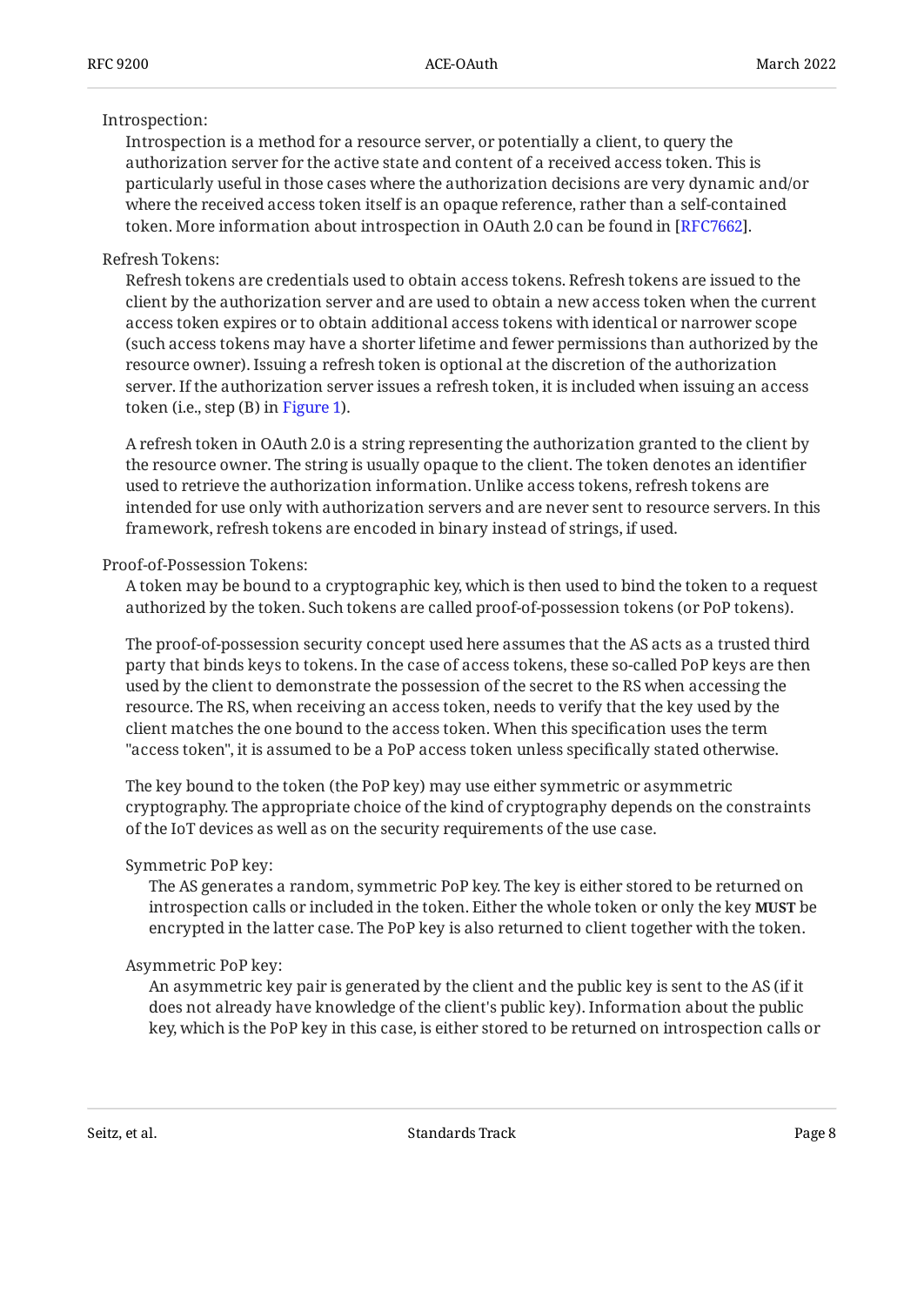Introspection:
: Introspection is a method for a resource server, or potentially a client, to query the authorization server for the active state and content of a received access token. This is particularly useful in those cases where the authorization decisions are very dynamic and/or where the received access token itself is an opaque reference, rather than a self-contained token. More information about introspection in OAuth 2.0 can be found in [RFC7662].

Refresh Tokens:
: Refresh tokens are credentials used to obtain access tokens. Refresh tokens are issued to the client by the authorization server and are used to obtain a new access token when the current access token expires or to obtain additional access tokens with identical or narrower scope (such access tokens may have a shorter lifetime and fewer permissions than authorized by the resource owner). Issuing a refresh token is optional at the discretion of the authorization server. If the authorization server issues a refresh token, it is included when issuing an access token (i.e., step (B) in Figure 1).

  A refresh token in OAuth 2.0 is a string representing the authorization granted to the client by the resource owner. The string is usually opaque to the client. The token denotes an identifier used to retrieve the authorization information. Unlike access tokens, refresh tokens are intended for use only with authorization servers and are never sent to resource servers. In this framework, refresh tokens are encoded in binary instead of strings, if used.

Proof-of-Possession Tokens:
: A token may be bound to a cryptographic key, which is then used to bind the token to a request authorized by the token. Such tokens are called proof-of-possession tokens (or PoP tokens).

  The proof-of-possession security concept used here assumes that the AS acts as a trusted third party that binds keys to tokens. In the case of access tokens, these so-called PoP keys are then used by the client to demonstrate the possession of the secret to the RS when accessing the resource. The RS, when receiving an access token, needs to verify that the key used by the client matches the one bound to the access token. When this specification uses the term "access token", it is assumed to be a PoP access token unless specifically stated otherwise.

  The key bound to the token (the PoP key) may use either symmetric or asymmetric cryptography. The appropriate choice of the kind of cryptography depends on the constraints of the IoT devices as well as on the security requirements of the use case.

  Symmetric PoP key:
  : The AS generates a random, symmetric PoP key. The key is either stored to be returned on introspection calls or included in the token. Either the whole token or only the key **MUST** be encrypted in the latter case. The PoP key is also returned to client together with the token.

  Asymmetric PoP key:
  : An asymmetric key pair is generated by the client and the public key is sent to the AS (if it does not already have knowledge of the client's public key). Information about the public key, which is the PoP key in this case, is either stored to be returned on introspection calls or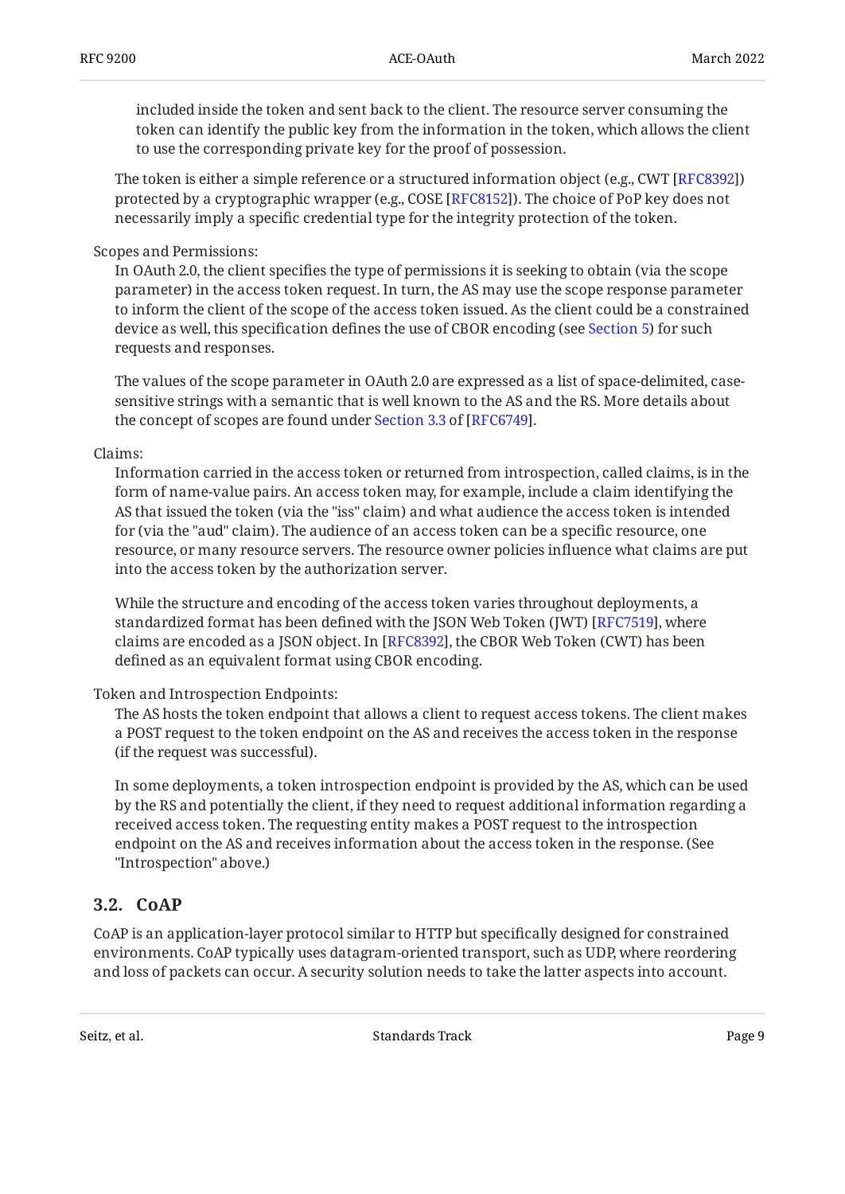included inside the token and sent back to the client. The resource server consuming the token can identify the public key from the information in the token, which allows the client to use the corresponding private key for the proof of possession.

The token is either a simple reference or a structured information object (e.g., CWT [RFC8392]) protected by a cryptographic wrapper (e.g., COSE [RFC8152]). The choice of PoP key does not necessarily imply a specific credential type for the integrity protection of the token.

Scopes and Permissions:

In OAuth 2.0, the client specifies the type of permissions it is seeking to obtain (via the scope parameter) in the access token request. In turn, the AS may use the scope response parameter to inform the client of the scope of the access token issued. As the client could be a constrained device as well, this specification defines the use of CBOR encoding (see Section 5) for such requests and responses.

The values of the scope parameter in OAuth 2.0 are expressed as a list of space-delimited, case-sensitive strings with a semantic that is well known to the AS and the RS. More details about the concept of scopes are found under Section 3.3 of [RFC6749].

Claims:

Information carried in the access token or returned from introspection, called claims, is in the form of name-value pairs. An access token may, for example, include a claim identifying the AS that issued the token (via the "iss" claim) and what audience the access token is intended for (via the "aud" claim). The audience of an access token can be a specific resource, one resource, or many resource servers. The resource owner policies influence what claims are put into the access token by the authorization server.

While the structure and encoding of the access token varies throughout deployments, a standardized format has been defined with the JSON Web Token (JWT) [RFC7519], where claims are encoded as a JSON object. In [RFC8392], the CBOR Web Token (CWT) has been defined as an equivalent format using CBOR encoding.

Token and Introspection Endpoints:

The AS hosts the token endpoint that allows a client to request access tokens. The client makes a POST request to the token endpoint on the AS and receives the access token in the response (if the request was successful).

In some deployments, a token introspection endpoint is provided by the AS, which can be used by the RS and potentially the client, if they need to request additional information regarding a received access token. The requesting entity makes a POST request to the introspection endpoint on the AS and receives information about the access token in the response. (See "Introspection" above.)

### 3.2. CoAP

CoAP is an application-layer protocol similar to HTTP but specifically designed for constrained environments. CoAP typically uses datagram-oriented transport, such as UDP, where reordering and loss of packets can occur. A security solution needs to take the latter aspects into account.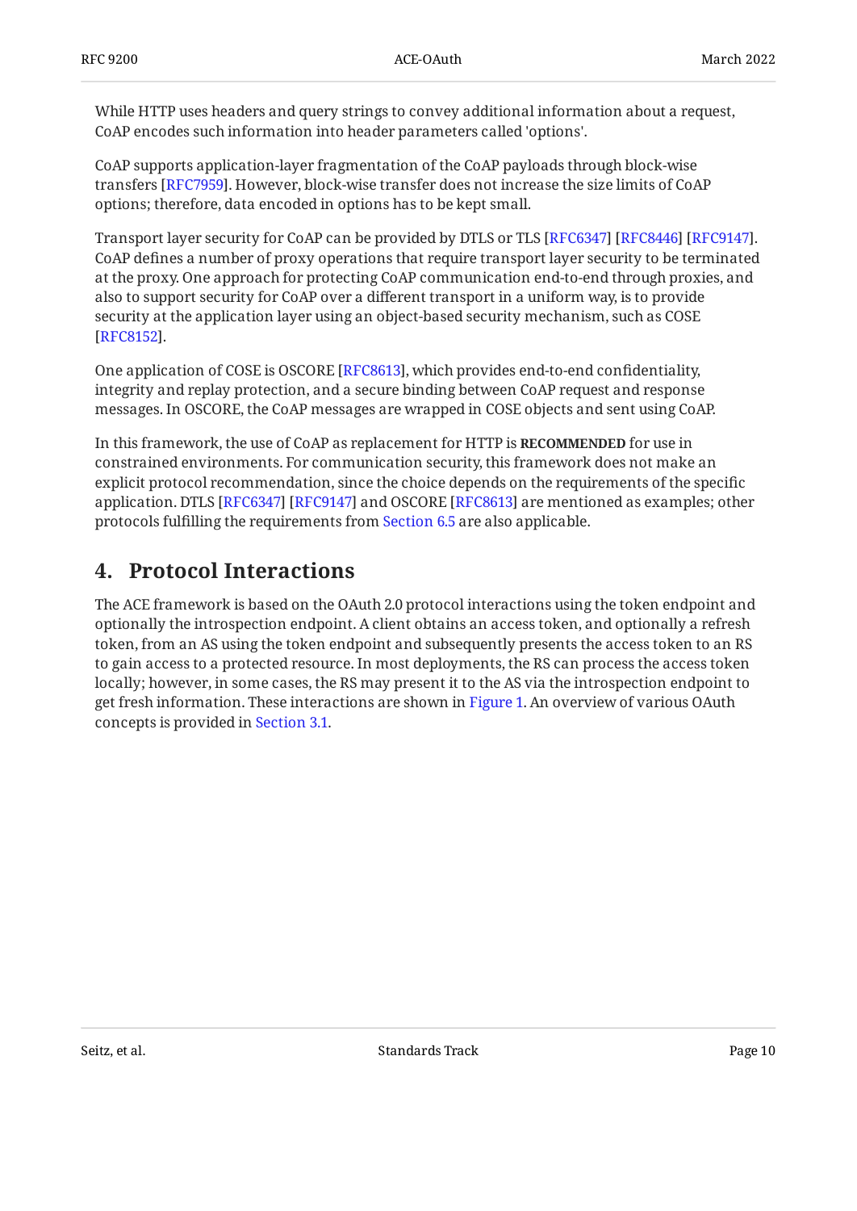While HTTP uses headers and query strings to convey additional information about a request, CoAP encodes such information into header parameters called 'options'.

CoAP supports application-layer fragmentation of the CoAP payloads through block-wise transfers [RFC7959]. However, block-wise transfer does not increase the size limits of CoAP options; therefore, data encoded in options has to be kept small.

Transport layer security for CoAP can be provided by DTLS or TLS [RFC6347] [RFC8446] [RFC9147]. CoAP defines a number of proxy operations that require transport layer security to be terminated at the proxy. One approach for protecting CoAP communication end-to-end through proxies, and also to support security for CoAP over a different transport in a uniform way, is to provide security at the application layer using an object-based security mechanism, such as COSE [RFC8152].

One application of COSE is OSCORE [RFC8613], which provides end-to-end confidentiality, integrity and replay protection, and a secure binding between CoAP request and response messages. In OSCORE, the CoAP messages are wrapped in COSE objects and sent using CoAP.

In this framework, the use of CoAP as replacement for HTTP is **RECOMMENDED** for use in constrained environments. For communication security, this framework does not make an explicit protocol recommendation, since the choice depends on the requirements of the specific application. DTLS [RFC6347] [RFC9147] and OSCORE [RFC8613] are mentioned as examples; other protocols fulfilling the requirements from Section 6.5 are also applicable.

## 4. Protocol Interactions

The ACE framework is based on the OAuth 2.0 protocol interactions using the token endpoint and optionally the introspection endpoint. A client obtains an access token, and optionally a refresh token, from an AS using the token endpoint and subsequently presents the access token to an RS to gain access to a protected resource. In most deployments, the RS can process the access token locally; however, in some cases, the RS may present it to the AS via the introspection endpoint to get fresh information. These interactions are shown in Figure 1. An overview of various OAuth concepts is provided in Section 3.1.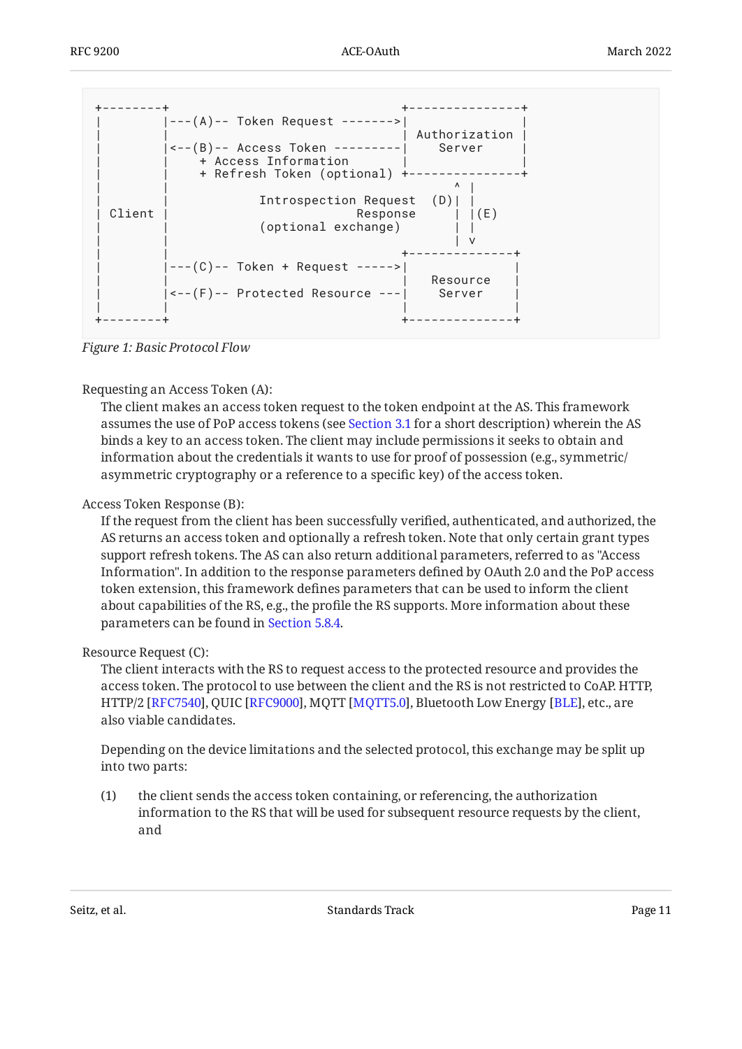```
+--------+                               +---------------+
|        |---(A)-- Token Request ------->|               |
|        |                               | Authorization |
|        |<--(B)-- Access Token ---------|    Server     |
|        |    + Access Information       |               |
|        |    + Refresh Token (optional) +---------------+
|        |                                      ^ |
|        |            Introspection Request  (D)| |
| Client |                         Response     | |(E)
|        |            (optional exchange)       | |
|        |                                      | v
|        |                               +--------------+
|        |---(C)-- Token + Request ----->|              |
|        |                               |   Resource   |
|        |<--(F)-- Protected Resource ---|    Server    |
|        |                               |              |
+--------+                               +--------------+
```

*Figure 1: Basic Protocol Flow*

Requesting an Access Token (A):
: The client makes an access token request to the token endpoint at the AS. This framework assumes the use of PoP access tokens (see Section 3.1 for a short description) wherein the AS binds a key to an access token. The client may include permissions it seeks to obtain and information about the credentials it wants to use for proof of possession (e.g., symmetric/asymmetric cryptography or a reference to a specific key) of the access token.

Access Token Response (B):
: If the request from the client has been successfully verified, authenticated, and authorized, the AS returns an access token and optionally a refresh token. Note that only certain grant types support refresh tokens. The AS can also return additional parameters, referred to as "Access Information". In addition to the response parameters defined by OAuth 2.0 and the PoP access token extension, this framework defines parameters that can be used to inform the client about capabilities of the RS, e.g., the profile the RS supports. More information about these parameters can be found in Section 5.8.4.

Resource Request (C):
: The client interacts with the RS to request access to the protected resource and provides the access token. The protocol to use between the client and the RS is not restricted to CoAP. HTTP, HTTP/2 [RFC7540], QUIC [RFC9000], MQTT [MQTT5.0], Bluetooth Low Energy [BLE], etc., are also viable candidates.

: Depending on the device limitations and the selected protocol, this exchange may be split up into two parts:

  (1) the client sends the access token containing, or referencing, the authorization information to the RS that will be used for subsequent resource requests by the client, and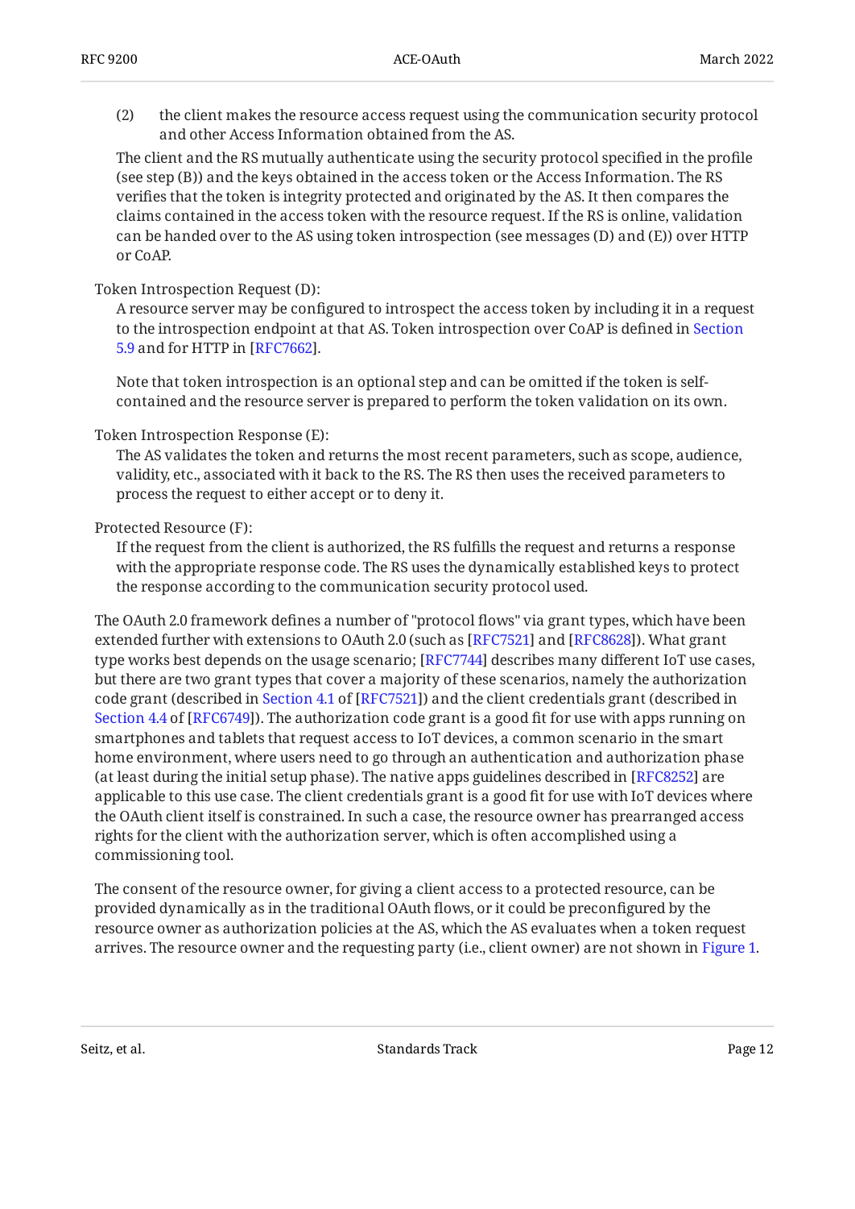(2) the client makes the resource access request using the communication security protocol and other Access Information obtained from the AS.

The client and the RS mutually authenticate using the security protocol specified in the profile (see step (B)) and the keys obtained in the access token or the Access Information. The RS verifies that the token is integrity protected and originated by the AS. It then compares the claims contained in the access token with the resource request. If the RS is online, validation can be handed over to the AS using token introspection (see messages (D) and (E)) over HTTP or CoAP.

Token Introspection Request (D):
: A resource server may be configured to introspect the access token by including it in a request to the introspection endpoint at that AS. Token introspection over CoAP is defined in Section 5.9 and for HTTP in [RFC7662].

  Note that token introspection is an optional step and can be omitted if the token is self-contained and the resource server is prepared to perform the token validation on its own.

Token Introspection Response (E):
: The AS validates the token and returns the most recent parameters, such as scope, audience, validity, etc., associated with it back to the RS. The RS then uses the received parameters to process the request to either accept or to deny it.

Protected Resource (F):
: If the request from the client is authorized, the RS fulfills the request and returns a response with the appropriate response code. The RS uses the dynamically established keys to protect the response according to the communication security protocol used.

The OAuth 2.0 framework defines a number of "protocol flows" via grant types, which have been extended further with extensions to OAuth 2.0 (such as [RFC7521] and [RFC8628]). What grant type works best depends on the usage scenario; [RFC7744] describes many different IoT use cases, but there are two grant types that cover a majority of these scenarios, namely the authorization code grant (described in Section 4.1 of [RFC7521]) and the client credentials grant (described in Section 4.4 of [RFC6749]). The authorization code grant is a good fit for use with apps running on smartphones and tablets that request access to IoT devices, a common scenario in the smart home environment, where users need to go through an authentication and authorization phase (at least during the initial setup phase). The native apps guidelines described in [RFC8252] are applicable to this use case. The client credentials grant is a good fit for use with IoT devices where the OAuth client itself is constrained. In such a case, the resource owner has prearranged access rights for the client with the authorization server, which is often accomplished using a commissioning tool.

The consent of the resource owner, for giving a client access to a protected resource, can be provided dynamically as in the traditional OAuth flows, or it could be preconfigured by the resource owner as authorization policies at the AS, which the AS evaluates when a token request arrives. The resource owner and the requesting party (i.e., client owner) are not shown in Figure 1.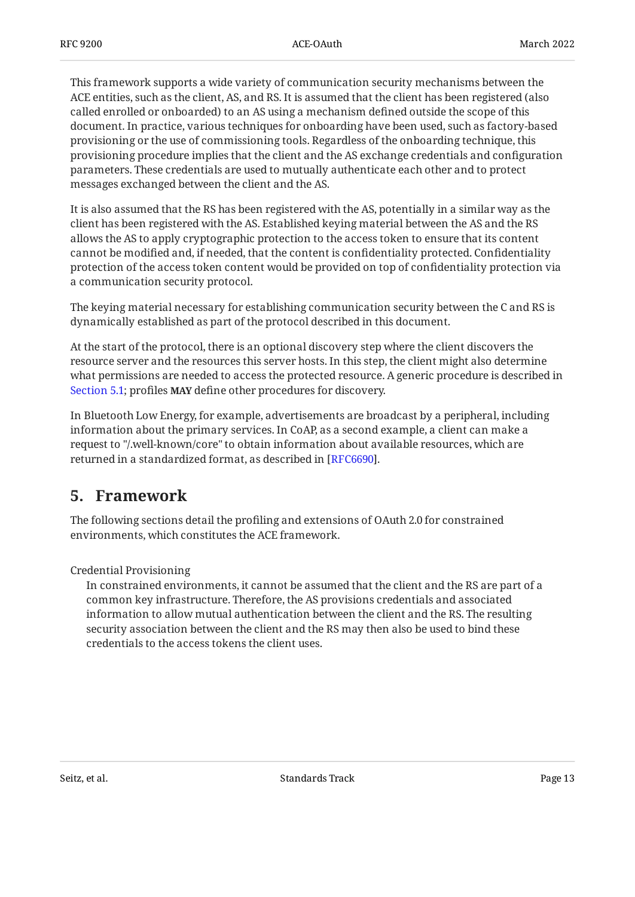This framework supports a wide variety of communication security mechanisms between the ACE entities, such as the client, AS, and RS. It is assumed that the client has been registered (also called enrolled or onboarded) to an AS using a mechanism defined outside the scope of this document. In practice, various techniques for onboarding have been used, such as factory-based provisioning or the use of commissioning tools. Regardless of the onboarding technique, this provisioning procedure implies that the client and the AS exchange credentials and configuration parameters. These credentials are used to mutually authenticate each other and to protect messages exchanged between the client and the AS.

It is also assumed that the RS has been registered with the AS, potentially in a similar way as the client has been registered with the AS. Established keying material between the AS and the RS allows the AS to apply cryptographic protection to the access token to ensure that its content cannot be modified and, if needed, that the content is confidentiality protected. Confidentiality protection of the access token content would be provided on top of confidentiality protection via a communication security protocol.

The keying material necessary for establishing communication security between the C and RS is dynamically established as part of the protocol described in this document.

At the start of the protocol, there is an optional discovery step where the client discovers the resource server and the resources this server hosts. In this step, the client might also determine what permissions are needed to access the protected resource. A generic procedure is described in Section 5.1; profiles **MAY** define other procedures for discovery.

In Bluetooth Low Energy, for example, advertisements are broadcast by a peripheral, including information about the primary services. In CoAP, as a second example, a client can make a request to "/.well-known/core" to obtain information about available resources, which are returned in a standardized format, as described in [RFC6690].

## 5. Framework

The following sections detail the profiling and extensions of OAuth 2.0 for constrained environments, which constitutes the ACE framework.

Credential Provisioning
: In constrained environments, it cannot be assumed that the client and the RS are part of a common key infrastructure. Therefore, the AS provisions credentials and associated information to allow mutual authentication between the client and the RS. The resulting security association between the client and the RS may then also be used to bind these credentials to the access tokens the client uses.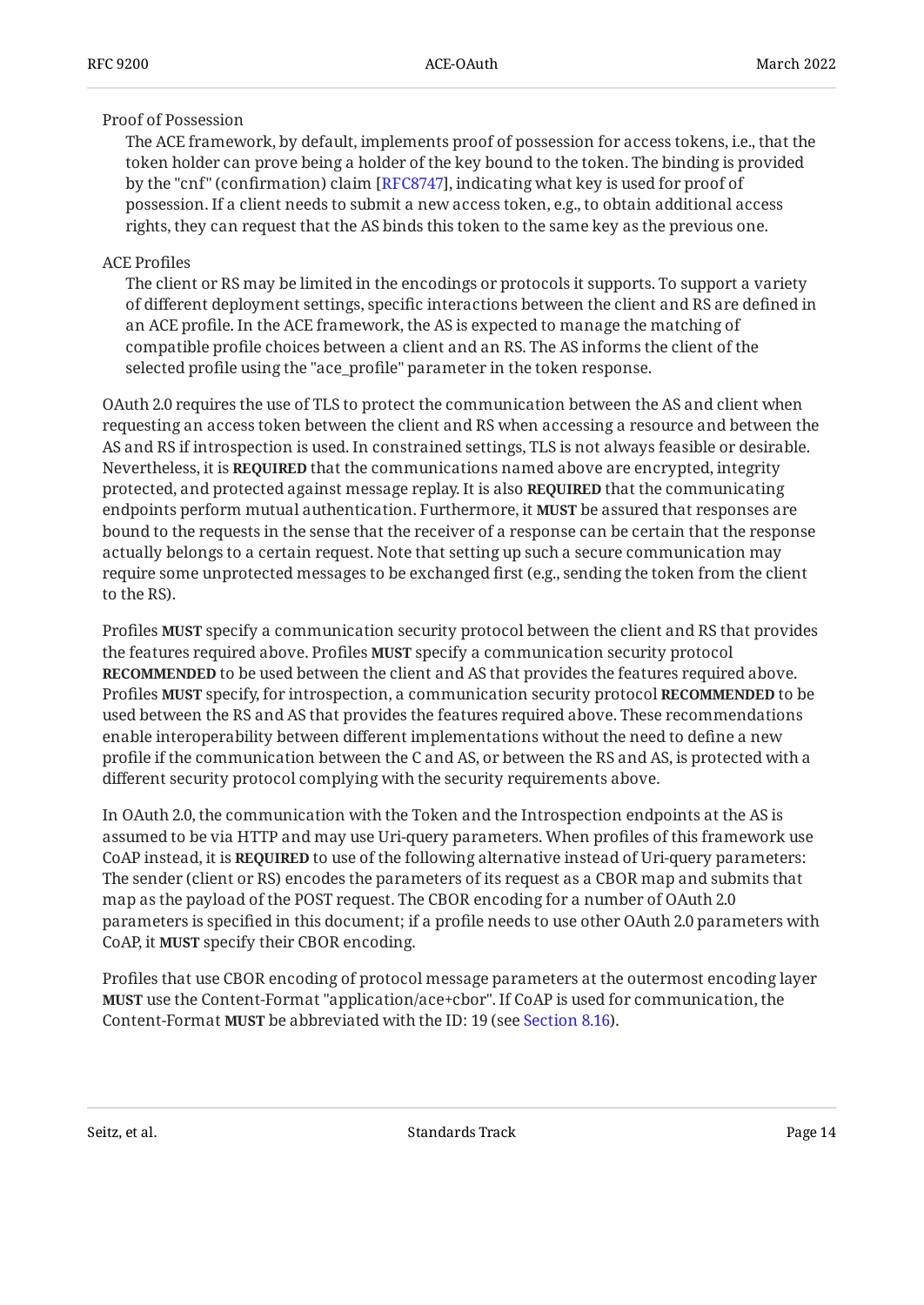Proof of Possession

The ACE framework, by default, implements proof of possession for access tokens, i.e., that the token holder can prove being a holder of the key bound to the token. The binding is provided by the "cnf" (confirmation) claim [RFC8747], indicating what key is used for proof of possession. If a client needs to submit a new access token, e.g., to obtain additional access rights, they can request that the AS binds this token to the same key as the previous one.

ACE Profiles

The client or RS may be limited in the encodings or protocols it supports. To support a variety of different deployment settings, specific interactions between the client and RS are defined in an ACE profile. In the ACE framework, the AS is expected to manage the matching of compatible profile choices between a client and an RS. The AS informs the client of the selected profile using the "ace_profile" parameter in the token response.

OAuth 2.0 requires the use of TLS to protect the communication between the AS and client when requesting an access token between the client and RS when accessing a resource and between the AS and RS if introspection is used. In constrained settings, TLS is not always feasible or desirable. Nevertheless, it is **REQUIRED** that the communications named above are encrypted, integrity protected, and protected against message replay. It is also **REQUIRED** that the communicating endpoints perform mutual authentication. Furthermore, it **MUST** be assured that responses are bound to the requests in the sense that the receiver of a response can be certain that the response actually belongs to a certain request. Note that setting up such a secure communication may require some unprotected messages to be exchanged first (e.g., sending the token from the client to the RS).

Profiles **MUST** specify a communication security protocol between the client and RS that provides the features required above. Profiles **MUST** specify a communication security protocol **RECOMMENDED** to be used between the client and AS that provides the features required above. Profiles **MUST** specify, for introspection, a communication security protocol **RECOMMENDED** to be used between the RS and AS that provides the features required above. These recommendations enable interoperability between different implementations without the need to define a new profile if the communication between the C and AS, or between the RS and AS, is protected with a different security protocol complying with the security requirements above.

In OAuth 2.0, the communication with the Token and the Introspection endpoints at the AS is assumed to be via HTTP and may use Uri-query parameters. When profiles of this framework use CoAP instead, it is **REQUIRED** to use of the following alternative instead of Uri-query parameters: The sender (client or RS) encodes the parameters of its request as a CBOR map and submits that map as the payload of the POST request. The CBOR encoding for a number of OAuth 2.0 parameters is specified in this document; if a profile needs to use other OAuth 2.0 parameters with CoAP, it **MUST** specify their CBOR encoding.

Profiles that use CBOR encoding of protocol message parameters at the outermost encoding layer **MUST** use the Content-Format "application/ace+cbor". If CoAP is used for communication, the Content-Format **MUST** be abbreviated with the ID: 19 (see Section 8.16).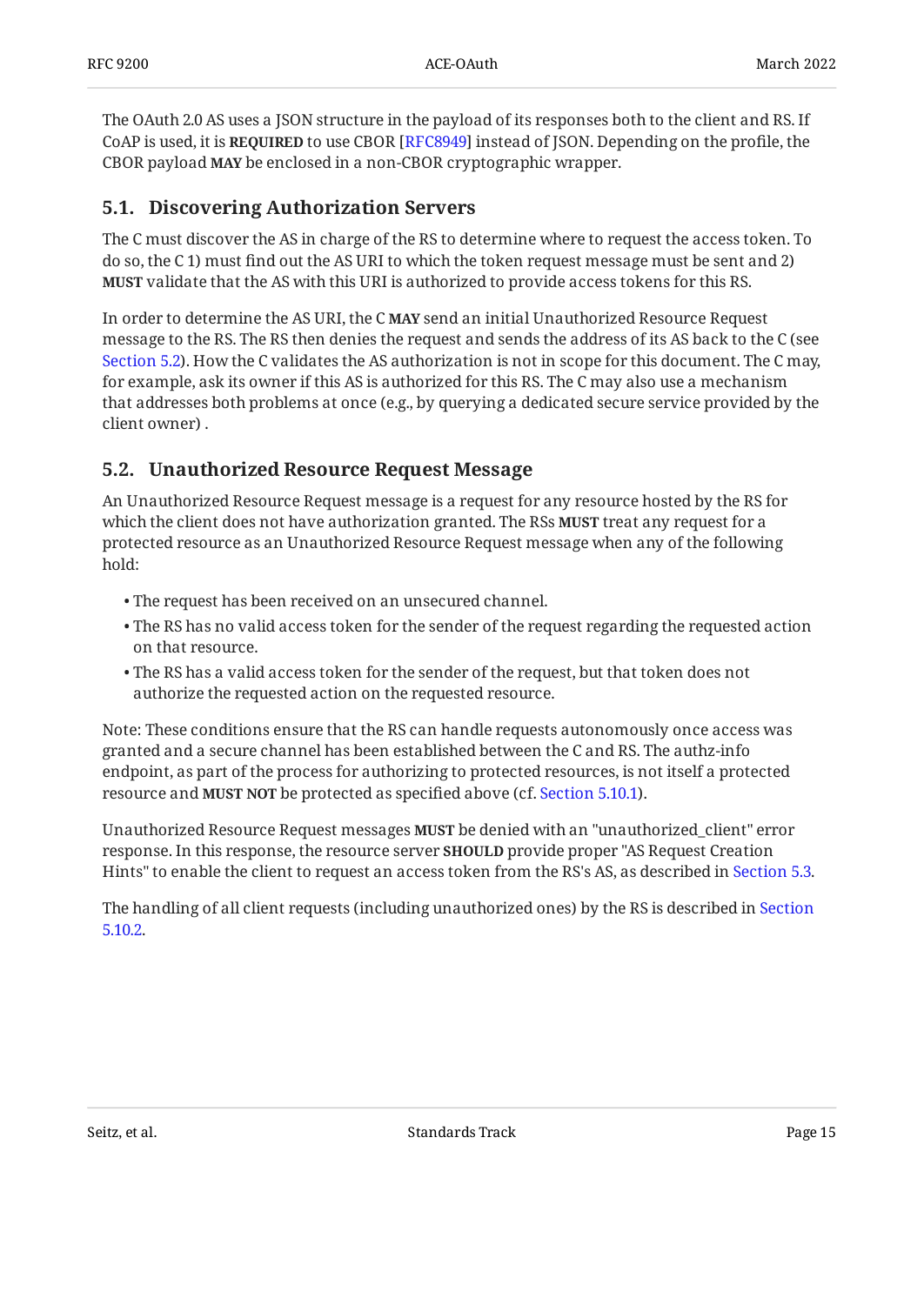The OAuth 2.0 AS uses a JSON structure in the payload of its responses both to the client and RS. If CoAP is used, it is **REQUIRED** to use CBOR [RFC8949] instead of JSON. Depending on the profile, the CBOR payload **MAY** be enclosed in a non-CBOR cryptographic wrapper.

## 5.1. Discovering Authorization Servers

The C must discover the AS in charge of the RS to determine where to request the access token. To do so, the C 1) must find out the AS URI to which the token request message must be sent and 2) **MUST** validate that the AS with this URI is authorized to provide access tokens for this RS.

In order to determine the AS URI, the C **MAY** send an initial Unauthorized Resource Request message to the RS. The RS then denies the request and sends the address of its AS back to the C (see Section 5.2). How the C validates the AS authorization is not in scope for this document. The C may, for example, ask its owner if this AS is authorized for this RS. The C may also use a mechanism that addresses both problems at once (e.g., by querying a dedicated secure service provided by the client owner) .

## 5.2. Unauthorized Resource Request Message

An Unauthorized Resource Request message is a request for any resource hosted by the RS for which the client does not have authorization granted. The RSs **MUST** treat any request for a protected resource as an Unauthorized Resource Request message when any of the following hold:

- The request has been received on an unsecured channel.
- The RS has no valid access token for the sender of the request regarding the requested action on that resource.
- The RS has a valid access token for the sender of the request, but that token does not authorize the requested action on the requested resource.

Note: These conditions ensure that the RS can handle requests autonomously once access was granted and a secure channel has been established between the C and RS. The authz-info endpoint, as part of the process for authorizing to protected resources, is not itself a protected resource and **MUST NOT** be protected as specified above (cf. Section 5.10.1).

Unauthorized Resource Request messages **MUST** be denied with an "unauthorized_client" error response. In this response, the resource server **SHOULD** provide proper "AS Request Creation Hints" to enable the client to request an access token from the RS's AS, as described in Section 5.3.

The handling of all client requests (including unauthorized ones) by the RS is described in Section 5.10.2.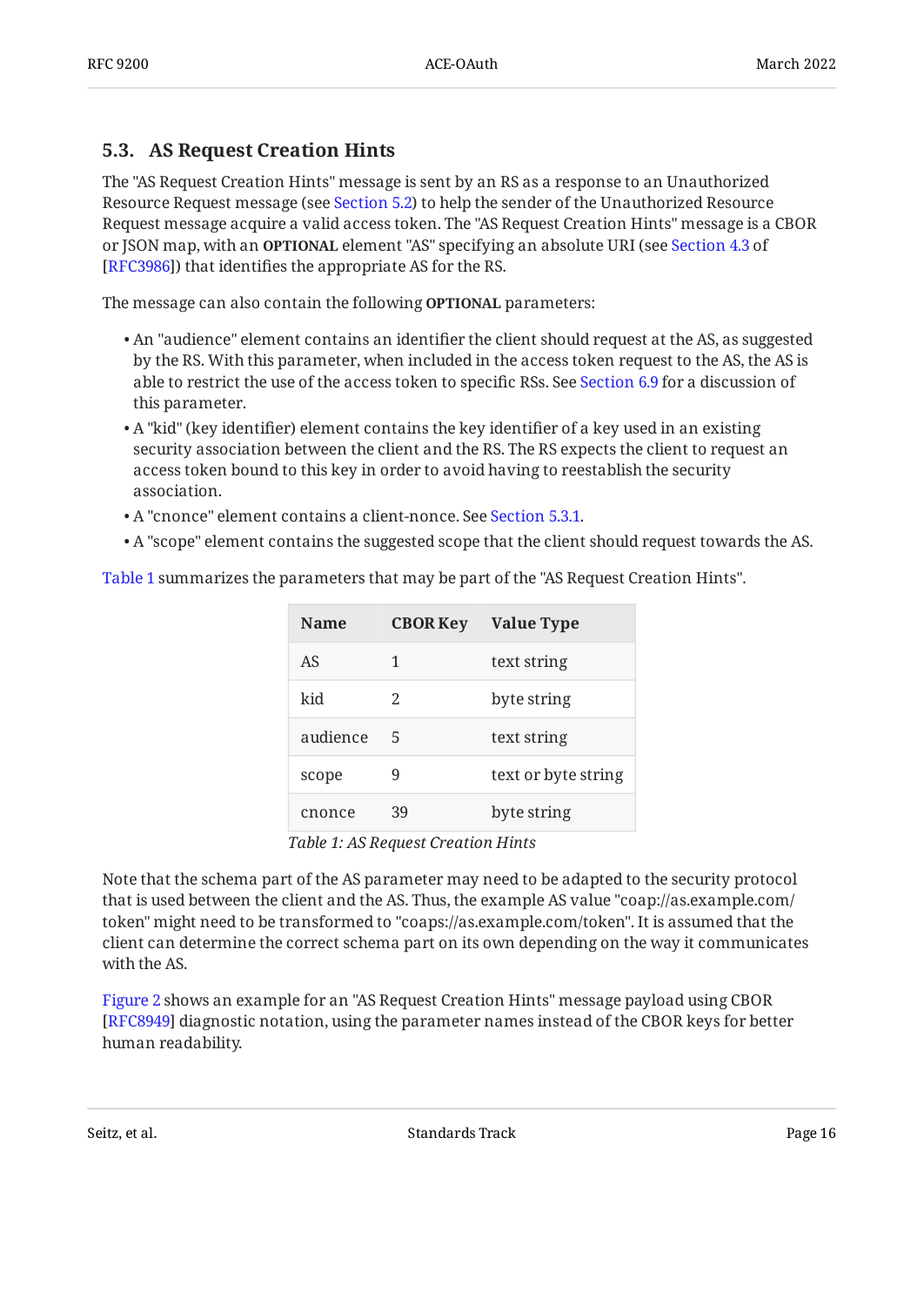### 5.3. AS Request Creation Hints

The "AS Request Creation Hints" message is sent by an RS as a response to an Unauthorized Resource Request message (see Section 5.2) to help the sender of the Unauthorized Resource Request message acquire a valid access token. The "AS Request Creation Hints" message is a CBOR or JSON map, with an **OPTIONAL** element "AS" specifying an absolute URI (see Section 4.3 of [RFC3986]) that identifies the appropriate AS for the RS.

The message can also contain the following **OPTIONAL** parameters:

- An "audience" element contains an identifier the client should request at the AS, as suggested by the RS. With this parameter, when included in the access token request to the AS, the AS is able to restrict the use of the access token to specific RSs. See Section 6.9 for a discussion of this parameter.
- A "kid" (key identifier) element contains the key identifier of a key used in an existing security association between the client and the RS. The RS expects the client to request an access token bound to this key in order to avoid having to reestablish the security association.
- A "cnonce" element contains a client-nonce. See Section 5.3.1.
- A "scope" element contains the suggested scope that the client should request towards the AS.

Table 1 summarizes the parameters that may be part of the "AS Request Creation Hints".

| Name | CBOR Key | Value Type |
|---|---|---|
| AS | 1 | text string |
| kid | 2 | byte string |
| audience | 5 | text string |
| scope | 9 | text or byte string |
| cnonce | 39 | byte string |

*Table 1: AS Request Creation Hints*

Note that the schema part of the AS parameter may need to be adapted to the security protocol that is used between the client and the AS. Thus, the example AS value "coap://as.example.com/token" might need to be transformed to "coaps://as.example.com/token". It is assumed that the client can determine the correct schema part on its own depending on the way it communicates with the AS.

Figure 2 shows an example for an "AS Request Creation Hints" message payload using CBOR [RFC8949] diagnostic notation, using the parameter names instead of the CBOR keys for better human readability.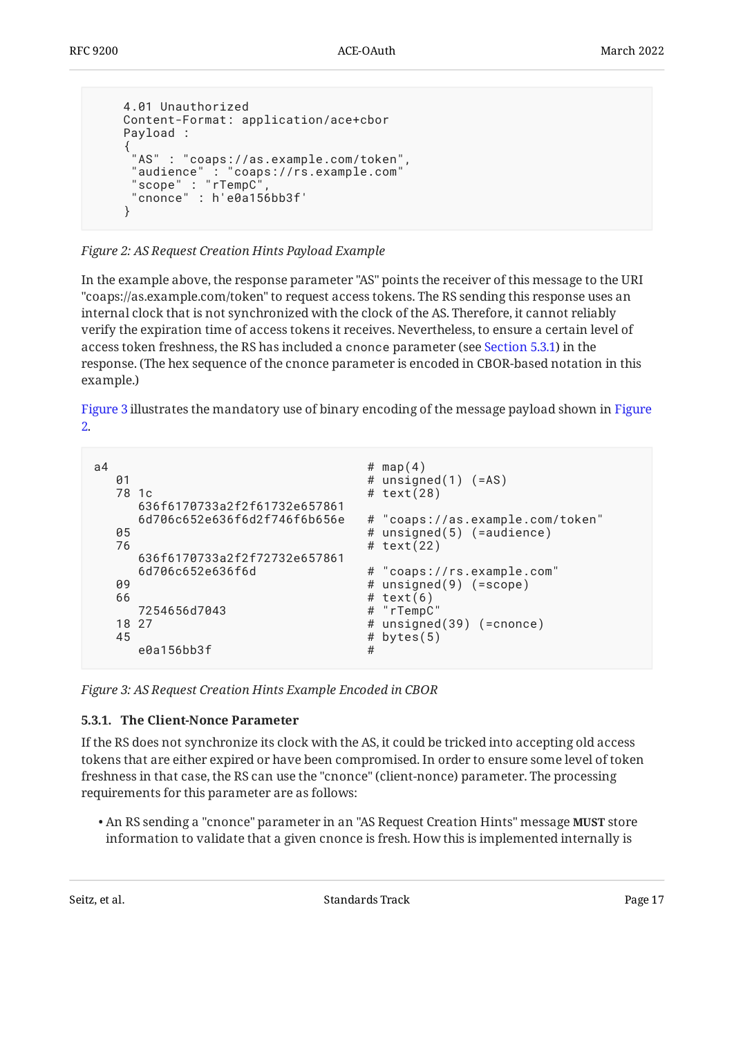```
    4.01 Unauthorized
    Content-Format: application/ace+cbor
    Payload :
    {
     "AS" : "coaps://as.example.com/token",
     "audience" : "coaps://rs.example.com"
     "scope" : "rTempC",
     "cnonce" : h'e0a156bb3f'
    }
```

*Figure 2: AS Request Creation Hints Payload Example*

In the example above, the response parameter "AS" points the receiver of this message to the URI "coaps://as.example.com/token" to request access tokens. The RS sending this response uses an internal clock that is not synchronized with the clock of the AS. Therefore, it cannot reliably verify the expiration time of access tokens it receives. Nevertheless, to ensure a certain level of access token freshness, the RS has included a `cnonce` parameter (see Section 5.3.1) in the response. (The hex sequence of the cnonce parameter is encoded in CBOR-based notation in this example.)

Figure 3 illustrates the mandatory use of binary encoding of the message payload shown in Figure 2.

```
a4                                      # map(4)
   01                                   # unsigned(1) (=AS)
   78 1c                                # text(28)
      636f6170733a2f2f61732e657861
      6d706c652e636f6d2f746f6b656e      # "coaps://as.example.com/token"
   05                                   # unsigned(5) (=audience)
   76                                   # text(22)
      636f6170733a2f2f72732e657861
      6d706c652e636f6d                  # "coaps://rs.example.com"
   09                                   # unsigned(9) (=scope)
   66                                   # text(6)
      7254656d7043                      # "rTempC"
   18 27                                # unsigned(39) (=cnonce)
   45                                   # bytes(5)
      e0a156bb3f                        #
```

*Figure 3: AS Request Creation Hints Example Encoded in CBOR*

#### 5.3.1. The Client-Nonce Parameter

If the RS does not synchronize its clock with the AS, it could be tricked into accepting old access tokens that are either expired or have been compromised. In order to ensure some level of token freshness in that case, the RS can use the "cnonce" (client-nonce) parameter. The processing requirements for this parameter are as follows:

- An RS sending a "cnonce" parameter in an "AS Request Creation Hints" message **MUST** store information to validate that a given cnonce is fresh. How this is implemented internally is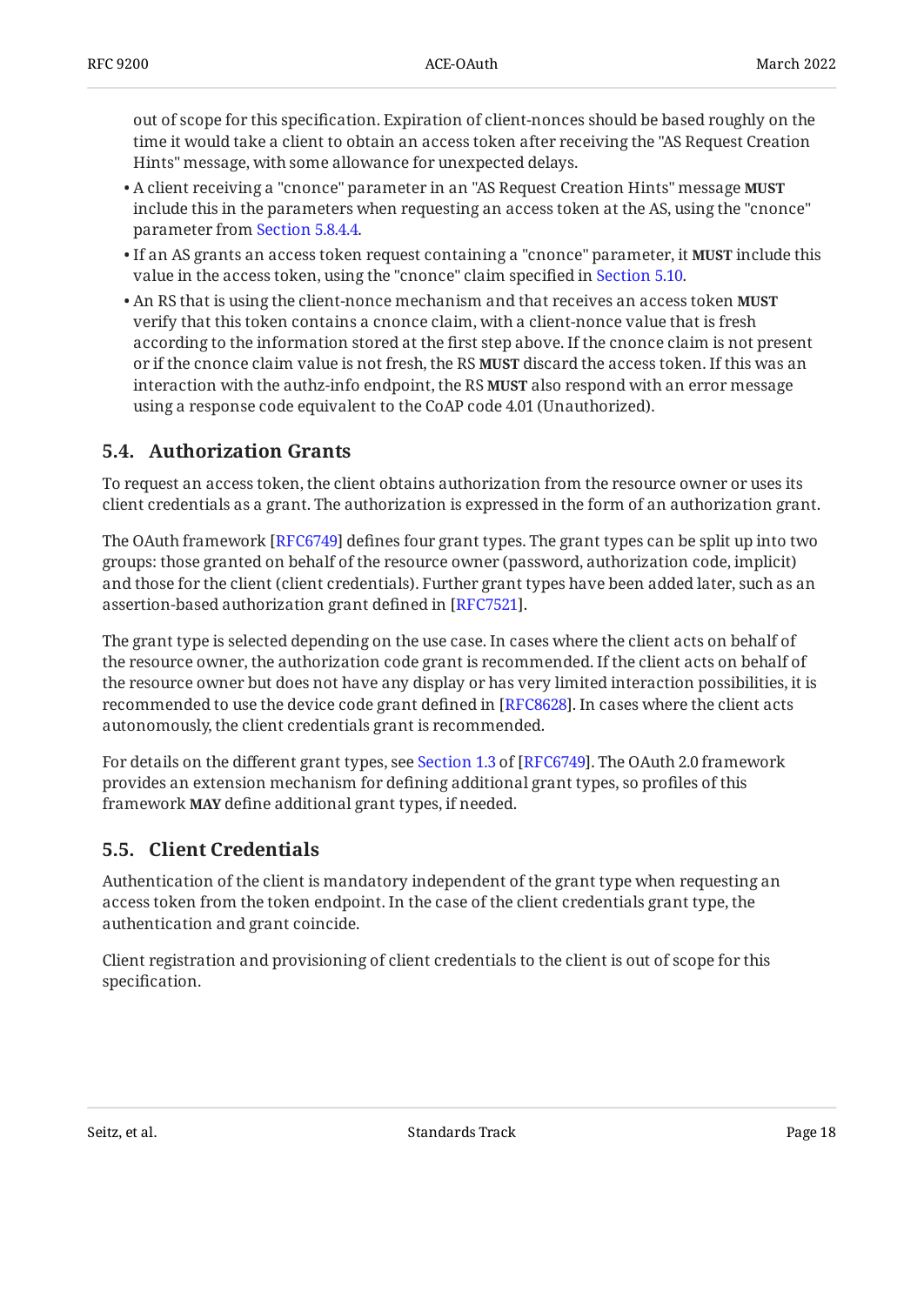out of scope for this specification. Expiration of client-nonces should be based roughly on the time it would take a client to obtain an access token after receiving the "AS Request Creation Hints" message, with some allowance for unexpected delays.

- A client receiving a "cnonce" parameter in an "AS Request Creation Hints" message **MUST** include this in the parameters when requesting an access token at the AS, using the "cnonce" parameter from Section 5.8.4.4.
- If an AS grants an access token request containing a "cnonce" parameter, it **MUST** include this value in the access token, using the "cnonce" claim specified in Section 5.10.
- An RS that is using the client-nonce mechanism and that receives an access token **MUST** verify that this token contains a cnonce claim, with a client-nonce value that is fresh according to the information stored at the first step above. If the cnonce claim is not present or if the cnonce claim value is not fresh, the RS **MUST** discard the access token. If this was an interaction with the authz-info endpoint, the RS **MUST** also respond with an error message using a response code equivalent to the CoAP code 4.01 (Unauthorized).

## 5.4. Authorization Grants

To request an access token, the client obtains authorization from the resource owner or uses its client credentials as a grant. The authorization is expressed in the form of an authorization grant.

The OAuth framework [RFC6749] defines four grant types. The grant types can be split up into two groups: those granted on behalf of the resource owner (password, authorization code, implicit) and those for the client (client credentials). Further grant types have been added later, such as an assertion-based authorization grant defined in [RFC7521].

The grant type is selected depending on the use case. In cases where the client acts on behalf of the resource owner, the authorization code grant is recommended. If the client acts on behalf of the resource owner but does not have any display or has very limited interaction possibilities, it is recommended to use the device code grant defined in [RFC8628]. In cases where the client acts autonomously, the client credentials grant is recommended.

For details on the different grant types, see Section 1.3 of [RFC6749]. The OAuth 2.0 framework provides an extension mechanism for defining additional grant types, so profiles of this framework **MAY** define additional grant types, if needed.

## 5.5. Client Credentials

Authentication of the client is mandatory independent of the grant type when requesting an access token from the token endpoint. In the case of the client credentials grant type, the authentication and grant coincide.

Client registration and provisioning of client credentials to the client is out of scope for this specification.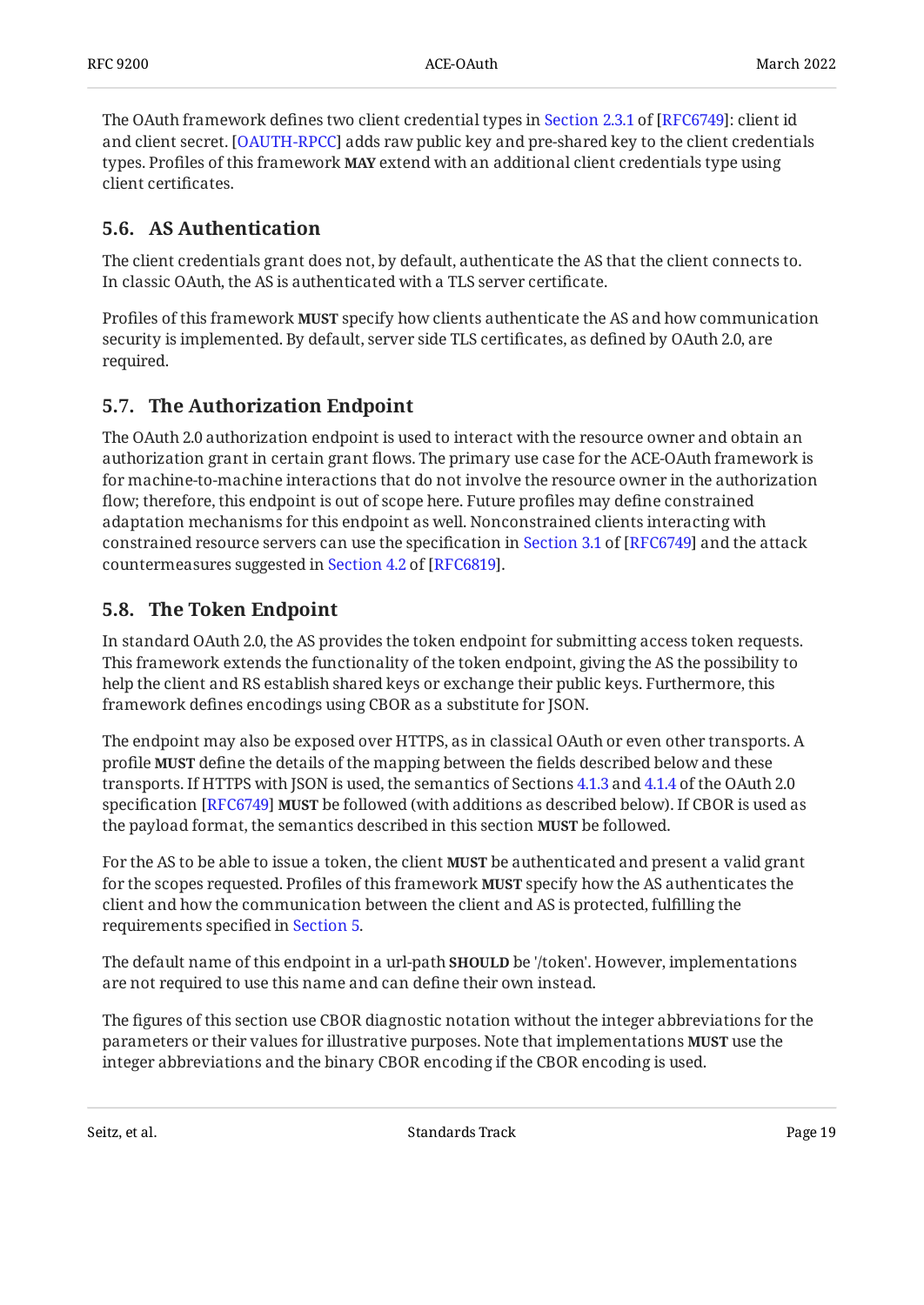The OAuth framework defines two client credential types in Section 2.3.1 of [RFC6749]: client id and client secret. [OAUTH-RPCC] adds raw public key and pre-shared key to the client credentials types. Profiles of this framework **MAY** extend with an additional client credentials type using client certificates.

## 5.6. AS Authentication

The client credentials grant does not, by default, authenticate the AS that the client connects to. In classic OAuth, the AS is authenticated with a TLS server certificate.

Profiles of this framework **MUST** specify how clients authenticate the AS and how communication security is implemented. By default, server side TLS certificates, as defined by OAuth 2.0, are required.

## 5.7. The Authorization Endpoint

The OAuth 2.0 authorization endpoint is used to interact with the resource owner and obtain an authorization grant in certain grant flows. The primary use case for the ACE-OAuth framework is for machine-to-machine interactions that do not involve the resource owner in the authorization flow; therefore, this endpoint is out of scope here. Future profiles may define constrained adaptation mechanisms for this endpoint as well. Nonconstrained clients interacting with constrained resource servers can use the specification in Section 3.1 of [RFC6749] and the attack countermeasures suggested in Section 4.2 of [RFC6819].

## 5.8. The Token Endpoint

In standard OAuth 2.0, the AS provides the token endpoint for submitting access token requests. This framework extends the functionality of the token endpoint, giving the AS the possibility to help the client and RS establish shared keys or exchange their public keys. Furthermore, this framework defines encodings using CBOR as a substitute for JSON.

The endpoint may also be exposed over HTTPS, as in classical OAuth or even other transports. A profile **MUST** define the details of the mapping between the fields described below and these transports. If HTTPS with JSON is used, the semantics of Sections 4.1.3 and 4.1.4 of the OAuth 2.0 specification [RFC6749] **MUST** be followed (with additions as described below). If CBOR is used as the payload format, the semantics described in this section **MUST** be followed.

For the AS to be able to issue a token, the client **MUST** be authenticated and present a valid grant for the scopes requested. Profiles of this framework **MUST** specify how the AS authenticates the client and how the communication between the client and AS is protected, fulfilling the requirements specified in Section 5.

The default name of this endpoint in a url-path **SHOULD** be '/token'. However, implementations are not required to use this name and can define their own instead.

The figures of this section use CBOR diagnostic notation without the integer abbreviations for the parameters or their values for illustrative purposes. Note that implementations **MUST** use the integer abbreviations and the binary CBOR encoding if the CBOR encoding is used.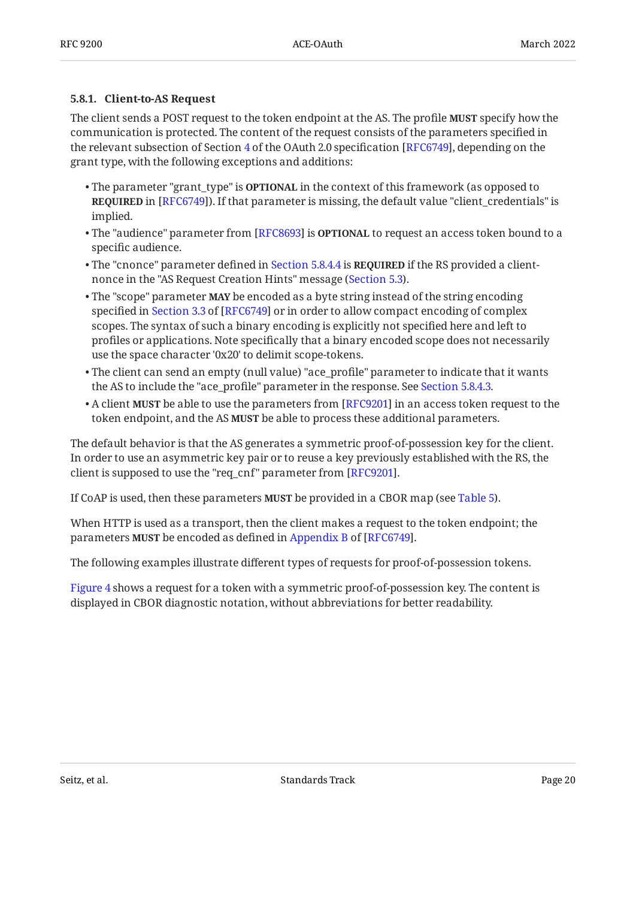### 5.8.1. Client-to-AS Request

The client sends a POST request to the token endpoint at the AS. The profile **MUST** specify how the communication is protected. The content of the request consists of the parameters specified in the relevant subsection of Section 4 of the OAuth 2.0 specification [RFC6749], depending on the grant type, with the following exceptions and additions:

- The parameter "grant_type" is **OPTIONAL** in the context of this framework (as opposed to **REQUIRED** in [RFC6749]). If that parameter is missing, the default value "client_credentials" is implied.
- The "audience" parameter from [RFC8693] is **OPTIONAL** to request an access token bound to a specific audience.
- The "cnonce" parameter defined in Section 5.8.4.4 is **REQUIRED** if the RS provided a client-nonce in the "AS Request Creation Hints" message (Section 5.3).
- The "scope" parameter **MAY** be encoded as a byte string instead of the string encoding specified in Section 3.3 of [RFC6749] or in order to allow compact encoding of complex scopes. The syntax of such a binary encoding is explicitly not specified here and left to profiles or applications. Note specifically that a binary encoded scope does not necessarily use the space character '0x20' to delimit scope-tokens.
- The client can send an empty (null value) "ace_profile" parameter to indicate that it wants the AS to include the "ace_profile" parameter in the response. See Section 5.8.4.3.
- A client **MUST** be able to use the parameters from [RFC9201] in an access token request to the token endpoint, and the AS **MUST** be able to process these additional parameters.

The default behavior is that the AS generates a symmetric proof-of-possession key for the client. In order to use an asymmetric key pair or to reuse a key previously established with the RS, the client is supposed to use the "req_cnf" parameter from [RFC9201].

If CoAP is used, then these parameters **MUST** be provided in a CBOR map (see Table 5).

When HTTP is used as a transport, then the client makes a request to the token endpoint; the parameters **MUST** be encoded as defined in Appendix B of [RFC6749].

The following examples illustrate different types of requests for proof-of-possession tokens.

Figure 4 shows a request for a token with a symmetric proof-of-possession key. The content is displayed in CBOR diagnostic notation, without abbreviations for better readability.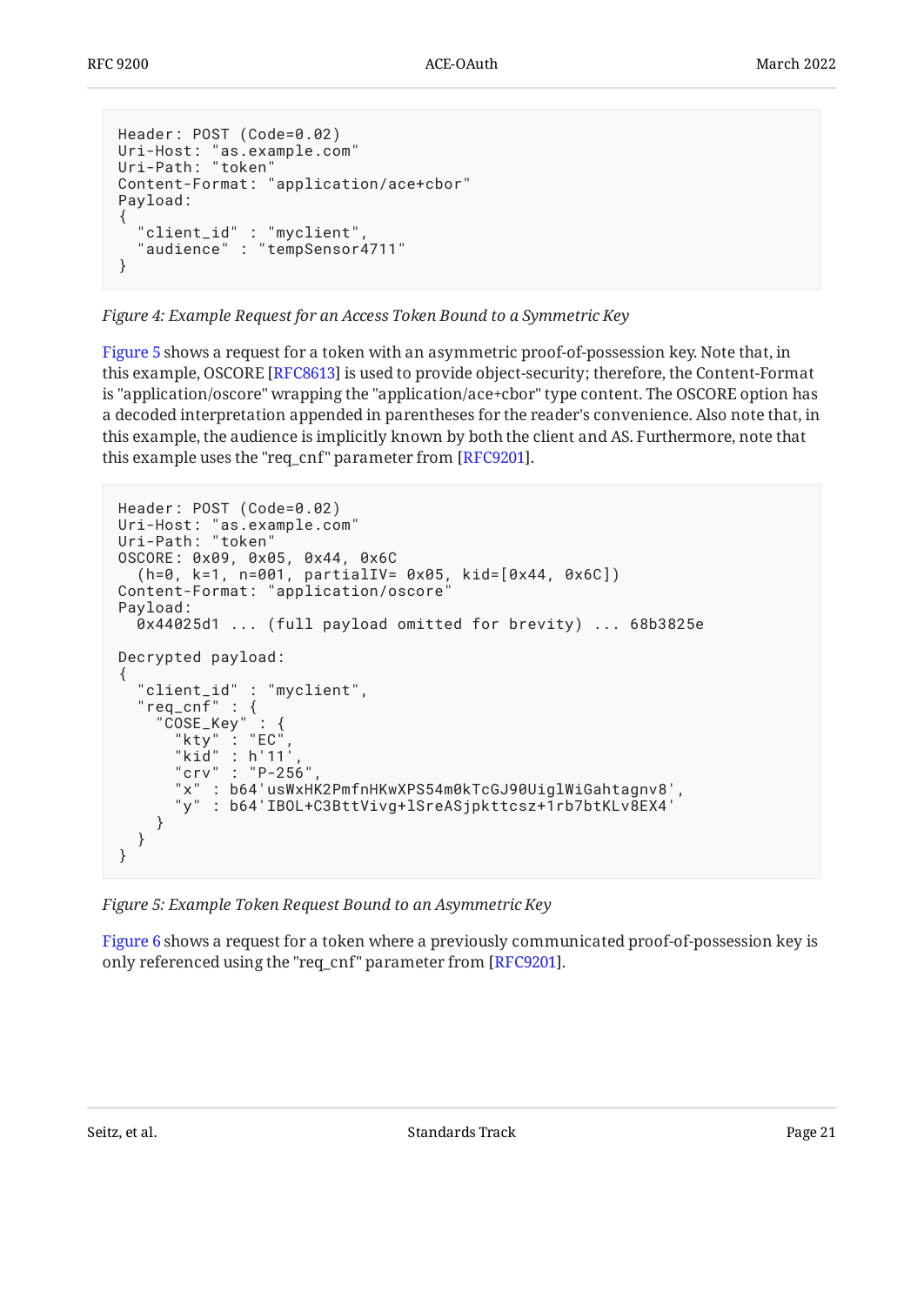```
Header: POST (Code=0.02)
Uri-Host: "as.example.com"
Uri-Path: "token"
Content-Format: "application/ace+cbor"
Payload:
{
  "client_id" : "myclient",
  "audience" : "tempSensor4711"
}
```

*Figure 4: Example Request for an Access Token Bound to a Symmetric Key*

Figure 5 shows a request for a token with an asymmetric proof-of-possession key. Note that, in this example, OSCORE [RFC8613] is used to provide object-security; therefore, the Content-Format is "application/oscore" wrapping the "application/ace+cbor" type content. The OSCORE option has a decoded interpretation appended in parentheses for the reader's convenience. Also note that, in this example, the audience is implicitly known by both the client and AS. Furthermore, note that this example uses the "req_cnf" parameter from [RFC9201].

```
Header: POST (Code=0.02)
Uri-Host: "as.example.com"
Uri-Path: "token"
OSCORE: 0x09, 0x05, 0x44, 0x6C
  (h=0, k=1, n=001, partialIV= 0x05, kid=[0x44, 0x6C])
Content-Format: "application/oscore"
Payload:
  0x44025d1 ... (full payload omitted for brevity) ... 68b3825e

Decrypted payload:
{
  "client_id" : "myclient",
  "req_cnf" : {
    "COSE_Key" : {
      "kty" : "EC",
      "kid" : h'11',
      "crv" : "P-256",
      "x" : b64'usWxHK2PmfnHKwXPS54m0kTcGJ90UiglWiGahtagnv8',
      "y" : b64'IBOL+C3BttVivg+lSreASjpkttcsz+1rb7btKLv8EX4'
    }
  }
}
```

*Figure 5: Example Token Request Bound to an Asymmetric Key*

Figure 6 shows a request for a token where a previously communicated proof-of-possession key is only referenced using the "req_cnf" parameter from [RFC9201].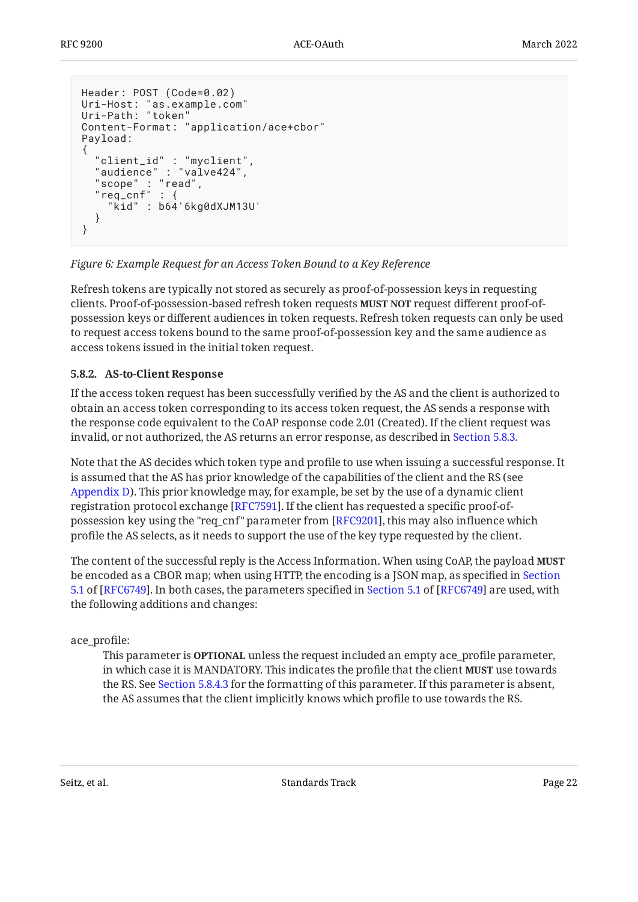```
Header: POST (Code=0.02)
Uri-Host: "as.example.com"
Uri-Path: "token"
Content-Format: "application/ace+cbor"
Payload:
{
  "client_id" : "myclient",
  "audience" : "valve424",
  "scope" : "read",
  "req_cnf" : {
    "kid" : b64'6kg0dXJM13U'
  }
}
```

*Figure 6: Example Request for an Access Token Bound to a Key Reference*

Refresh tokens are typically not stored as securely as proof-of-possession keys in requesting clients. Proof-of-possession-based refresh token requests **MUST NOT** request different proof-of-possession keys or different audiences in token requests. Refresh token requests can only be used to request access tokens bound to the same proof-of-possession key and the same audience as access tokens issued in the initial token request.

### 5.8.2. AS-to-Client Response

If the access token request has been successfully verified by the AS and the client is authorized to obtain an access token corresponding to its access token request, the AS sends a response with the response code equivalent to the CoAP response code 2.01 (Created). If the client request was invalid, or not authorized, the AS returns an error response, as described in Section 5.8.3.

Note that the AS decides which token type and profile to use when issuing a successful response. It is assumed that the AS has prior knowledge of the capabilities of the client and the RS (see Appendix D). This prior knowledge may, for example, be set by the use of a dynamic client registration protocol exchange [RFC7591]. If the client has requested a specific proof-of-possession key using the "req_cnf" parameter from [RFC9201], this may also influence which profile the AS selects, as it needs to support the use of the key type requested by the client.

The content of the successful reply is the Access Information. When using CoAP, the payload **MUST** be encoded as a CBOR map; when using HTTP, the encoding is a JSON map, as specified in Section 5.1 of [RFC6749]. In both cases, the parameters specified in Section 5.1 of [RFC6749] are used, with the following additions and changes:

ace_profile:
: This parameter is **OPTIONAL** unless the request included an empty ace_profile parameter, in which case it is MANDATORY. This indicates the profile that the client **MUST** use towards the RS. See Section 5.8.4.3 for the formatting of this parameter. If this parameter is absent, the AS assumes that the client implicitly knows which profile to use towards the RS.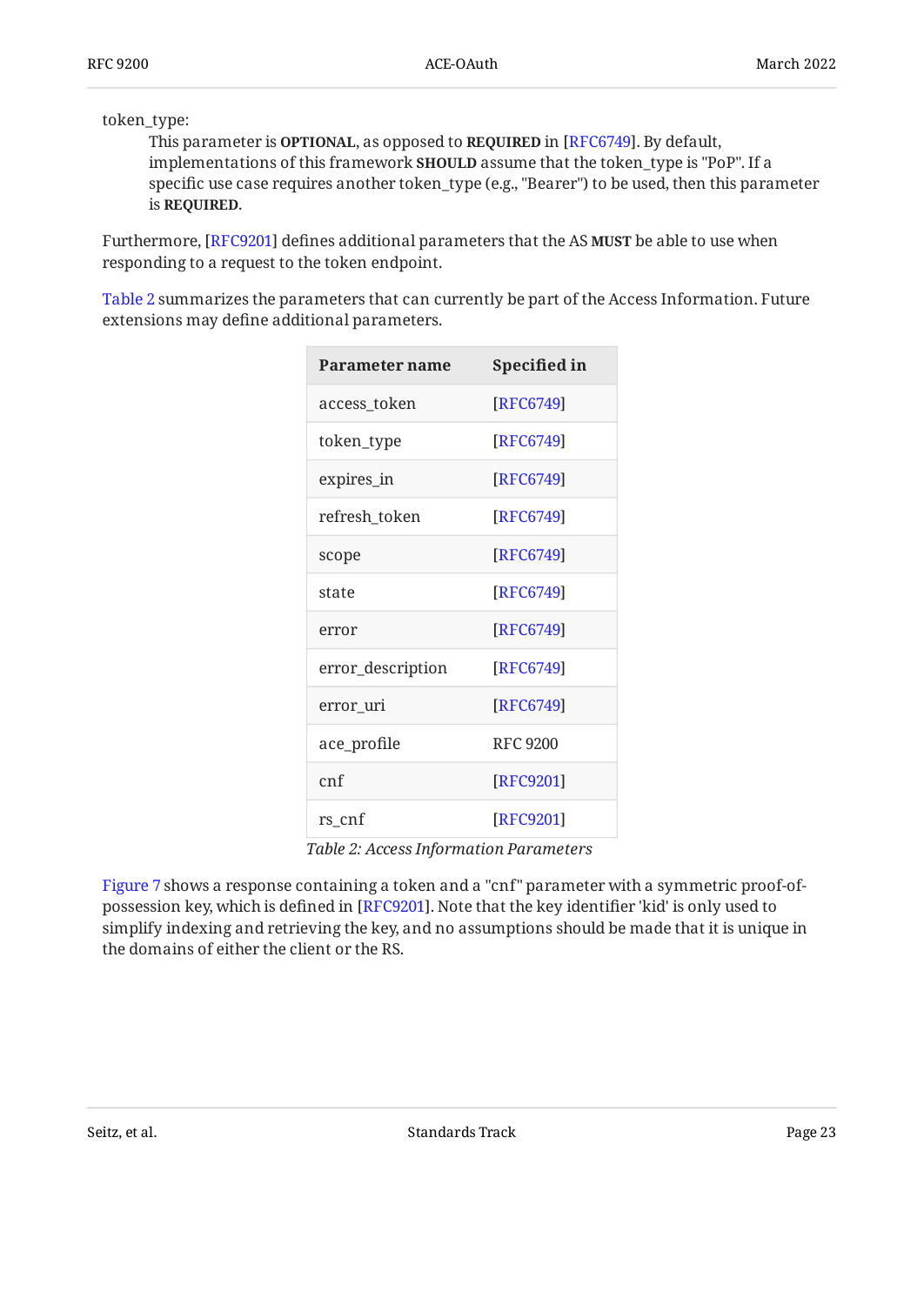token_type:
: This parameter is **OPTIONAL**, as opposed to **REQUIRED** in [RFC6749]. By default, implementations of this framework **SHOULD** assume that the token_type is "PoP". If a specific use case requires another token_type (e.g., "Bearer") to be used, then this parameter is **REQUIRED**.

Furthermore, [RFC9201] defines additional parameters that the AS **MUST** be able to use when responding to a request to the token endpoint.

Table 2 summarizes the parameters that can currently be part of the Access Information. Future extensions may define additional parameters.

| Parameter name | Specified in |
|---|---|
| access_token | [RFC6749] |
| token_type | [RFC6749] |
| expires_in | [RFC6749] |
| refresh_token | [RFC6749] |
| scope | [RFC6749] |
| state | [RFC6749] |
| error | [RFC6749] |
| error_description | [RFC6749] |
| error_uri | [RFC6749] |
| ace_profile | RFC 9200 |
| cnf | [RFC9201] |
| rs_cnf | [RFC9201] |

*Table 2: Access Information Parameters*

Figure 7 shows a response containing a token and a "cnf" parameter with a symmetric proof-of-possession key, which is defined in [RFC9201]. Note that the key identifier 'kid' is only used to simplify indexing and retrieving the key, and no assumptions should be made that it is unique in the domains of either the client or the RS.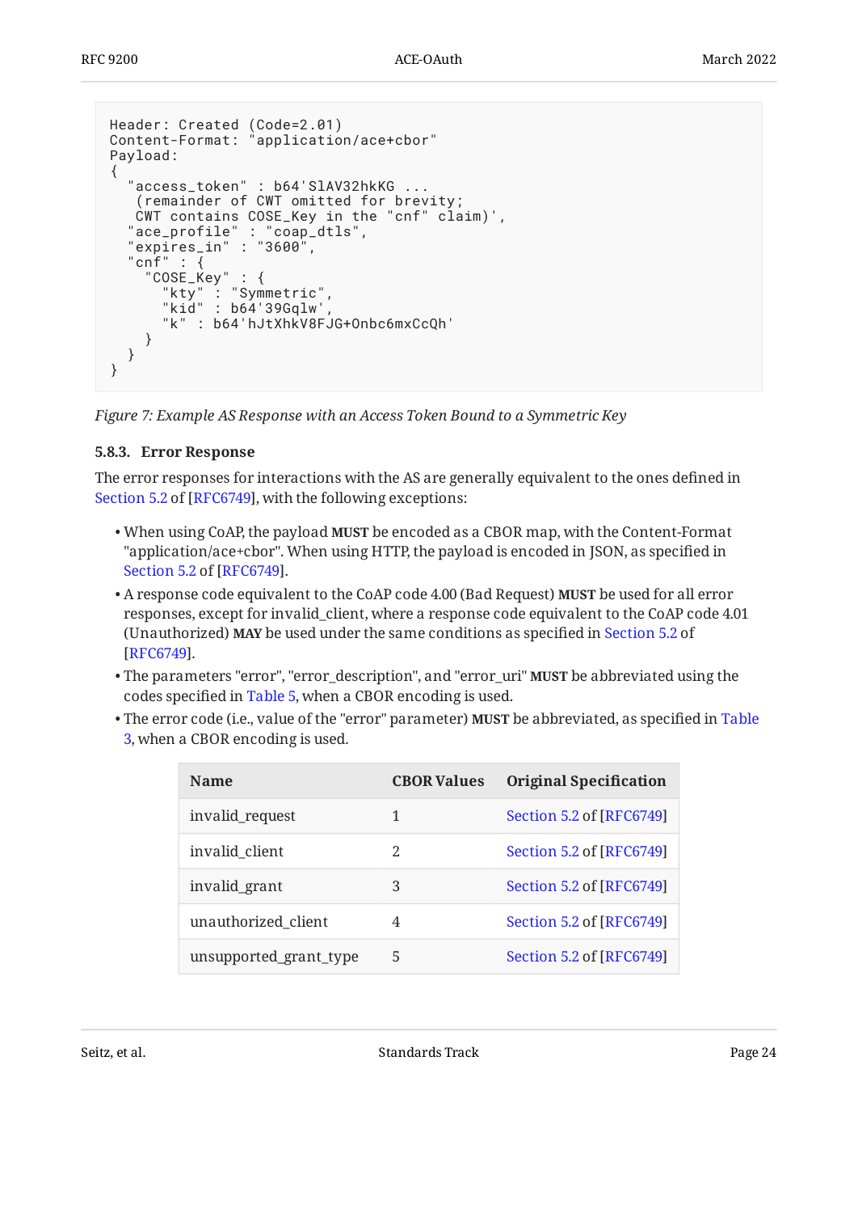```
Header: Created (Code=2.01)
Content-Format: "application/ace+cbor"
Payload:
{
  "access_token" : b64'SlAV32hkKG ...
   (remainder of CWT omitted for brevity;
   CWT contains COSE_Key in the "cnf" claim)',
  "ace_profile" : "coap_dtls",
  "expires_in" : "3600",
  "cnf" : {
    "COSE_Key" : {
      "kty" : "Symmetric",
      "kid" : b64'39Gqlw',
      "k" : b64'hJtXhkV8FJG+Onbc6mxCcQh'
    }
  }
}
```

*Figure 7: Example AS Response with an Access Token Bound to a Symmetric Key*

### 5.8.3. Error Response

The error responses for interactions with the AS are generally equivalent to the ones defined in Section 5.2 of [RFC6749], with the following exceptions:

- When using CoAP, the payload **MUST** be encoded as a CBOR map, with the Content-Format "application/ace+cbor". When using HTTP, the payload is encoded in JSON, as specified in Section 5.2 of [RFC6749].
- A response code equivalent to the CoAP code 4.00 (Bad Request) **MUST** be used for all error responses, except for invalid_client, where a response code equivalent to the CoAP code 4.01 (Unauthorized) **MAY** be used under the same conditions as specified in Section 5.2 of [RFC6749].
- The parameters "error", "error_description", and "error_uri" **MUST** be abbreviated using the codes specified in Table 5, when a CBOR encoding is used.
- The error code (i.e., value of the "error" parameter) **MUST** be abbreviated, as specified in Table 3, when a CBOR encoding is used.

| Name | CBOR Values | Original Specification |
|---|---|---|
| invalid_request | 1 | Section 5.2 of [RFC6749] |
| invalid_client | 2 | Section 5.2 of [RFC6749] |
| invalid_grant | 3 | Section 5.2 of [RFC6749] |
| unauthorized_client | 4 | Section 5.2 of [RFC6749] |
| unsupported_grant_type | 5 | Section 5.2 of [RFC6749] |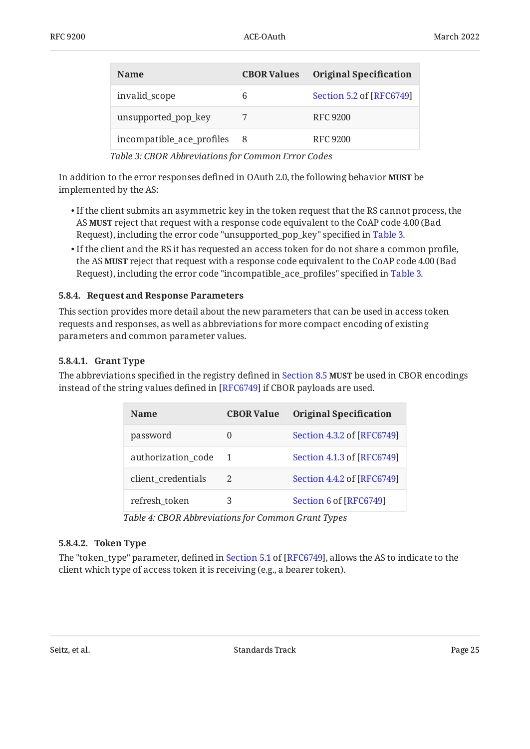| Name | CBOR Values | Original Specification |
|---|---|---|
| invalid_scope | 6 | Section 5.2 of [RFC6749] |
| unsupported_pop_key | 7 | RFC 9200 |
| incompatible_ace_profiles | 8 | RFC 9200 |

*Table 3: CBOR Abbreviations for Common Error Codes*

In addition to the error responses defined in OAuth 2.0, the following behavior **MUST** be implemented by the AS:

- If the client submits an asymmetric key in the token request that the RS cannot process, the AS **MUST** reject that request with a response code equivalent to the CoAP code 4.00 (Bad Request), including the error code "unsupported_pop_key" specified in Table 3.
- If the client and the RS it has requested an access token for do not share a common profile, the AS **MUST** reject that request with a response code equivalent to the CoAP code 4.00 (Bad Request), including the error code "incompatible_ace_profiles" specified in Table 3.

#### 5.8.4. Request and Response Parameters

This section provides more detail about the new parameters that can be used in access token requests and responses, as well as abbreviations for more compact encoding of existing parameters and common parameter values.

##### 5.8.4.1. Grant Type

The abbreviations specified in the registry defined in Section 8.5 **MUST** be used in CBOR encodings instead of the string values defined in [RFC6749] if CBOR payloads are used.

| Name | CBOR Value | Original Specification |
|---|---|---|
| password | 0 | Section 4.3.2 of [RFC6749] |
| authorization_code | 1 | Section 4.1.3 of [RFC6749] |
| client_credentials | 2 | Section 4.4.2 of [RFC6749] |
| refresh_token | 3 | Section 6 of [RFC6749] |

*Table 4: CBOR Abbreviations for Common Grant Types*

##### 5.8.4.2. Token Type

The "token_type" parameter, defined in Section 5.1 of [RFC6749], allows the AS to indicate to the client which type of access token it is receiving (e.g., a bearer token).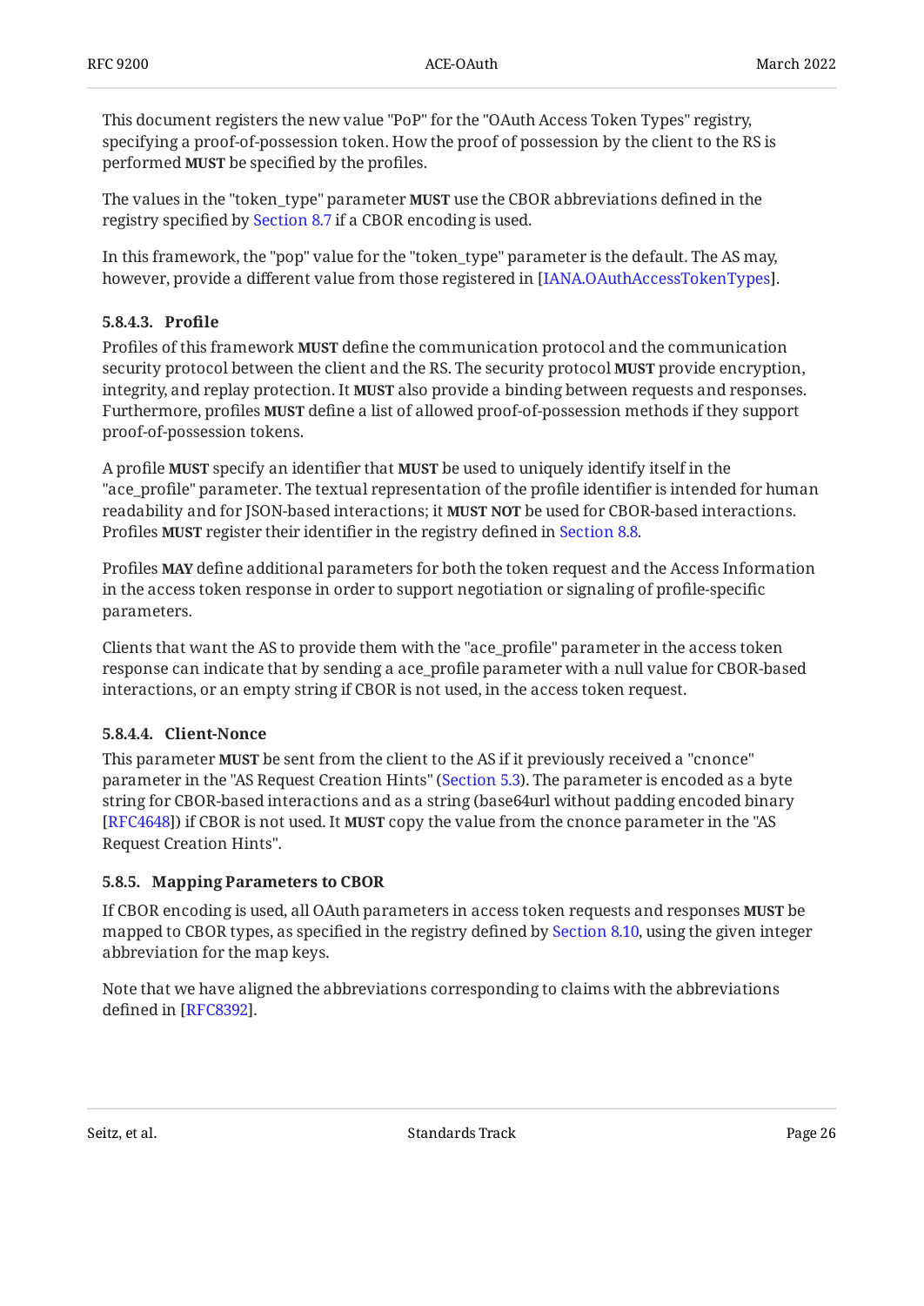This document registers the new value "PoP" for the "OAuth Access Token Types" registry, specifying a proof-of-possession token. How the proof of possession by the client to the RS is performed **MUST** be specified by the profiles.

The values in the "token_type" parameter **MUST** use the CBOR abbreviations defined in the registry specified by Section 8.7 if a CBOR encoding is used.

In this framework, the "pop" value for the "token_type" parameter is the default. The AS may, however, provide a different value from those registered in [IANA.OAuthAccessTokenTypes].

#### 5.8.4.3. Profile

Profiles of this framework **MUST** define the communication protocol and the communication security protocol between the client and the RS. The security protocol **MUST** provide encryption, integrity, and replay protection. It **MUST** also provide a binding between requests and responses. Furthermore, profiles **MUST** define a list of allowed proof-of-possession methods if they support proof-of-possession tokens.

A profile **MUST** specify an identifier that **MUST** be used to uniquely identify itself in the "ace_profile" parameter. The textual representation of the profile identifier is intended for human readability and for JSON-based interactions; it **MUST NOT** be used for CBOR-based interactions. Profiles **MUST** register their identifier in the registry defined in Section 8.8.

Profiles **MAY** define additional parameters for both the token request and the Access Information in the access token response in order to support negotiation or signaling of profile-specific parameters.

Clients that want the AS to provide them with the "ace_profile" parameter in the access token response can indicate that by sending a ace_profile parameter with a null value for CBOR-based interactions, or an empty string if CBOR is not used, in the access token request.

#### 5.8.4.4. Client-Nonce

This parameter **MUST** be sent from the client to the AS if it previously received a "cnonce" parameter in the "AS Request Creation Hints" (Section 5.3). The parameter is encoded as a byte string for CBOR-based interactions and as a string (base64url without padding encoded binary [RFC4648]) if CBOR is not used. It **MUST** copy the value from the cnonce parameter in the "AS Request Creation Hints".

### 5.8.5. Mapping Parameters to CBOR

If CBOR encoding is used, all OAuth parameters in access token requests and responses **MUST** be mapped to CBOR types, as specified in the registry defined by Section 8.10, using the given integer abbreviation for the map keys.

Note that we have aligned the abbreviations corresponding to claims with the abbreviations defined in [RFC8392].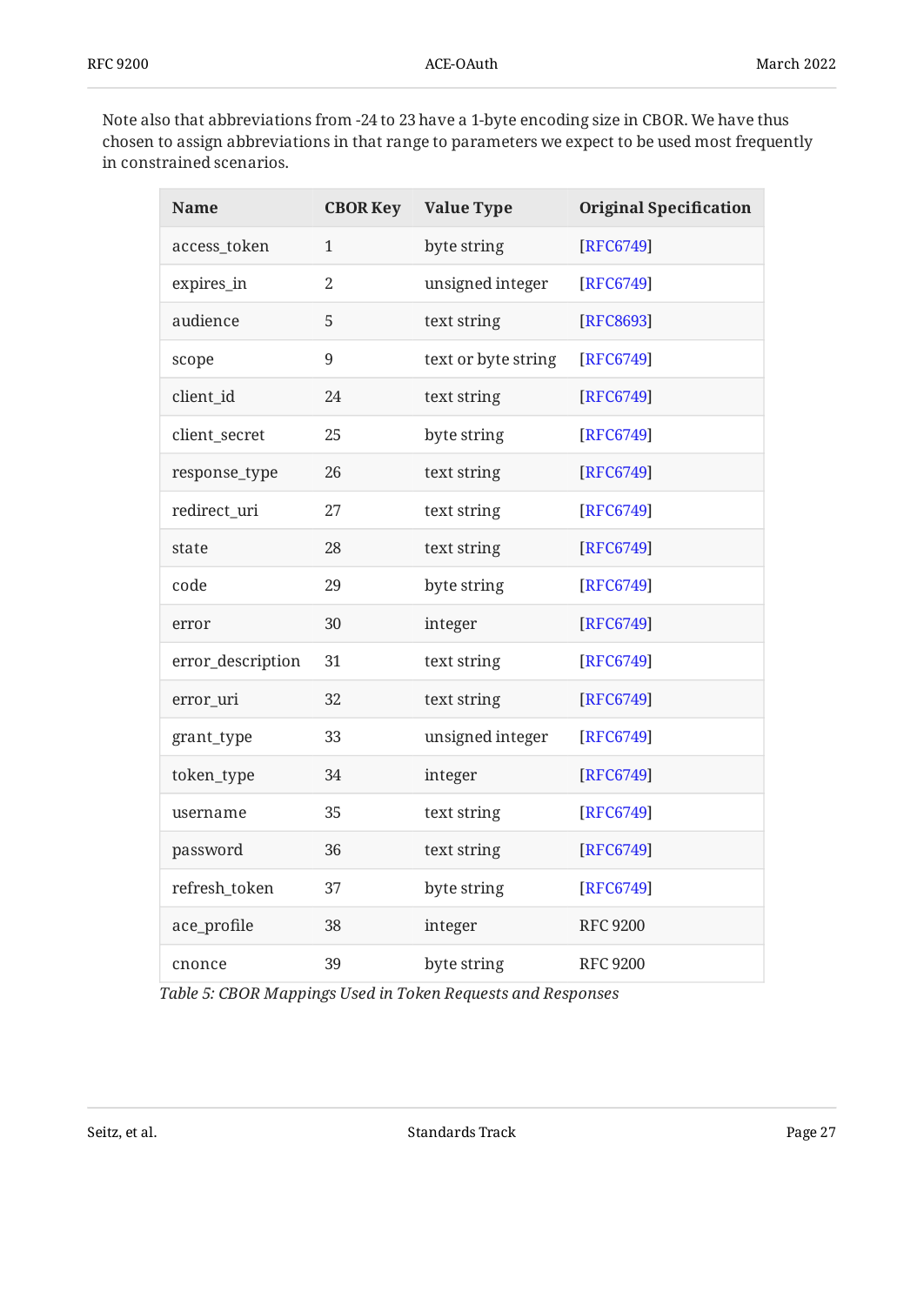Note also that abbreviations from -24 to 23 have a 1-byte encoding size in CBOR. We have thus chosen to assign abbreviations in that range to parameters we expect to be used most frequently in constrained scenarios.

| Name | CBOR Key | Value Type | Original Specification |
|---|---|---|---|
| access_token | 1 | byte string | [RFC6749] |
| expires_in | 2 | unsigned integer | [RFC6749] |
| audience | 5 | text string | [RFC8693] |
| scope | 9 | text or byte string | [RFC6749] |
| client_id | 24 | text string | [RFC6749] |
| client_secret | 25 | byte string | [RFC6749] |
| response_type | 26 | text string | [RFC6749] |
| redirect_uri | 27 | text string | [RFC6749] |
| state | 28 | text string | [RFC6749] |
| code | 29 | byte string | [RFC6749] |
| error | 30 | integer | [RFC6749] |
| error_description | 31 | text string | [RFC6749] |
| error_uri | 32 | text string | [RFC6749] |
| grant_type | 33 | unsigned integer | [RFC6749] |
| token_type | 34 | integer | [RFC6749] |
| username | 35 | text string | [RFC6749] |
| password | 36 | text string | [RFC6749] |
| refresh_token | 37 | byte string | [RFC6749] |
| ace_profile | 38 | integer | RFC 9200 |
| cnonce | 39 | byte string | RFC 9200 |

*Table 5: CBOR Mappings Used in Token Requests and Responses*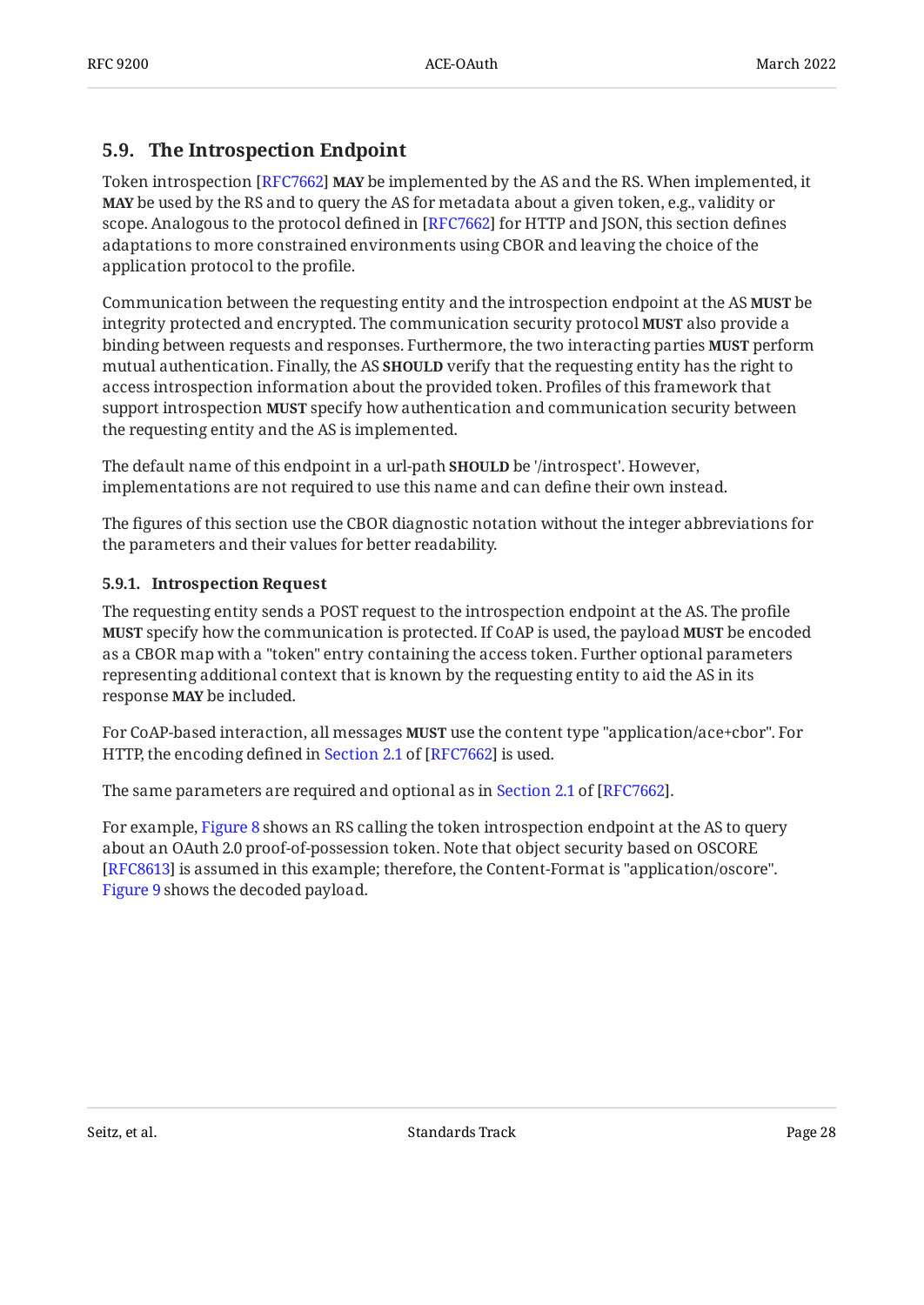## 5.9. The Introspection Endpoint

Token introspection [RFC7662] **MAY** be implemented by the AS and the RS. When implemented, it **MAY** be used by the RS and to query the AS for metadata about a given token, e.g., validity or scope. Analogous to the protocol defined in [RFC7662] for HTTP and JSON, this section defines adaptations to more constrained environments using CBOR and leaving the choice of the application protocol to the profile.

Communication between the requesting entity and the introspection endpoint at the AS **MUST** be integrity protected and encrypted. The communication security protocol **MUST** also provide a binding between requests and responses. Furthermore, the two interacting parties **MUST** perform mutual authentication. Finally, the AS **SHOULD** verify that the requesting entity has the right to access introspection information about the provided token. Profiles of this framework that support introspection **MUST** specify how authentication and communication security between the requesting entity and the AS is implemented.

The default name of this endpoint in a url-path **SHOULD** be '/introspect'. However, implementations are not required to use this name and can define their own instead.

The figures of this section use the CBOR diagnostic notation without the integer abbreviations for the parameters and their values for better readability.

### 5.9.1. Introspection Request

The requesting entity sends a POST request to the introspection endpoint at the AS. The profile **MUST** specify how the communication is protected. If CoAP is used, the payload **MUST** be encoded as a CBOR map with a "token" entry containing the access token. Further optional parameters representing additional context that is known by the requesting entity to aid the AS in its response **MAY** be included.

For CoAP-based interaction, all messages **MUST** use the content type "application/ace+cbor". For HTTP, the encoding defined in Section 2.1 of [RFC7662] is used.

The same parameters are required and optional as in Section 2.1 of [RFC7662].

For example, Figure 8 shows an RS calling the token introspection endpoint at the AS to query about an OAuth 2.0 proof-of-possession token. Note that object security based on OSCORE [RFC8613] is assumed in this example; therefore, the Content-Format is "application/oscore". Figure 9 shows the decoded payload.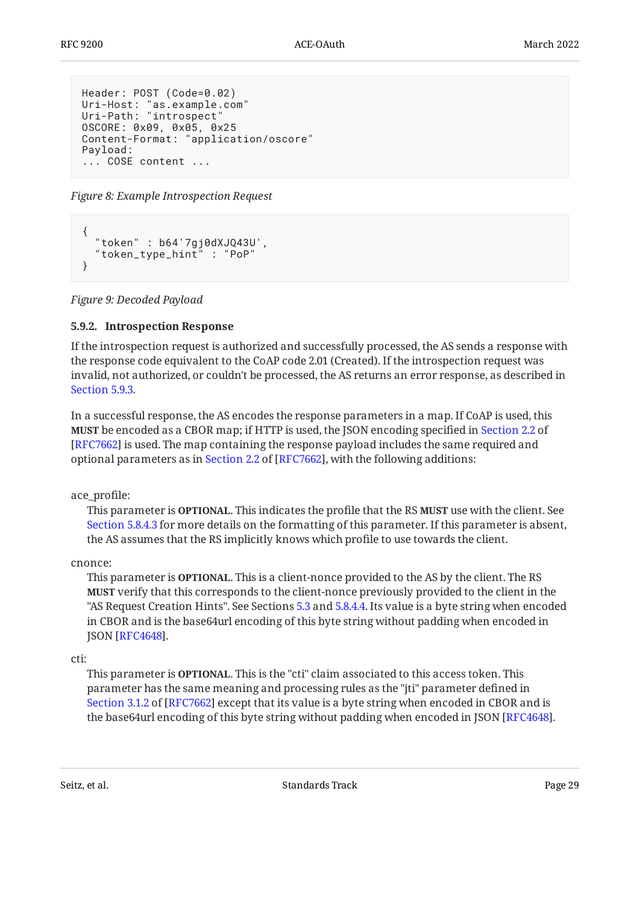```
Header: POST (Code=0.02)
Uri-Host: "as.example.com"
Uri-Path: "introspect"
OSCORE: 0x09, 0x05, 0x25
Content-Format: "application/oscore"
Payload:
... COSE content ...
```

*Figure 8: Example Introspection Request*

```
{
  "token" : b64'7gj0dXJQ43U',
  "token_type_hint" : "PoP"
}
```

*Figure 9: Decoded Payload*

### 5.9.2. Introspection Response

If the introspection request is authorized and successfully processed, the AS sends a response with the response code equivalent to the CoAP code 2.01 (Created). If the introspection request was invalid, not authorized, or couldn't be processed, the AS returns an error response, as described in Section 5.9.3.

In a successful response, the AS encodes the response parameters in a map. If CoAP is used, this **MUST** be encoded as a CBOR map; if HTTP is used, the JSON encoding specified in Section 2.2 of [RFC7662] is used. The map containing the response payload includes the same required and optional parameters as in Section 2.2 of [RFC7662], with the following additions:

ace_profile:
: This parameter is **OPTIONAL**. This indicates the profile that the RS **MUST** use with the client. See Section 5.8.4.3 for more details on the formatting of this parameter. If this parameter is absent, the AS assumes that the RS implicitly knows which profile to use towards the client.

cnonce:
: This parameter is **OPTIONAL**. This is a client-nonce provided to the AS by the client. The RS **MUST** verify that this corresponds to the client-nonce previously provided to the client in the "AS Request Creation Hints". See Sections 5.3 and 5.8.4.4. Its value is a byte string when encoded in CBOR and is the base64url encoding of this byte string without padding when encoded in JSON [RFC4648].

cti:
: This parameter is **OPTIONAL**. This is the "cti" claim associated to this access token. This parameter has the same meaning and processing rules as the "jti" parameter defined in Section 3.1.2 of [RFC7662] except that its value is a byte string when encoded in CBOR and is the base64url encoding of this byte string without padding when encoded in JSON [RFC4648].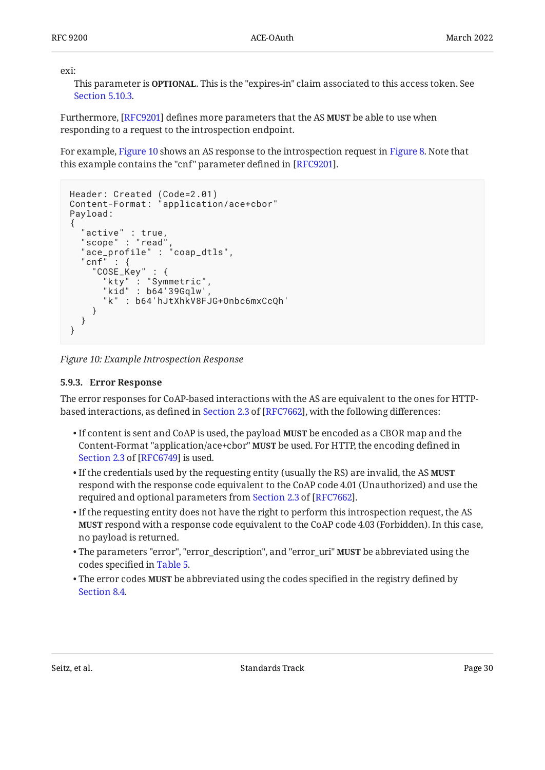exi:
: This parameter is **OPTIONAL**. This is the "expires-in" claim associated to this access token. See Section 5.10.3.

Furthermore, [RFC9201] defines more parameters that the AS **MUST** be able to use when responding to a request to the introspection endpoint.

For example, Figure 10 shows an AS response to the introspection request in Figure 8. Note that this example contains the "cnf" parameter defined in [RFC9201].

```
Header: Created (Code=2.01)
Content-Format: "application/ace+cbor"
Payload:
{
  "active" : true,
  "scope" : "read",
  "ace_profile" : "coap_dtls",
  "cnf" : {
    "COSE_Key" : {
      "kty" : "Symmetric",
      "kid" : b64'39Gqlw',
      "k" : b64'hJtXhkV8FJG+Onbc6mxCcQh'
    }
  }
}
```

*Figure 10: Example Introspection Response*

#### 5.9.3. Error Response

The error responses for CoAP-based interactions with the AS are equivalent to the ones for HTTP-based interactions, as defined in Section 2.3 of [RFC7662], with the following differences:

- If content is sent and CoAP is used, the payload **MUST** be encoded as a CBOR map and the Content-Format "application/ace+cbor" **MUST** be used. For HTTP, the encoding defined in Section 2.3 of [RFC6749] is used.
- If the credentials used by the requesting entity (usually the RS) are invalid, the AS **MUST** respond with the response code equivalent to the CoAP code 4.01 (Unauthorized) and use the required and optional parameters from Section 2.3 of [RFC7662].
- If the requesting entity does not have the right to perform this introspection request, the AS **MUST** respond with a response code equivalent to the CoAP code 4.03 (Forbidden). In this case, no payload is returned.
- The parameters "error", "error_description", and "error_uri" **MUST** be abbreviated using the codes specified in Table 5.
- The error codes **MUST** be abbreviated using the codes specified in the registry defined by Section 8.4.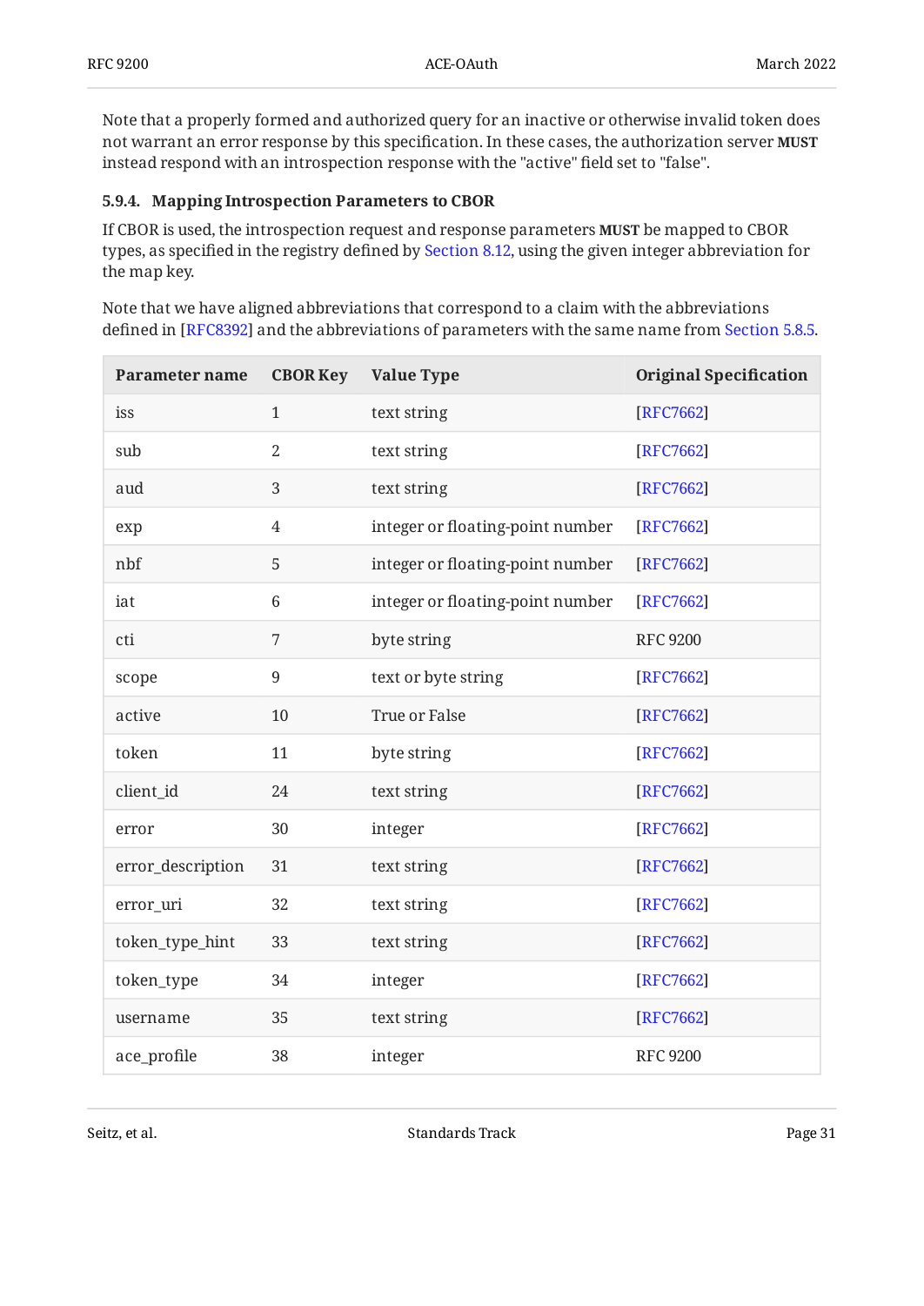Note that a properly formed and authorized query for an inactive or otherwise invalid token does not warrant an error response by this specification. In these cases, the authorization server **MUST** instead respond with an introspection response with the "active" field set to "false".

#### 5.9.4. Mapping Introspection Parameters to CBOR

If CBOR is used, the introspection request and response parameters **MUST** be mapped to CBOR types, as specified in the registry defined by Section 8.12, using the given integer abbreviation for the map key.

Note that we have aligned abbreviations that correspond to a claim with the abbreviations defined in [RFC8392] and the abbreviations of parameters with the same name from Section 5.8.5.

| Parameter name | CBOR Key | Value Type | Original Specification |
|---|---|---|---|
| iss | 1 | text string | [RFC7662] |
| sub | 2 | text string | [RFC7662] |
| aud | 3 | text string | [RFC7662] |
| exp | 4 | integer or floating-point number | [RFC7662] |
| nbf | 5 | integer or floating-point number | [RFC7662] |
| iat | 6 | integer or floating-point number | [RFC7662] |
| cti | 7 | byte string | RFC 9200 |
| scope | 9 | text or byte string | [RFC7662] |
| active | 10 | True or False | [RFC7662] |
| token | 11 | byte string | [RFC7662] |
| client_id | 24 | text string | [RFC7662] |
| error | 30 | integer | [RFC7662] |
| error_description | 31 | text string | [RFC7662] |
| error_uri | 32 | text string | [RFC7662] |
| token_type_hint | 33 | text string | [RFC7662] |
| token_type | 34 | integer | [RFC7662] |
| username | 35 | text string | [RFC7662] |
| ace_profile | 38 | integer | RFC 9200 |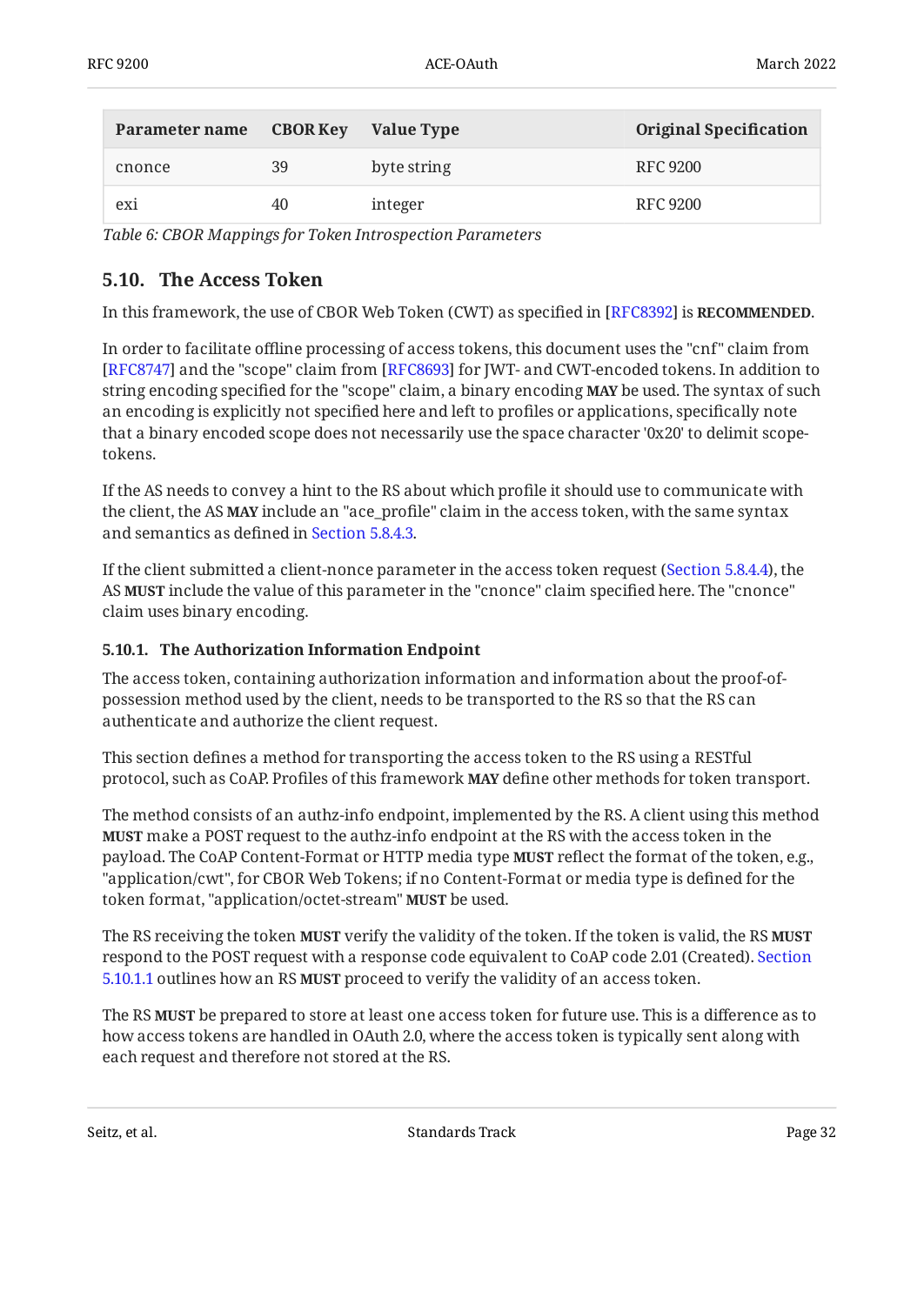| Parameter name | CBOR Key | Value Type | Original Specification |
|---|---|---|---|
| cnonce | 39 | byte string | RFC 9200 |
| exi | 40 | integer | RFC 9200 |

*Table 6: CBOR Mappings for Token Introspection Parameters*

## 5.10. The Access Token

In this framework, the use of CBOR Web Token (CWT) as specified in [RFC8392] is **RECOMMENDED**.

In order to facilitate offline processing of access tokens, this document uses the "cnf" claim from [RFC8747] and the "scope" claim from [RFC8693] for JWT- and CWT-encoded tokens. In addition to string encoding specified for the "scope" claim, a binary encoding **MAY** be used. The syntax of such an encoding is explicitly not specified here and left to profiles or applications, specifically note that a binary encoded scope does not necessarily use the space character '0x20' to delimit scope-tokens.

If the AS needs to convey a hint to the RS about which profile it should use to communicate with the client, the AS **MAY** include an "ace_profile" claim in the access token, with the same syntax and semantics as defined in Section 5.8.4.3.

If the client submitted a client-nonce parameter in the access token request (Section 5.8.4.4), the AS **MUST** include the value of this parameter in the "cnonce" claim specified here. The "cnonce" claim uses binary encoding.

### 5.10.1. The Authorization Information Endpoint

The access token, containing authorization information and information about the proof-of-possession method used by the client, needs to be transported to the RS so that the RS can authenticate and authorize the client request.

This section defines a method for transporting the access token to the RS using a RESTful protocol, such as CoAP. Profiles of this framework **MAY** define other methods for token transport.

The method consists of an authz-info endpoint, implemented by the RS. A client using this method **MUST** make a POST request to the authz-info endpoint at the RS with the access token in the payload. The CoAP Content-Format or HTTP media type **MUST** reflect the format of the token, e.g., "application/cwt", for CBOR Web Tokens; if no Content-Format or media type is defined for the token format, "application/octet-stream" **MUST** be used.

The RS receiving the token **MUST** verify the validity of the token. If the token is valid, the RS **MUST** respond to the POST request with a response code equivalent to CoAP code 2.01 (Created). Section 5.10.1.1 outlines how an RS **MUST** proceed to verify the validity of an access token.

The RS **MUST** be prepared to store at least one access token for future use. This is a difference as to how access tokens are handled in OAuth 2.0, where the access token is typically sent along with each request and therefore not stored at the RS.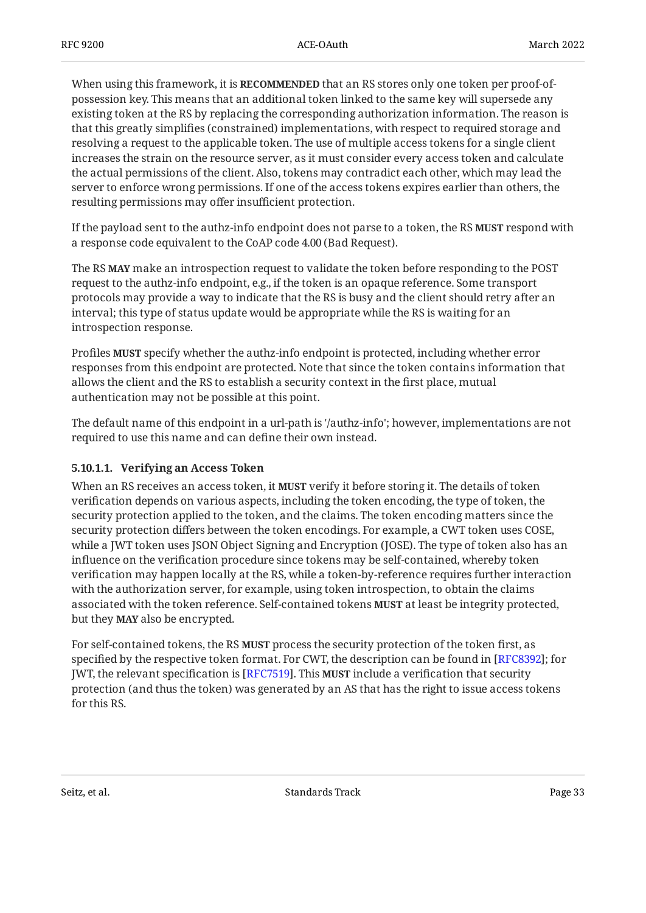When using this framework, it is **RECOMMENDED** that an RS stores only one token per proof-of-possession key. This means that an additional token linked to the same key will supersede any existing token at the RS by replacing the corresponding authorization information. The reason is that this greatly simplifies (constrained) implementations, with respect to required storage and resolving a request to the applicable token. The use of multiple access tokens for a single client increases the strain on the resource server, as it must consider every access token and calculate the actual permissions of the client. Also, tokens may contradict each other, which may lead the server to enforce wrong permissions. If one of the access tokens expires earlier than others, the resulting permissions may offer insufficient protection.

If the payload sent to the authz-info endpoint does not parse to a token, the RS **MUST** respond with a response code equivalent to the CoAP code 4.00 (Bad Request).

The RS **MAY** make an introspection request to validate the token before responding to the POST request to the authz-info endpoint, e.g., if the token is an opaque reference. Some transport protocols may provide a way to indicate that the RS is busy and the client should retry after an interval; this type of status update would be appropriate while the RS is waiting for an introspection response.

Profiles **MUST** specify whether the authz-info endpoint is protected, including whether error responses from this endpoint are protected. Note that since the token contains information that allows the client and the RS to establish a security context in the first place, mutual authentication may not be possible at this point.

The default name of this endpoint in a url-path is '/authz-info'; however, implementations are not required to use this name and can define their own instead.

#### 5.10.1.1. Verifying an Access Token

When an RS receives an access token, it **MUST** verify it before storing it. The details of token verification depends on various aspects, including the token encoding, the type of token, the security protection applied to the token, and the claims. The token encoding matters since the security protection differs between the token encodings. For example, a CWT token uses COSE, while a JWT token uses JSON Object Signing and Encryption (JOSE). The type of token also has an influence on the verification procedure since tokens may be self-contained, whereby token verification may happen locally at the RS, while a token-by-reference requires further interaction with the authorization server, for example, using token introspection, to obtain the claims associated with the token reference. Self-contained tokens **MUST** at least be integrity protected, but they **MAY** also be encrypted.

For self-contained tokens, the RS **MUST** process the security protection of the token first, as specified by the respective token format. For CWT, the description can be found in [RFC8392]; for JWT, the relevant specification is [RFC7519]. This **MUST** include a verification that security protection (and thus the token) was generated by an AS that has the right to issue access tokens for this RS.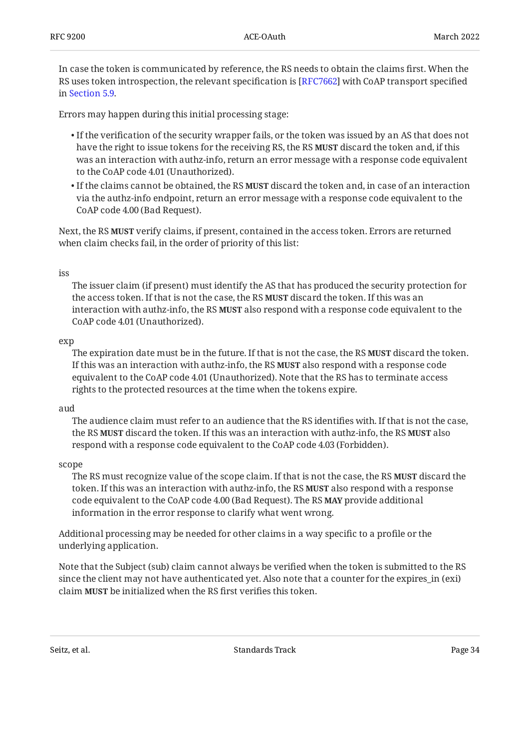In case the token is communicated by reference, the RS needs to obtain the claims first. When the RS uses token introspection, the relevant specification is [RFC7662] with CoAP transport specified in Section 5.9.

Errors may happen during this initial processing stage:

- If the verification of the security wrapper fails, or the token was issued by an AS that does not have the right to issue tokens for the receiving RS, the RS **MUST** discard the token and, if this was an interaction with authz-info, return an error message with a response code equivalent to the CoAP code 4.01 (Unauthorized).
- If the claims cannot be obtained, the RS **MUST** discard the token and, in case of an interaction via the authz-info endpoint, return an error message with a response code equivalent to the CoAP code 4.00 (Bad Request).

Next, the RS **MUST** verify claims, if present, contained in the access token. Errors are returned when claim checks fail, in the order of priority of this list:

iss
: The issuer claim (if present) must identify the AS that has produced the security protection for the access token. If that is not the case, the RS **MUST** discard the token. If this was an interaction with authz-info, the RS **MUST** also respond with a response code equivalent to the CoAP code 4.01 (Unauthorized).

exp
: The expiration date must be in the future. If that is not the case, the RS **MUST** discard the token. If this was an interaction with authz-info, the RS **MUST** also respond with a response code equivalent to the CoAP code 4.01 (Unauthorized). Note that the RS has to terminate access rights to the protected resources at the time when the tokens expire.

aud
: The audience claim must refer to an audience that the RS identifies with. If that is not the case, the RS **MUST** discard the token. If this was an interaction with authz-info, the RS **MUST** also respond with a response code equivalent to the CoAP code 4.03 (Forbidden).

scope
: The RS must recognize value of the scope claim. If that is not the case, the RS **MUST** discard the token. If this was an interaction with authz-info, the RS **MUST** also respond with a response code equivalent to the CoAP code 4.00 (Bad Request). The RS **MAY** provide additional information in the error response to clarify what went wrong.

Additional processing may be needed for other claims in a way specific to a profile or the underlying application.

Note that the Subject (sub) claim cannot always be verified when the token is submitted to the RS since the client may not have authenticated yet. Also note that a counter for the expires_in (exi) claim **MUST** be initialized when the RS first verifies this token.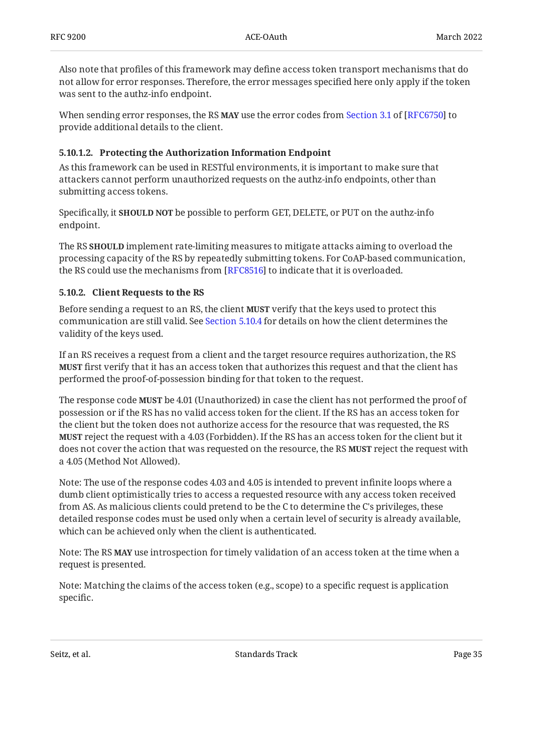Also note that profiles of this framework may define access token transport mechanisms that do not allow for error responses. Therefore, the error messages specified here only apply if the token was sent to the authz-info endpoint.

When sending error responses, the RS **MAY** use the error codes from Section 3.1 of [RFC6750] to provide additional details to the client.

#### 5.10.1.2. Protecting the Authorization Information Endpoint

As this framework can be used in RESTful environments, it is important to make sure that attackers cannot perform unauthorized requests on the authz-info endpoints, other than submitting access tokens.

Specifically, it **SHOULD NOT** be possible to perform GET, DELETE, or PUT on the authz-info endpoint.

The RS **SHOULD** implement rate-limiting measures to mitigate attacks aiming to overload the processing capacity of the RS by repeatedly submitting tokens. For CoAP-based communication, the RS could use the mechanisms from [RFC8516] to indicate that it is overloaded.

### 5.10.2. Client Requests to the RS

Before sending a request to an RS, the client **MUST** verify that the keys used to protect this communication are still valid. See Section 5.10.4 for details on how the client determines the validity of the keys used.

If an RS receives a request from a client and the target resource requires authorization, the RS **MUST** first verify that it has an access token that authorizes this request and that the client has performed the proof-of-possession binding for that token to the request.

The response code **MUST** be 4.01 (Unauthorized) in case the client has not performed the proof of possession or if the RS has no valid access token for the client. If the RS has an access token for the client but the token does not authorize access for the resource that was requested, the RS **MUST** reject the request with a 4.03 (Forbidden). If the RS has an access token for the client but it does not cover the action that was requested on the resource, the RS **MUST** reject the request with a 4.05 (Method Not Allowed).

Note: The use of the response codes 4.03 and 4.05 is intended to prevent infinite loops where a dumb client optimistically tries to access a requested resource with any access token received from AS. As malicious clients could pretend to be the C to determine the C's privileges, these detailed response codes must be used only when a certain level of security is already available, which can be achieved only when the client is authenticated.

Note: The RS **MAY** use introspection for timely validation of an access token at the time when a request is presented.

Note: Matching the claims of the access token (e.g., scope) to a specific request is application specific.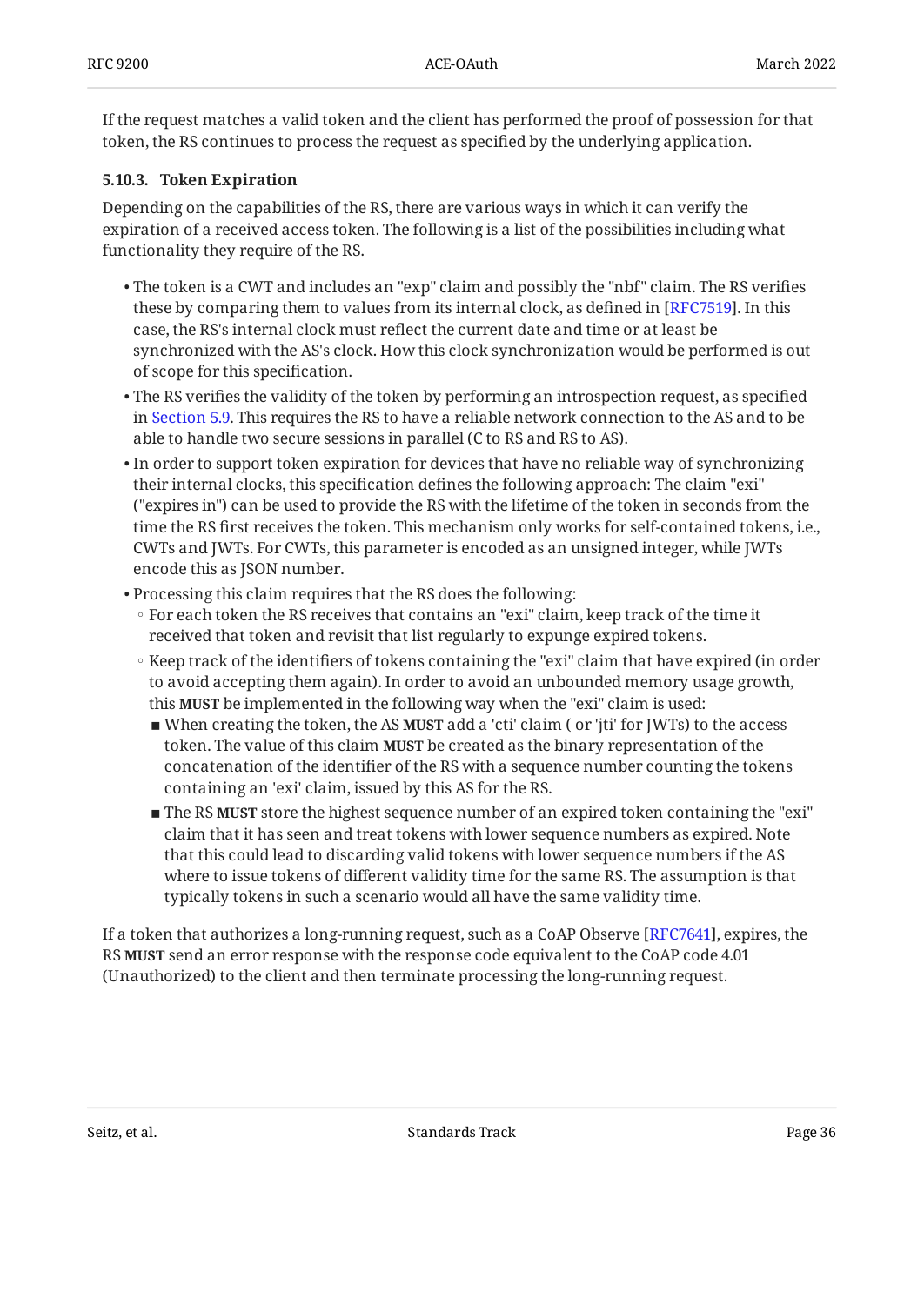If the request matches a valid token and the client has performed the proof of possession for that token, the RS continues to process the request as specified by the underlying application.

### 5.10.3. Token Expiration

Depending on the capabilities of the RS, there are various ways in which it can verify the expiration of a received access token. The following is a list of the possibilities including what functionality they require of the RS.

- The token is a CWT and includes an "exp" claim and possibly the "nbf" claim. The RS verifies these by comparing them to values from its internal clock, as defined in [RFC7519]. In this case, the RS's internal clock must reflect the current date and time or at least be synchronized with the AS's clock. How this clock synchronization would be performed is out of scope for this specification.
- The RS verifies the validity of the token by performing an introspection request, as specified in Section 5.9. This requires the RS to have a reliable network connection to the AS and to be able to handle two secure sessions in parallel (C to RS and RS to AS).
- In order to support token expiration for devices that have no reliable way of synchronizing their internal clocks, this specification defines the following approach: The claim "exi" ("expires in") can be used to provide the RS with the lifetime of the token in seconds from the time the RS first receives the token. This mechanism only works for self-contained tokens, i.e., CWTs and JWTs. For CWTs, this parameter is encoded as an unsigned integer, while JWTs encode this as JSON number.
- Processing this claim requires that the RS does the following:
  - For each token the RS receives that contains an "exi" claim, keep track of the time it received that token and revisit that list regularly to expunge expired tokens.
  - Keep track of the identifiers of tokens containing the "exi" claim that have expired (in order to avoid accepting them again). In order to avoid an unbounded memory usage growth, this **MUST** be implemented in the following way when the "exi" claim is used:
    - When creating the token, the AS **MUST** add a 'cti' claim ( or 'jti' for JWTs) to the access token. The value of this claim **MUST** be created as the binary representation of the concatenation of the identifier of the RS with a sequence number counting the tokens containing an 'exi' claim, issued by this AS for the RS.
    - The RS **MUST** store the highest sequence number of an expired token containing the "exi" claim that it has seen and treat tokens with lower sequence numbers as expired. Note that this could lead to discarding valid tokens with lower sequence numbers if the AS where to issue tokens of different validity time for the same RS. The assumption is that typically tokens in such a scenario would all have the same validity time.

If a token that authorizes a long-running request, such as a CoAP Observe [RFC7641], expires, the RS **MUST** send an error response with the response code equivalent to the CoAP code 4.01 (Unauthorized) to the client and then terminate processing the long-running request.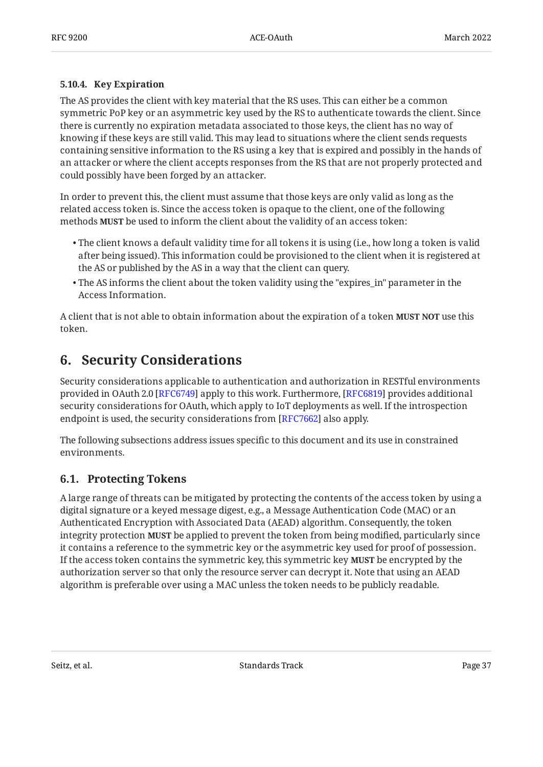#### 5.10.4. Key Expiration

The AS provides the client with key material that the RS uses. This can either be a common symmetric PoP key or an asymmetric key used by the RS to authenticate towards the client. Since there is currently no expiration metadata associated to those keys, the client has no way of knowing if these keys are still valid. This may lead to situations where the client sends requests containing sensitive information to the RS using a key that is expired and possibly in the hands of an attacker or where the client accepts responses from the RS that are not properly protected and could possibly have been forged by an attacker.

In order to prevent this, the client must assume that those keys are only valid as long as the related access token is. Since the access token is opaque to the client, one of the following methods **MUST** be used to inform the client about the validity of an access token:

- The client knows a default validity time for all tokens it is using (i.e., how long a token is valid after being issued). This information could be provisioned to the client when it is registered at the AS or published by the AS in a way that the client can query.
- The AS informs the client about the token validity using the "expires_in" parameter in the Access Information.

A client that is not able to obtain information about the expiration of a token **MUST NOT** use this token.

## 6. Security Considerations

Security considerations applicable to authentication and authorization in RESTful environments provided in OAuth 2.0 [RFC6749] apply to this work. Furthermore, [RFC6819] provides additional security considerations for OAuth, which apply to IoT deployments as well. If the introspection endpoint is used, the security considerations from [RFC7662] also apply.

The following subsections address issues specific to this document and its use in constrained environments.

### 6.1. Protecting Tokens

A large range of threats can be mitigated by protecting the contents of the access token by using a digital signature or a keyed message digest, e.g., a Message Authentication Code (MAC) or an Authenticated Encryption with Associated Data (AEAD) algorithm. Consequently, the token integrity protection **MUST** be applied to prevent the token from being modified, particularly since it contains a reference to the symmetric key or the asymmetric key used for proof of possession. If the access token contains the symmetric key, this symmetric key **MUST** be encrypted by the authorization server so that only the resource server can decrypt it. Note that using an AEAD algorithm is preferable over using a MAC unless the token needs to be publicly readable.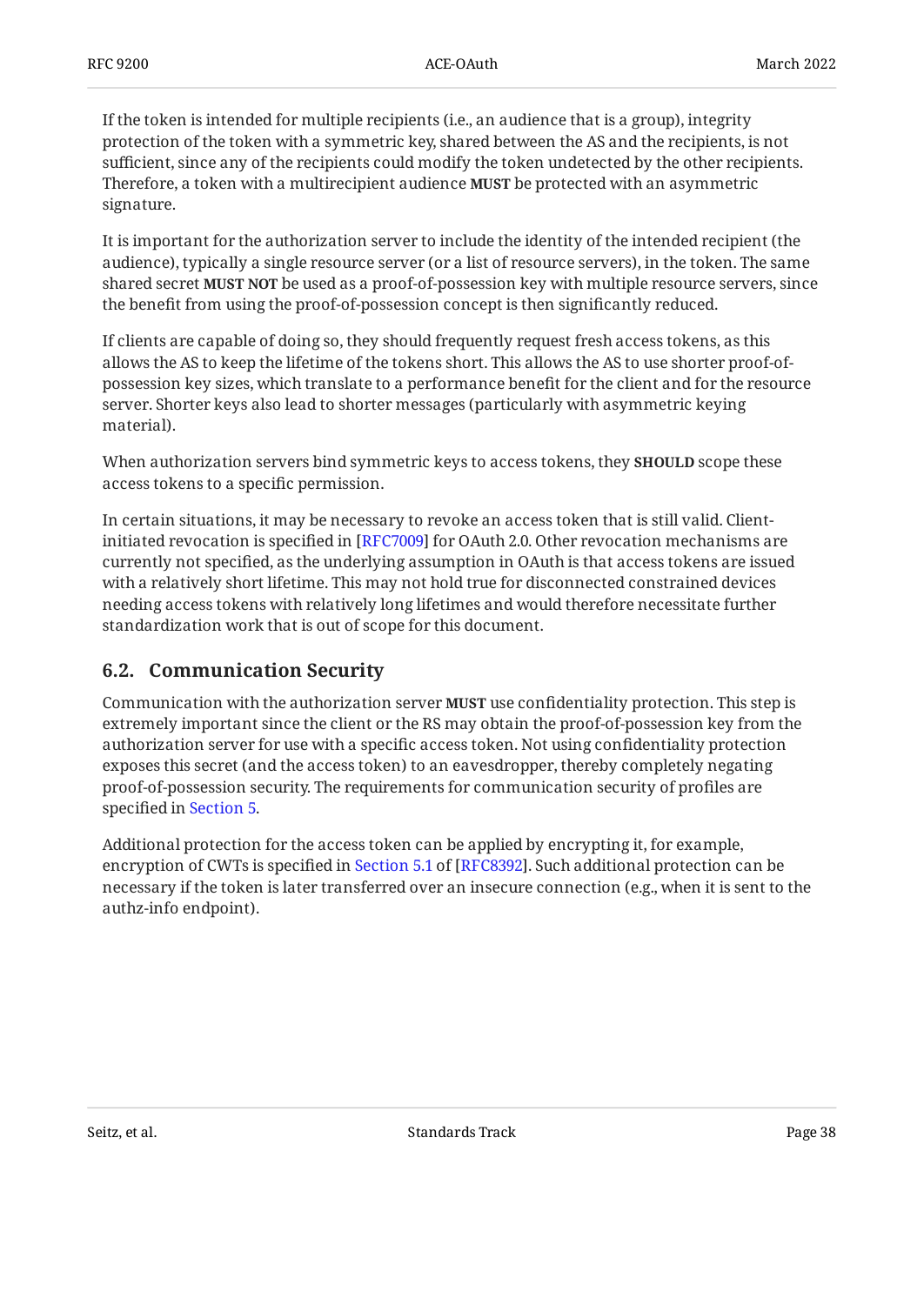If the token is intended for multiple recipients (i.e., an audience that is a group), integrity protection of the token with a symmetric key, shared between the AS and the recipients, is not sufficient, since any of the recipients could modify the token undetected by the other recipients. Therefore, a token with a multirecipient audience **MUST** be protected with an asymmetric signature.

It is important for the authorization server to include the identity of the intended recipient (the audience), typically a single resource server (or a list of resource servers), in the token. The same shared secret **MUST NOT** be used as a proof-of-possession key with multiple resource servers, since the benefit from using the proof-of-possession concept is then significantly reduced.

If clients are capable of doing so, they should frequently request fresh access tokens, as this allows the AS to keep the lifetime of the tokens short. This allows the AS to use shorter proof-of-possession key sizes, which translate to a performance benefit for the client and for the resource server. Shorter keys also lead to shorter messages (particularly with asymmetric keying material).

When authorization servers bind symmetric keys to access tokens, they **SHOULD** scope these access tokens to a specific permission.

In certain situations, it may be necessary to revoke an access token that is still valid. Client-initiated revocation is specified in [RFC7009] for OAuth 2.0. Other revocation mechanisms are currently not specified, as the underlying assumption in OAuth is that access tokens are issued with a relatively short lifetime. This may not hold true for disconnected constrained devices needing access tokens with relatively long lifetimes and would therefore necessitate further standardization work that is out of scope for this document.

## 6.2. Communication Security

Communication with the authorization server **MUST** use confidentiality protection. This step is extremely important since the client or the RS may obtain the proof-of-possession key from the authorization server for use with a specific access token. Not using confidentiality protection exposes this secret (and the access token) to an eavesdropper, thereby completely negating proof-of-possession security. The requirements for communication security of profiles are specified in Section 5.

Additional protection for the access token can be applied by encrypting it, for example, encryption of CWTs is specified in Section 5.1 of [RFC8392]. Such additional protection can be necessary if the token is later transferred over an insecure connection (e.g., when it is sent to the authz-info endpoint).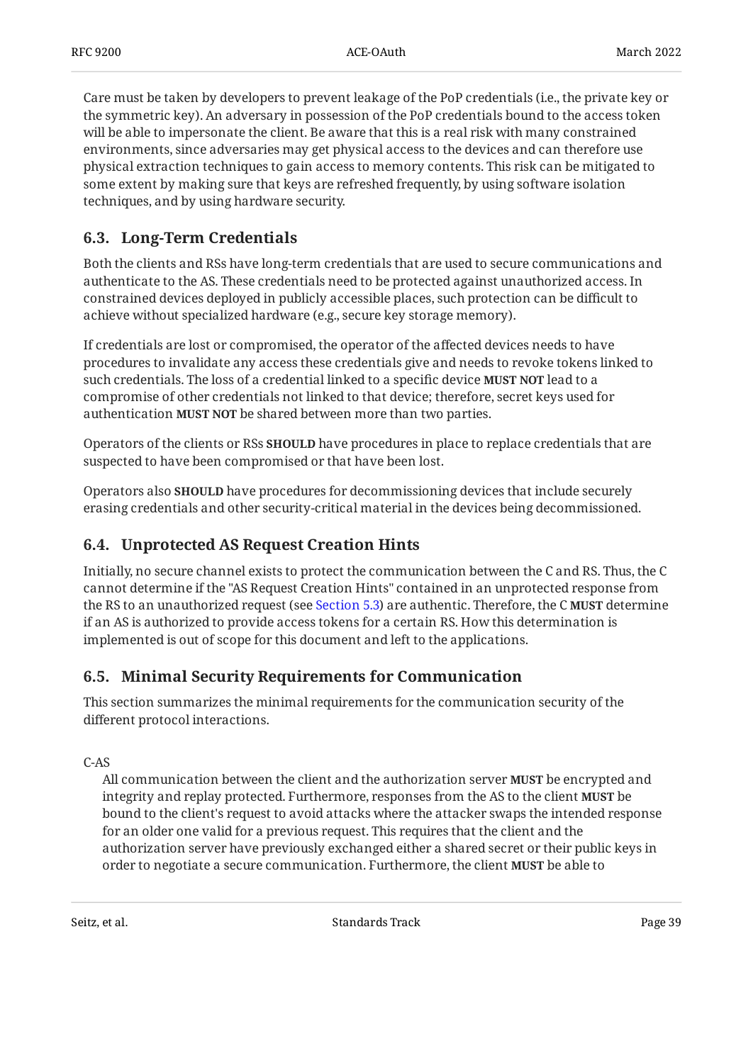Care must be taken by developers to prevent leakage of the PoP credentials (i.e., the private key or the symmetric key). An adversary in possession of the PoP credentials bound to the access token will be able to impersonate the client. Be aware that this is a real risk with many constrained environments, since adversaries may get physical access to the devices and can therefore use physical extraction techniques to gain access to memory contents. This risk can be mitigated to some extent by making sure that keys are refreshed frequently, by using software isolation techniques, and by using hardware security.

## 6.3. Long-Term Credentials

Both the clients and RSs have long-term credentials that are used to secure communications and authenticate to the AS. These credentials need to be protected against unauthorized access. In constrained devices deployed in publicly accessible places, such protection can be difficult to achieve without specialized hardware (e.g., secure key storage memory).

If credentials are lost or compromised, the operator of the affected devices needs to have procedures to invalidate any access these credentials give and needs to revoke tokens linked to such credentials. The loss of a credential linked to a specific device **MUST NOT** lead to a compromise of other credentials not linked to that device; therefore, secret keys used for authentication **MUST NOT** be shared between more than two parties.

Operators of the clients or RSs **SHOULD** have procedures in place to replace credentials that are suspected to have been compromised or that have been lost.

Operators also **SHOULD** have procedures for decommissioning devices that include securely erasing credentials and other security-critical material in the devices being decommissioned.

## 6.4. Unprotected AS Request Creation Hints

Initially, no secure channel exists to protect the communication between the C and RS. Thus, the C cannot determine if the "AS Request Creation Hints" contained in an unprotected response from the RS to an unauthorized request (see Section 5.3) are authentic. Therefore, the C **MUST** determine if an AS is authorized to provide access tokens for a certain RS. How this determination is implemented is out of scope for this document and left to the applications.

## 6.5. Minimal Security Requirements for Communication

This section summarizes the minimal requirements for the communication security of the different protocol interactions.

C-AS

All communication between the client and the authorization server **MUST** be encrypted and integrity and replay protected. Furthermore, responses from the AS to the client **MUST** be bound to the client's request to avoid attacks where the attacker swaps the intended response for an older one valid for a previous request. This requires that the client and the authorization server have previously exchanged either a shared secret or their public keys in order to negotiate a secure communication. Furthermore, the client **MUST** be able to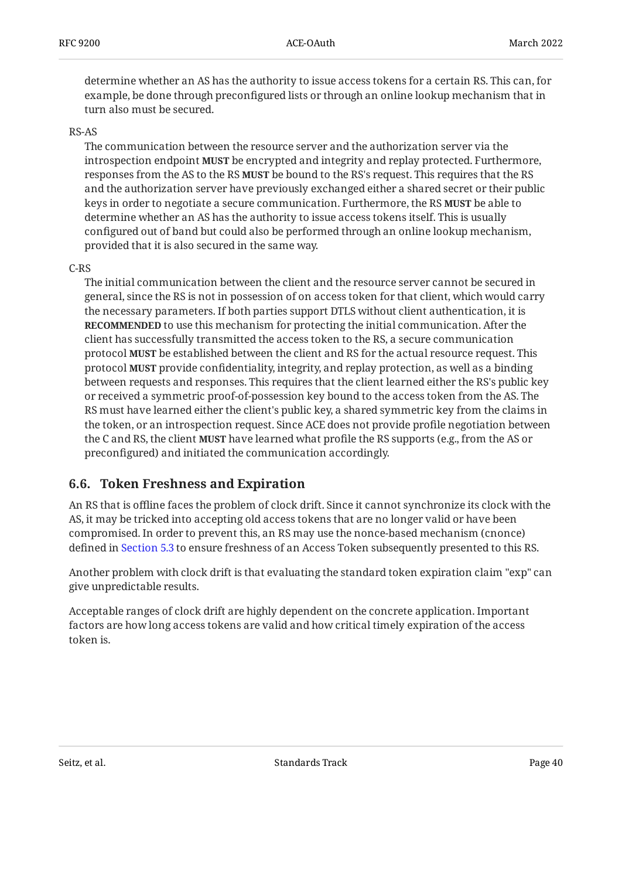determine whether an AS has the authority to issue access tokens for a certain RS. This can, for example, be done through preconfigured lists or through an online lookup mechanism that in turn also must be secured.

RS-AS

The communication between the resource server and the authorization server via the introspection endpoint **MUST** be encrypted and integrity and replay protected. Furthermore, responses from the AS to the RS **MUST** be bound to the RS's request. This requires that the RS and the authorization server have previously exchanged either a shared secret or their public keys in order to negotiate a secure communication. Furthermore, the RS **MUST** be able to determine whether an AS has the authority to issue access tokens itself. This is usually configured out of band but could also be performed through an online lookup mechanism, provided that it is also secured in the same way.

C-RS

The initial communication between the client and the resource server cannot be secured in general, since the RS is not in possession of on access token for that client, which would carry the necessary parameters. If both parties support DTLS without client authentication, it is **RECOMMENDED** to use this mechanism for protecting the initial communication. After the client has successfully transmitted the access token to the RS, a secure communication protocol **MUST** be established between the client and RS for the actual resource request. This protocol **MUST** provide confidentiality, integrity, and replay protection, as well as a binding between requests and responses. This requires that the client learned either the RS's public key or received a symmetric proof-of-possession key bound to the access token from the AS. The RS must have learned either the client's public key, a shared symmetric key from the claims in the token, or an introspection request. Since ACE does not provide profile negotiation between the C and RS, the client **MUST** have learned what profile the RS supports (e.g., from the AS or preconfigured) and initiated the communication accordingly.

## 6.6. Token Freshness and Expiration

An RS that is offline faces the problem of clock drift. Since it cannot synchronize its clock with the AS, it may be tricked into accepting old access tokens that are no longer valid or have been compromised. In order to prevent this, an RS may use the nonce-based mechanism (cnonce) defined in Section 5.3 to ensure freshness of an Access Token subsequently presented to this RS.

Another problem with clock drift is that evaluating the standard token expiration claim "exp" can give unpredictable results.

Acceptable ranges of clock drift are highly dependent on the concrete application. Important factors are how long access tokens are valid and how critical timely expiration of the access token is.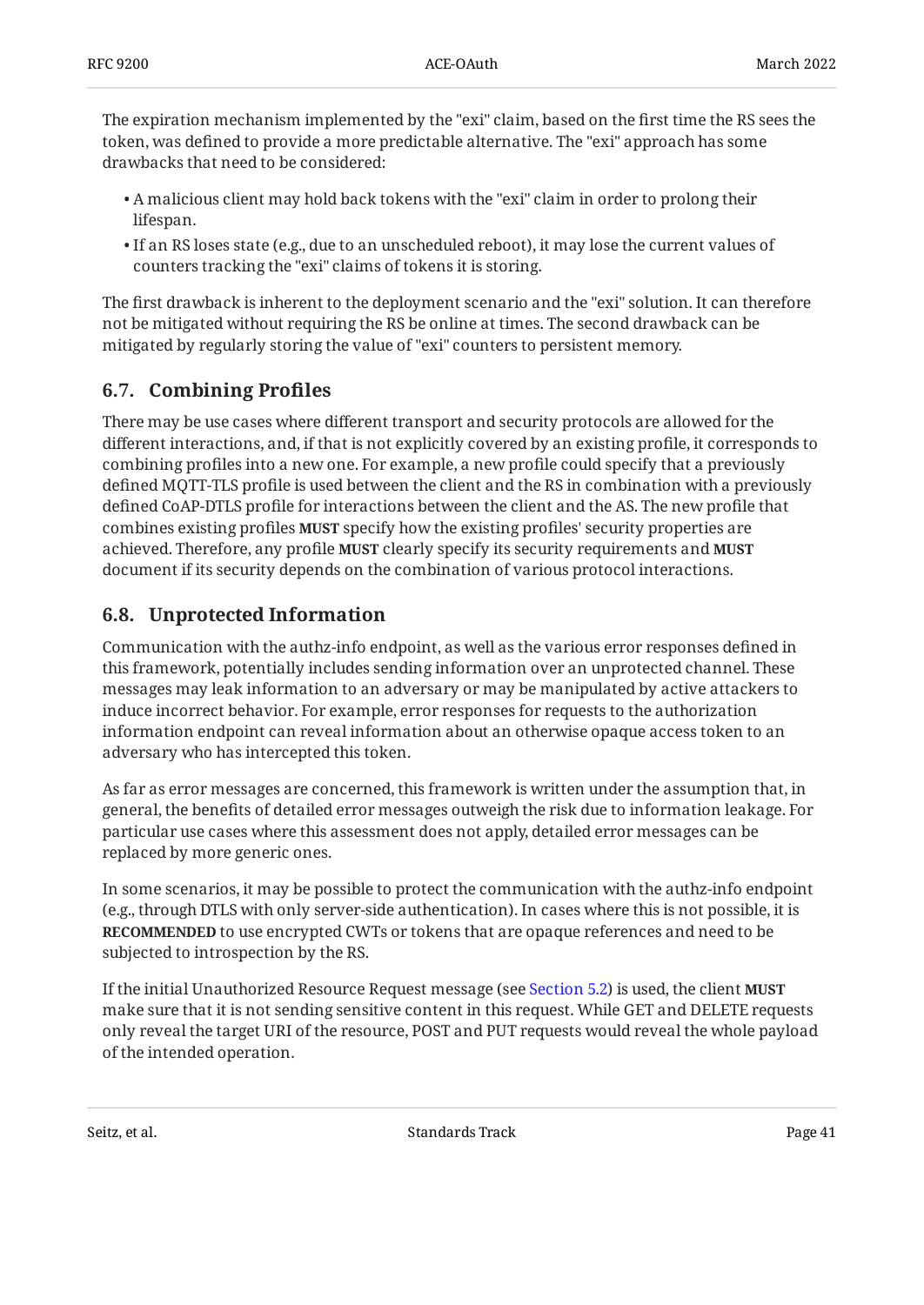The expiration mechanism implemented by the "exi" claim, based on the first time the RS sees the token, was defined to provide a more predictable alternative. The "exi" approach has some drawbacks that need to be considered:

- A malicious client may hold back tokens with the "exi" claim in order to prolong their lifespan.
- If an RS loses state (e.g., due to an unscheduled reboot), it may lose the current values of counters tracking the "exi" claims of tokens it is storing.

The first drawback is inherent to the deployment scenario and the "exi" solution. It can therefore not be mitigated without requiring the RS be online at times. The second drawback can be mitigated by regularly storing the value of "exi" counters to persistent memory.

## 6.7. Combining Profiles

There may be use cases where different transport and security protocols are allowed for the different interactions, and, if that is not explicitly covered by an existing profile, it corresponds to combining profiles into a new one. For example, a new profile could specify that a previously defined MQTT-TLS profile is used between the client and the RS in combination with a previously defined CoAP-DTLS profile for interactions between the client and the AS. The new profile that combines existing profiles **MUST** specify how the existing profiles' security properties are achieved. Therefore, any profile **MUST** clearly specify its security requirements and **MUST** document if its security depends on the combination of various protocol interactions.

## 6.8. Unprotected Information

Communication with the authz-info endpoint, as well as the various error responses defined in this framework, potentially includes sending information over an unprotected channel. These messages may leak information to an adversary or may be manipulated by active attackers to induce incorrect behavior. For example, error responses for requests to the authorization information endpoint can reveal information about an otherwise opaque access token to an adversary who has intercepted this token.

As far as error messages are concerned, this framework is written under the assumption that, in general, the benefits of detailed error messages outweigh the risk due to information leakage. For particular use cases where this assessment does not apply, detailed error messages can be replaced by more generic ones.

In some scenarios, it may be possible to protect the communication with the authz-info endpoint (e.g., through DTLS with only server-side authentication). In cases where this is not possible, it is **RECOMMENDED** to use encrypted CWTs or tokens that are opaque references and need to be subjected to introspection by the RS.

If the initial Unauthorized Resource Request message (see Section 5.2) is used, the client **MUST** make sure that it is not sending sensitive content in this request. While GET and DELETE requests only reveal the target URI of the resource, POST and PUT requests would reveal the whole payload of the intended operation.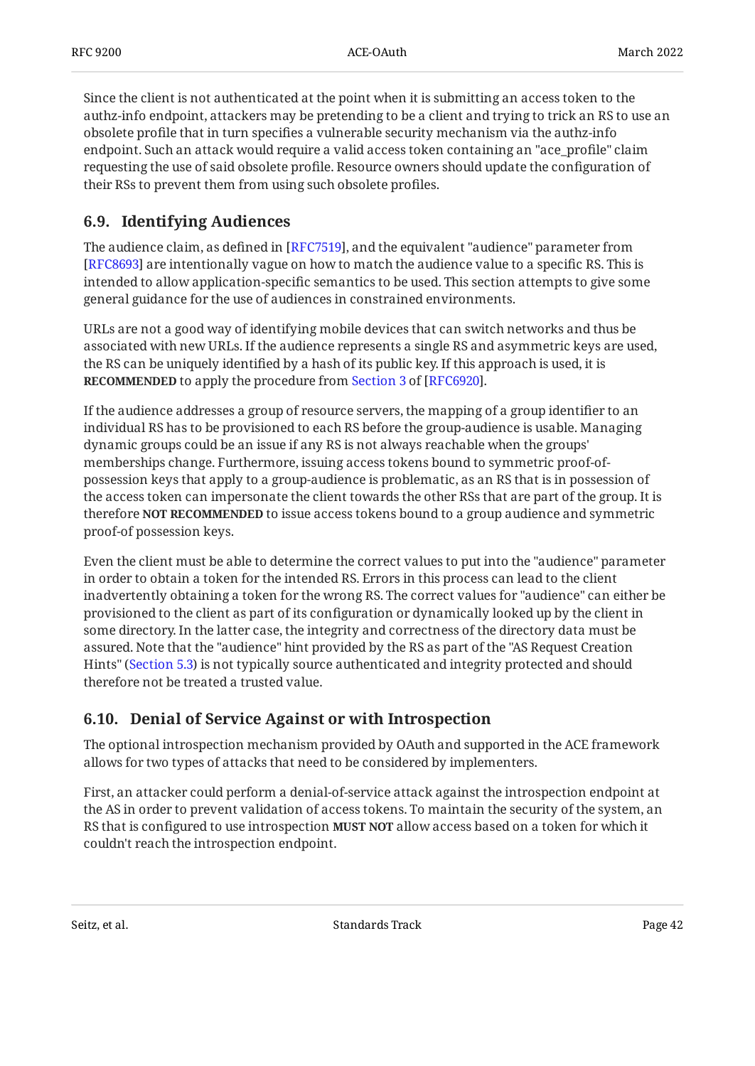Since the client is not authenticated at the point when it is submitting an access token to the authz-info endpoint, attackers may be pretending to be a client and trying to trick an RS to use an obsolete profile that in turn specifies a vulnerable security mechanism via the authz-info endpoint. Such an attack would require a valid access token containing an "ace_profile" claim requesting the use of said obsolete profile. Resource owners should update the configuration of their RSs to prevent them from using such obsolete profiles.

### 6.9. Identifying Audiences

The audience claim, as defined in [RFC7519], and the equivalent "audience" parameter from [RFC8693] are intentionally vague on how to match the audience value to a specific RS. This is intended to allow application-specific semantics to be used. This section attempts to give some general guidance for the use of audiences in constrained environments.

URLs are not a good way of identifying mobile devices that can switch networks and thus be associated with new URLs. If the audience represents a single RS and asymmetric keys are used, the RS can be uniquely identified by a hash of its public key. If this approach is used, it is **RECOMMENDED** to apply the procedure from Section 3 of [RFC6920].

If the audience addresses a group of resource servers, the mapping of a group identifier to an individual RS has to be provisioned to each RS before the group-audience is usable. Managing dynamic groups could be an issue if any RS is not always reachable when the groups' memberships change. Furthermore, issuing access tokens bound to symmetric proof-of-possession keys that apply to a group-audience is problematic, as an RS that is in possession of the access token can impersonate the client towards the other RSs that are part of the group. It is therefore **NOT RECOMMENDED** to issue access tokens bound to a group audience and symmetric proof-of possession keys.

Even the client must be able to determine the correct values to put into the "audience" parameter in order to obtain a token for the intended RS. Errors in this process can lead to the client inadvertently obtaining a token for the wrong RS. The correct values for "audience" can either be provisioned to the client as part of its configuration or dynamically looked up by the client in some directory. In the latter case, the integrity and correctness of the directory data must be assured. Note that the "audience" hint provided by the RS as part of the "AS Request Creation Hints" (Section 5.3) is not typically source authenticated and integrity protected and should therefore not be treated a trusted value.

### 6.10. Denial of Service Against or with Introspection

The optional introspection mechanism provided by OAuth and supported in the ACE framework allows for two types of attacks that need to be considered by implementers.

First, an attacker could perform a denial-of-service attack against the introspection endpoint at the AS in order to prevent validation of access tokens. To maintain the security of the system, an RS that is configured to use introspection **MUST NOT** allow access based on a token for which it couldn't reach the introspection endpoint.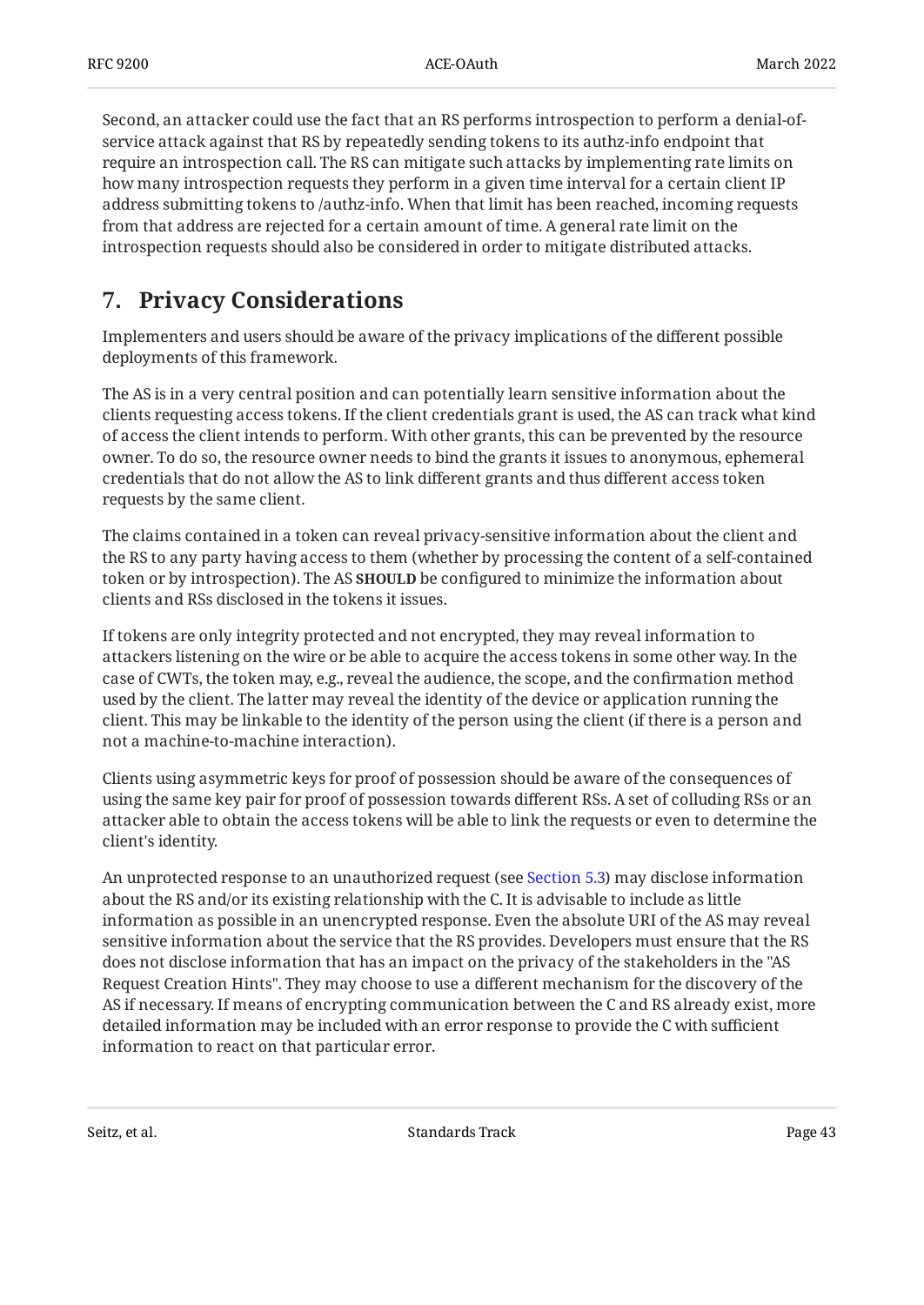Second, an attacker could use the fact that an RS performs introspection to perform a denial-of-service attack against that RS by repeatedly sending tokens to its authz-info endpoint that require an introspection call. The RS can mitigate such attacks by implementing rate limits on how many introspection requests they perform in a given time interval for a certain client IP address submitting tokens to /authz-info. When that limit has been reached, incoming requests from that address are rejected for a certain amount of time. A general rate limit on the introspection requests should also be considered in order to mitigate distributed attacks.

## 7. Privacy Considerations

Implementers and users should be aware of the privacy implications of the different possible deployments of this framework.

The AS is in a very central position and can potentially learn sensitive information about the clients requesting access tokens. If the client credentials grant is used, the AS can track what kind of access the client intends to perform. With other grants, this can be prevented by the resource owner. To do so, the resource owner needs to bind the grants it issues to anonymous, ephemeral credentials that do not allow the AS to link different grants and thus different access token requests by the same client.

The claims contained in a token can reveal privacy-sensitive information about the client and the RS to any party having access to them (whether by processing the content of a self-contained token or by introspection). The AS **SHOULD** be configured to minimize the information about clients and RSs disclosed in the tokens it issues.

If tokens are only integrity protected and not encrypted, they may reveal information to attackers listening on the wire or be able to acquire the access tokens in some other way. In the case of CWTs, the token may, e.g., reveal the audience, the scope, and the confirmation method used by the client. The latter may reveal the identity of the device or application running the client. This may be linkable to the identity of the person using the client (if there is a person and not a machine-to-machine interaction).

Clients using asymmetric keys for proof of possession should be aware of the consequences of using the same key pair for proof of possession towards different RSs. A set of colluding RSs or an attacker able to obtain the access tokens will be able to link the requests or even to determine the client's identity.

An unprotected response to an unauthorized request (see Section 5.3) may disclose information about the RS and/or its existing relationship with the C. It is advisable to include as little information as possible in an unencrypted response. Even the absolute URI of the AS may reveal sensitive information about the service that the RS provides. Developers must ensure that the RS does not disclose information that has an impact on the privacy of the stakeholders in the "AS Request Creation Hints". They may choose to use a different mechanism for the discovery of the AS if necessary. If means of encrypting communication between the C and RS already exist, more detailed information may be included with an error response to provide the C with sufficient information to react on that particular error.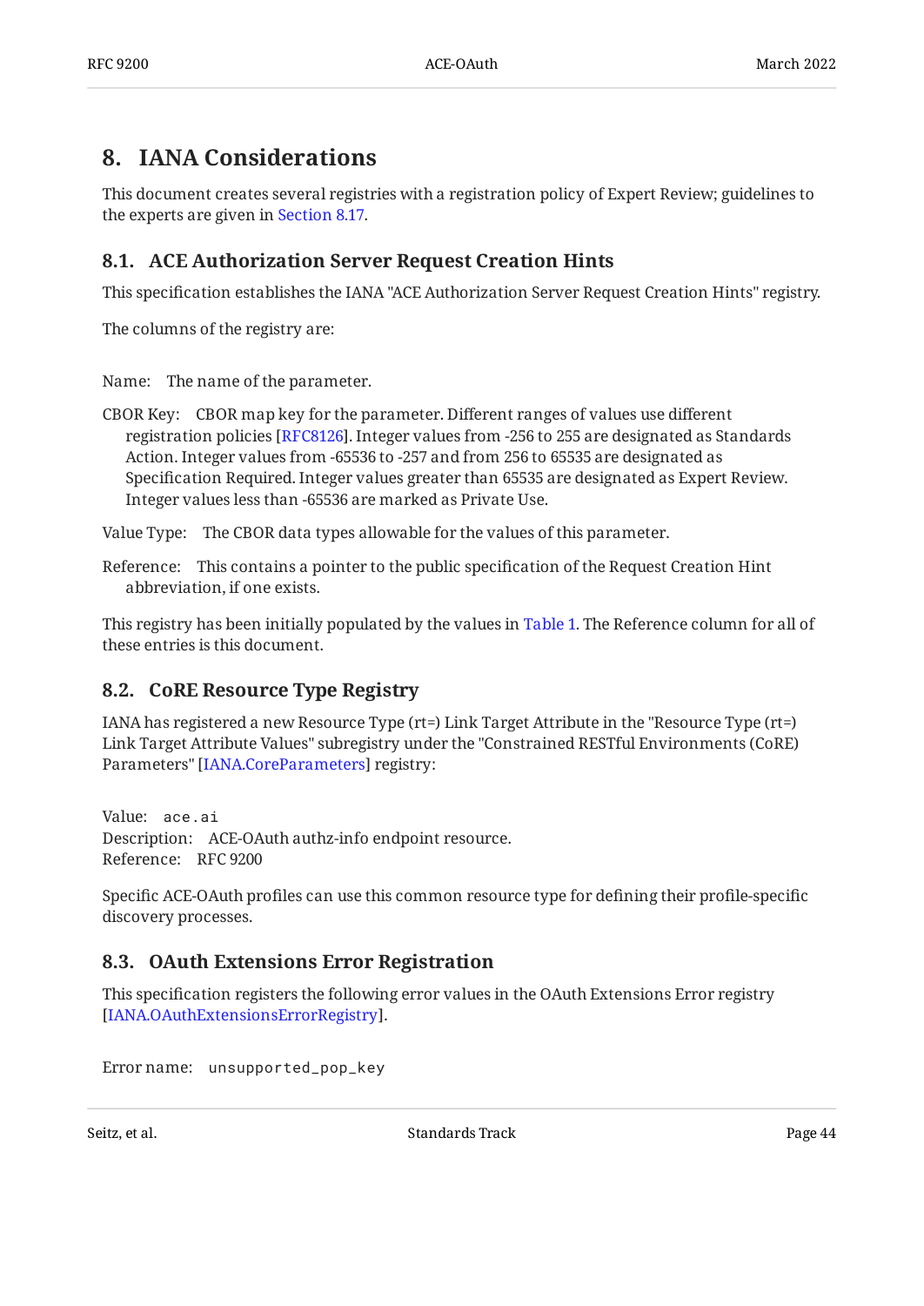# 8. IANA Considerations

This document creates several registries with a registration policy of Expert Review; guidelines to the experts are given in Section 8.17.

## 8.1. ACE Authorization Server Request Creation Hints

This specification establishes the IANA "ACE Authorization Server Request Creation Hints" registry.

The columns of the registry are:

Name: The name of the parameter.

CBOR Key: CBOR map key for the parameter. Different ranges of values use different registration policies [RFC8126]. Integer values from -256 to 255 are designated as Standards Action. Integer values from -65536 to -257 and from 256 to 65535 are designated as Specification Required. Integer values greater than 65535 are designated as Expert Review. Integer values less than -65536 are marked as Private Use.

Value Type: The CBOR data types allowable for the values of this parameter.

Reference: This contains a pointer to the public specification of the Request Creation Hint abbreviation, if one exists.

This registry has been initially populated by the values in Table 1. The Reference column for all of these entries is this document.

## 8.2. CoRE Resource Type Registry

IANA has registered a new Resource Type (rt=) Link Target Attribute in the "Resource Type (rt=) Link Target Attribute Values" subregistry under the "Constrained RESTful Environments (CoRE) Parameters" [IANA.CoreParameters] registry:

Value: `ace.ai`
Description: ACE-OAuth authz-info endpoint resource.
Reference: RFC 9200

Specific ACE-OAuth profiles can use this common resource type for defining their profile-specific discovery processes.

## 8.3. OAuth Extensions Error Registration

This specification registers the following error values in the OAuth Extensions Error registry [IANA.OAuthExtensionsErrorRegistry].

Error name: `unsupported_pop_key`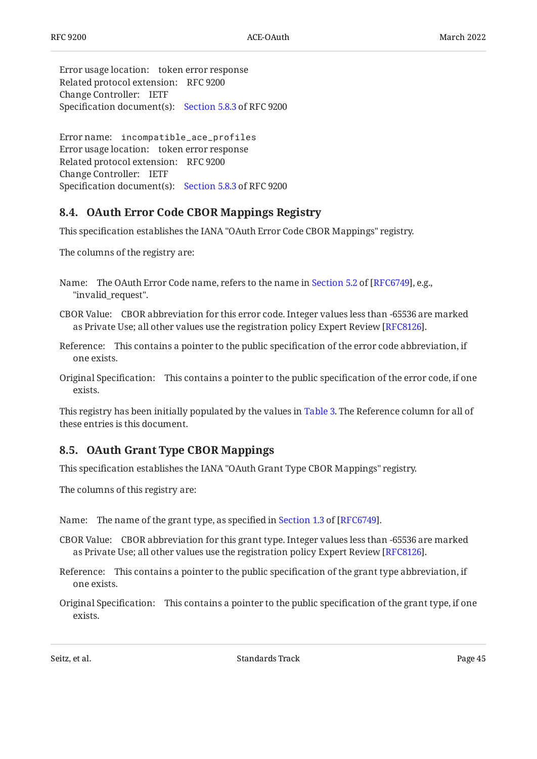Error usage location: token error response
Related protocol extension: RFC 9200
Change Controller: IETF
Specification document(s): Section 5.8.3 of RFC 9200

Error name: `incompatible_ace_profiles`
Error usage location: token error response
Related protocol extension: RFC 9200
Change Controller: IETF
Specification document(s): Section 5.8.3 of RFC 9200

## 8.4. OAuth Error Code CBOR Mappings Registry

This specification establishes the IANA "OAuth Error Code CBOR Mappings" registry.

The columns of the registry are:

Name: The OAuth Error Code name, refers to the name in Section 5.2 of [RFC6749], e.g., "invalid_request".

CBOR Value: CBOR abbreviation for this error code. Integer values less than -65536 are marked as Private Use; all other values use the registration policy Expert Review [RFC8126].

Reference: This contains a pointer to the public specification of the error code abbreviation, if one exists.

Original Specification: This contains a pointer to the public specification of the error code, if one exists.

This registry has been initially populated by the values in Table 3. The Reference column for all of these entries is this document.

## 8.5. OAuth Grant Type CBOR Mappings

This specification establishes the IANA "OAuth Grant Type CBOR Mappings" registry.

The columns of this registry are:

Name: The name of the grant type, as specified in Section 1.3 of [RFC6749].

CBOR Value: CBOR abbreviation for this grant type. Integer values less than -65536 are marked as Private Use; all other values use the registration policy Expert Review [RFC8126].

Reference: This contains a pointer to the public specification of the grant type abbreviation, if one exists.

Original Specification: This contains a pointer to the public specification of the grant type, if one exists.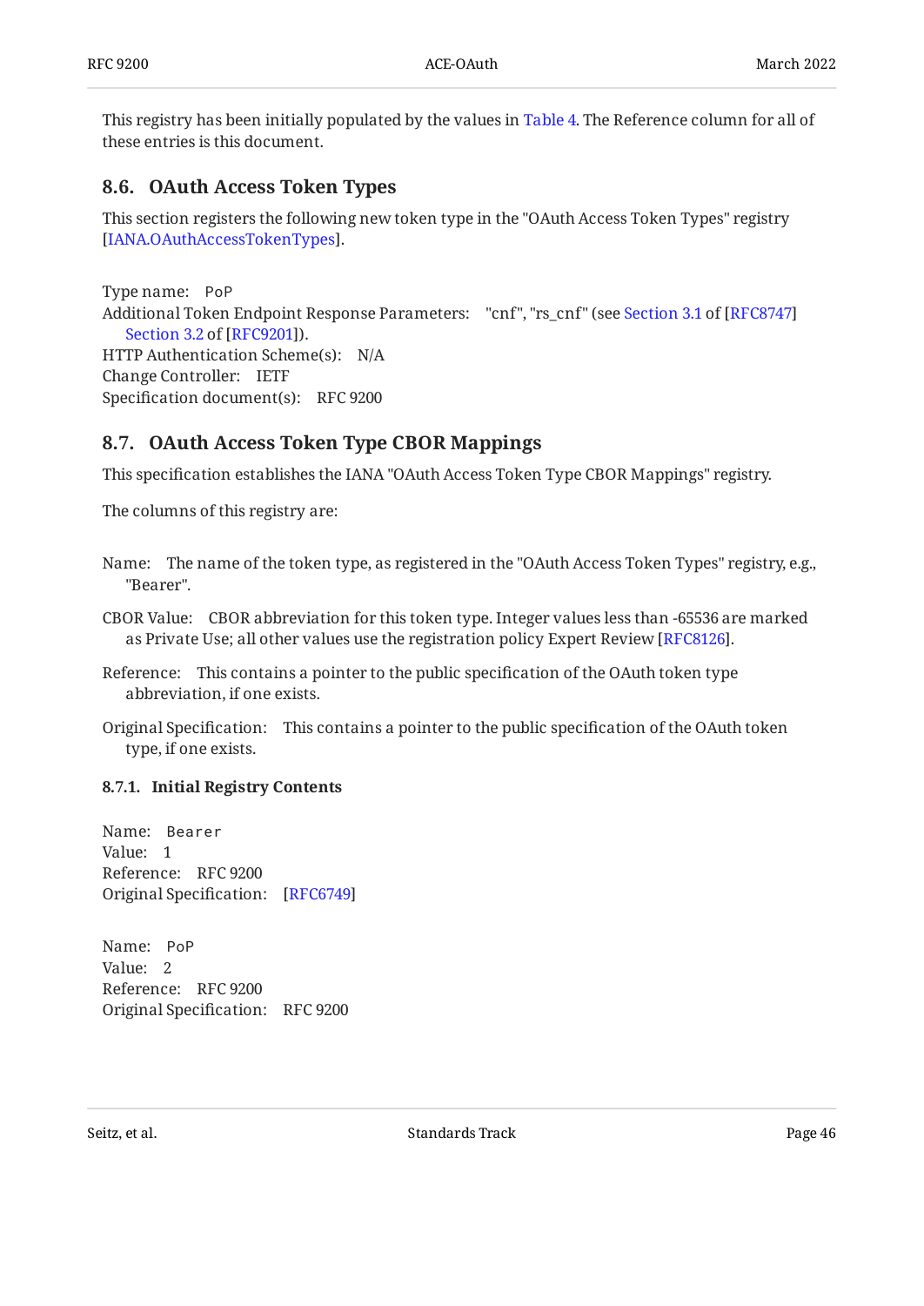This registry has been initially populated by the values in Table 4. The Reference column for all of these entries is this document.

## 8.6. OAuth Access Token Types

This section registers the following new token type in the "OAuth Access Token Types" registry [IANA.OAuthAccessTokenTypes].

Type name: PoP
Additional Token Endpoint Response Parameters: "cnf", "rs_cnf" (see Section 3.1 of [RFC8747] Section 3.2 of [RFC9201]).
HTTP Authentication Scheme(s): N/A
Change Controller: IETF
Specification document(s): RFC 9200

## 8.7. OAuth Access Token Type CBOR Mappings

This specification establishes the IANA "OAuth Access Token Type CBOR Mappings" registry.

The columns of this registry are:

Name: The name of the token type, as registered in the "OAuth Access Token Types" registry, e.g., "Bearer".

CBOR Value: CBOR abbreviation for this token type. Integer values less than -65536 are marked as Private Use; all other values use the registration policy Expert Review [RFC8126].

Reference: This contains a pointer to the public specification of the OAuth token type abbreviation, if one exists.

Original Specification: This contains a pointer to the public specification of the OAuth token type, if one exists.

### 8.7.1. Initial Registry Contents

Name: Bearer
Value: 1
Reference: RFC 9200
Original Specification: [RFC6749]

Name: PoP
Value: 2
Reference: RFC 9200
Original Specification: RFC 9200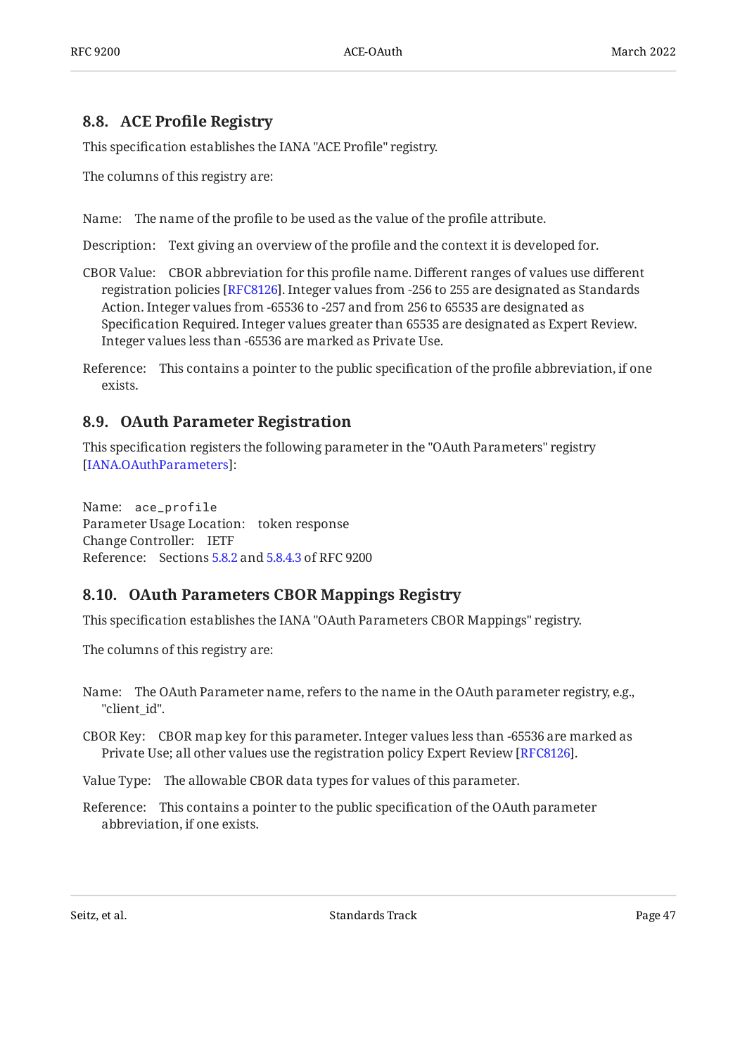### 8.8. ACE Profile Registry

This specification establishes the IANA "ACE Profile" registry.

The columns of this registry are:

Name: The name of the profile to be used as the value of the profile attribute.

Description: Text giving an overview of the profile and the context it is developed for.

CBOR Value: CBOR abbreviation for this profile name. Different ranges of values use different registration policies [RFC8126]. Integer values from -256 to 255 are designated as Standards Action. Integer values from -65536 to -257 and from 256 to 65535 are designated as Specification Required. Integer values greater than 65535 are designated as Expert Review. Integer values less than -65536 are marked as Private Use.

Reference: This contains a pointer to the public specification of the profile abbreviation, if one exists.

### 8.9. OAuth Parameter Registration

This specification registers the following parameter in the "OAuth Parameters" registry [IANA.OAuthParameters]:

Name: `ace_profile`
Parameter Usage Location: token response
Change Controller: IETF
Reference: Sections 5.8.2 and 5.8.4.3 of RFC 9200

### 8.10. OAuth Parameters CBOR Mappings Registry

This specification establishes the IANA "OAuth Parameters CBOR Mappings" registry.

The columns of this registry are:

Name: The OAuth Parameter name, refers to the name in the OAuth parameter registry, e.g., "client_id".

CBOR Key: CBOR map key for this parameter. Integer values less than -65536 are marked as Private Use; all other values use the registration policy Expert Review [RFC8126].

Value Type: The allowable CBOR data types for values of this parameter.

Reference: This contains a pointer to the public specification of the OAuth parameter abbreviation, if one exists.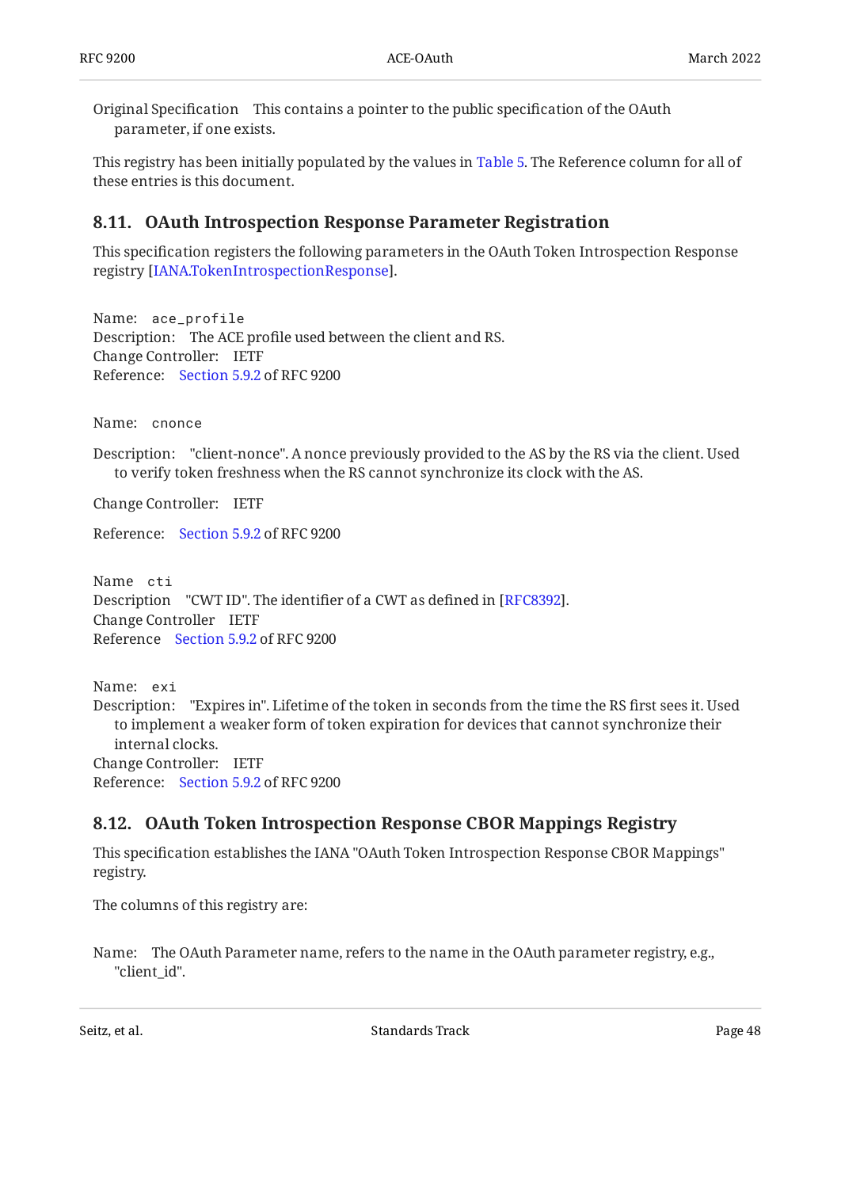Original Specification This contains a pointer to the public specification of the OAuth parameter, if one exists.

This registry has been initially populated by the values in Table 5. The Reference column for all of these entries is this document.

## 8.11. OAuth Introspection Response Parameter Registration

This specification registers the following parameters in the OAuth Token Introspection Response registry [IANA.TokenIntrospectionResponse].

Name: `ace_profile`
Description: The ACE profile used between the client and RS.
Change Controller: IETF
Reference: Section 5.9.2 of RFC 9200

Name: `cnonce`

Description: "client-nonce". A nonce previously provided to the AS by the RS via the client. Used to verify token freshness when the RS cannot synchronize its clock with the AS.

Change Controller: IETF

Reference: Section 5.9.2 of RFC 9200

Name `cti`
Description "CWT ID". The identifier of a CWT as defined in [RFC8392].
Change Controller IETF
Reference Section 5.9.2 of RFC 9200

Name: `exi`
Description: "Expires in". Lifetime of the token in seconds from the time the RS first sees it. Used to implement a weaker form of token expiration for devices that cannot synchronize their internal clocks.
Change Controller: IETF
Reference: Section 5.9.2 of RFC 9200

## 8.12. OAuth Token Introspection Response CBOR Mappings Registry

This specification establishes the IANA "OAuth Token Introspection Response CBOR Mappings" registry.

The columns of this registry are:

Name: The OAuth Parameter name, refers to the name in the OAuth parameter registry, e.g., "client_id".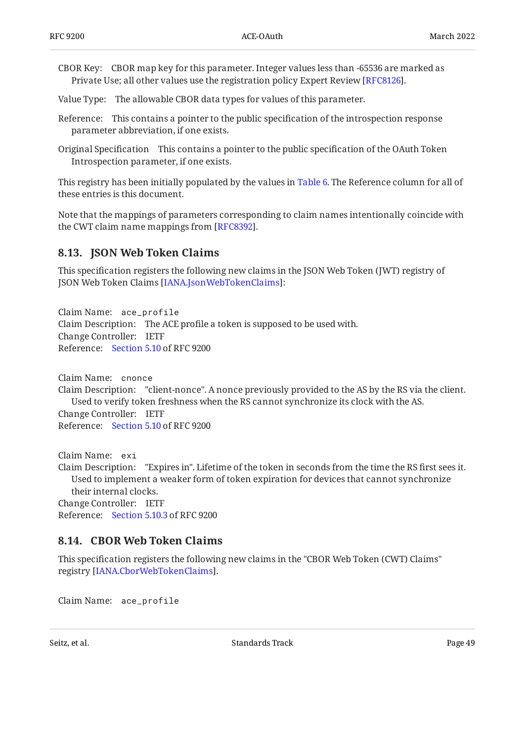CBOR Key: CBOR map key for this parameter. Integer values less than -65536 are marked as Private Use; all other values use the registration policy Expert Review [RFC8126].

Value Type: The allowable CBOR data types for values of this parameter.

Reference: This contains a pointer to the public specification of the introspection response parameter abbreviation, if one exists.

Original Specification This contains a pointer to the public specification of the OAuth Token Introspection parameter, if one exists.

This registry has been initially populated by the values in Table 6. The Reference column for all of these entries is this document.

Note that the mappings of parameters corresponding to claim names intentionally coincide with the CWT claim name mappings from [RFC8392].

## 8.13. JSON Web Token Claims

This specification registers the following new claims in the JSON Web Token (JWT) registry of JSON Web Token Claims [IANA.JsonWebTokenClaims]:

Claim Name: `ace_profile`
Claim Description: The ACE profile a token is supposed to be used with.
Change Controller: IETF
Reference: Section 5.10 of RFC 9200

Claim Name: `cnonce`
Claim Description: "client-nonce". A nonce previously provided to the AS by the RS via the client. Used to verify token freshness when the RS cannot synchronize its clock with the AS.
Change Controller: IETF
Reference: Section 5.10 of RFC 9200

Claim Name: `exi`
Claim Description: "Expires in". Lifetime of the token in seconds from the time the RS first sees it. Used to implement a weaker form of token expiration for devices that cannot synchronize their internal clocks.
Change Controller: IETF
Reference: Section 5.10.3 of RFC 9200

## 8.14. CBOR Web Token Claims

This specification registers the following new claims in the "CBOR Web Token (CWT) Claims" registry [IANA.CborWebTokenClaims].

Claim Name: `ace_profile`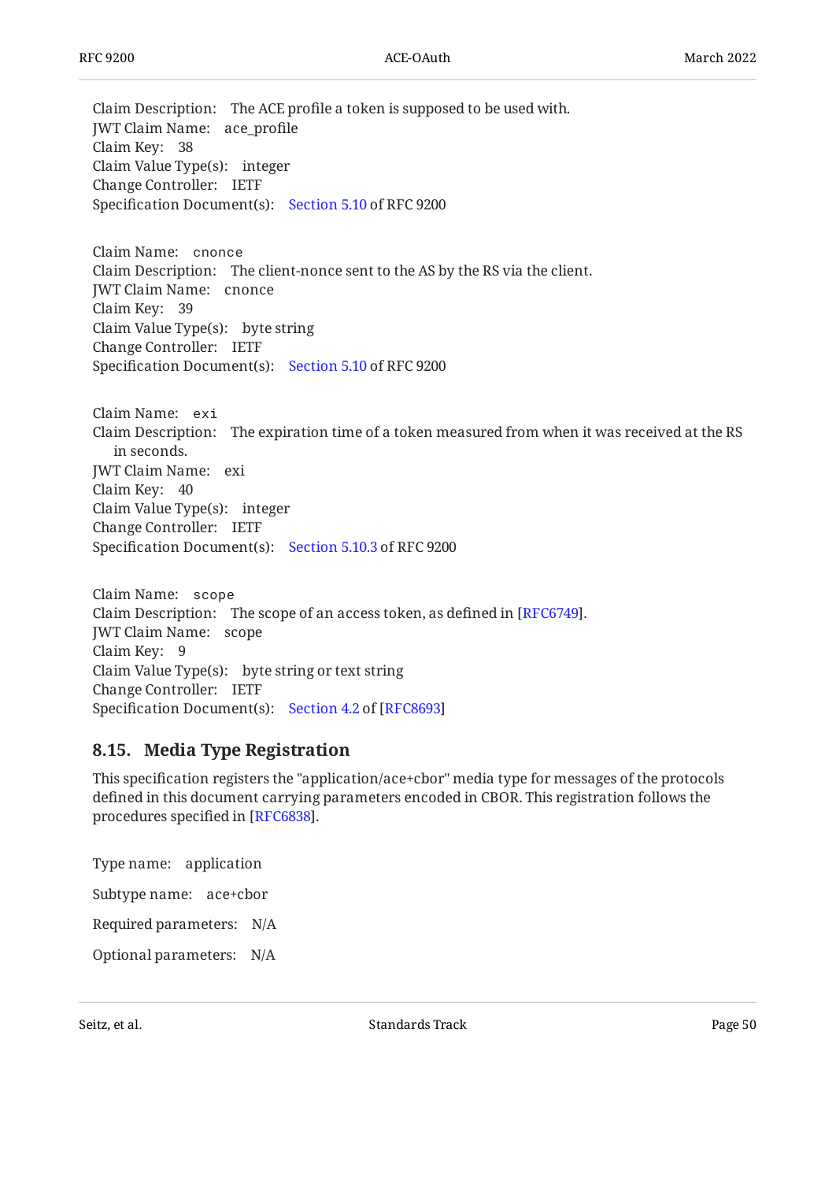Claim Description: The ACE profile a token is supposed to be used with.
JWT Claim Name: ace_profile
Claim Key: 38
Claim Value Type(s): integer
Change Controller: IETF
Specification Document(s): Section 5.10 of RFC 9200

Claim Name: `cnonce`
Claim Description: The client-nonce sent to the AS by the RS via the client.
JWT Claim Name: cnonce
Claim Key: 39
Claim Value Type(s): byte string
Change Controller: IETF
Specification Document(s): Section 5.10 of RFC 9200

Claim Name: `exi`
Claim Description: The expiration time of a token measured from when it was received at the RS in seconds.
JWT Claim Name: exi
Claim Key: 40
Claim Value Type(s): integer
Change Controller: IETF
Specification Document(s): Section 5.10.3 of RFC 9200

Claim Name: `scope`
Claim Description: The scope of an access token, as defined in [RFC6749].
JWT Claim Name: scope
Claim Key: 9
Claim Value Type(s): byte string or text string
Change Controller: IETF
Specification Document(s): Section 4.2 of [RFC8693]

### 8.15. Media Type Registration

This specification registers the "application/ace+cbor" media type for messages of the protocols defined in this document carrying parameters encoded in CBOR. This registration follows the procedures specified in [RFC6838].

Type name: application

Subtype name: ace+cbor

Required parameters: N/A

Optional parameters: N/A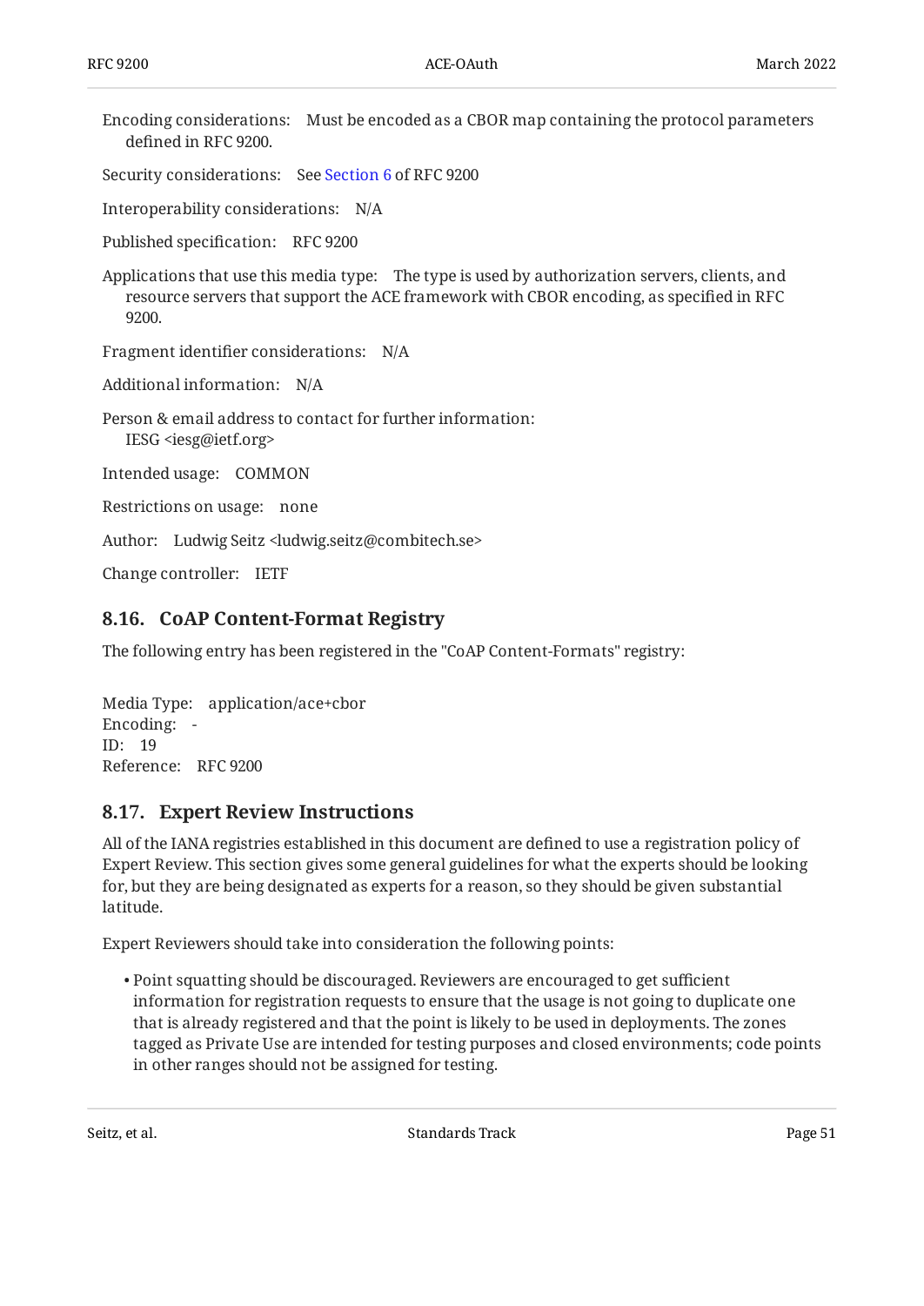Encoding considerations: Must be encoded as a CBOR map containing the protocol parameters defined in RFC 9200.

Security considerations: See Section 6 of RFC 9200

Interoperability considerations: N/A

Published specification: RFC 9200

Applications that use this media type: The type is used by authorization servers, clients, and resource servers that support the ACE framework with CBOR encoding, as specified in RFC 9200.

Fragment identifier considerations: N/A

Additional information: N/A

Person & email address to contact for further information:
IESG <iesg@ietf.org>

Intended usage: COMMON

Restrictions on usage: none

Author: Ludwig Seitz <ludwig.seitz@combitech.se>

Change controller: IETF

### 8.16. CoAP Content-Format Registry

The following entry has been registered in the "CoAP Content-Formats" registry:

Media Type: application/ace+cbor
Encoding: -
ID: 19
Reference: RFC 9200

### 8.17. Expert Review Instructions

All of the IANA registries established in this document are defined to use a registration policy of Expert Review. This section gives some general guidelines for what the experts should be looking for, but they are being designated as experts for a reason, so they should be given substantial latitude.

Expert Reviewers should take into consideration the following points:

- Point squatting should be discouraged. Reviewers are encouraged to get sufficient information for registration requests to ensure that the usage is not going to duplicate one that is already registered and that the point is likely to be used in deployments. The zones tagged as Private Use are intended for testing purposes and closed environments; code points in other ranges should not be assigned for testing.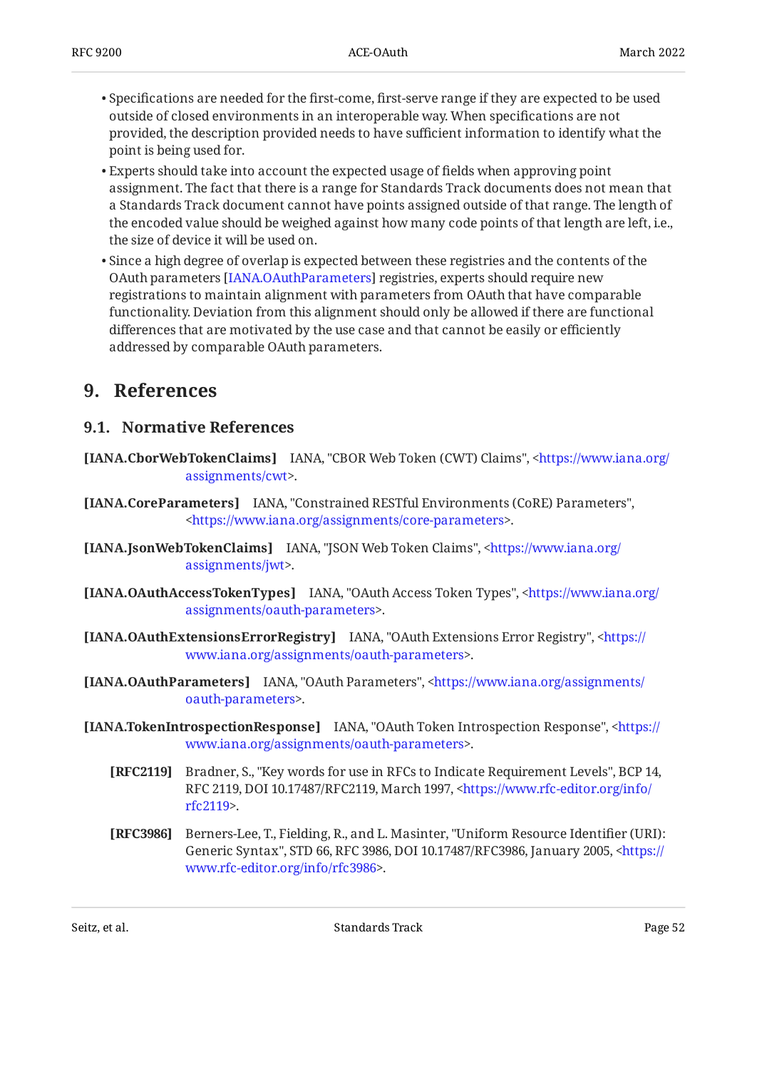- Specifications are needed for the first-come, first-serve range if they are expected to be used outside of closed environments in an interoperable way. When specifications are not provided, the description provided needs to have sufficient information to identify what the point is being used for.
- Experts should take into account the expected usage of fields when approving point assignment. The fact that there is a range for Standards Track documents does not mean that a Standards Track document cannot have points assigned outside of that range. The length of the encoded value should be weighed against how many code points of that length are left, i.e., the size of device it will be used on.
- Since a high degree of overlap is expected between these registries and the contents of the OAuth parameters [IANA.OAuthParameters] registries, experts should require new registrations to maintain alignment with parameters from OAuth that have comparable functionality. Deviation from this alignment should only be allowed if there are functional differences that are motivated by the use case and that cannot be easily or efficiently addressed by comparable OAuth parameters.

# 9. References

## 9.1. Normative References

**[IANA.CborWebTokenClaims]** IANA, "CBOR Web Token (CWT) Claims", <https://www.iana.org/assignments/cwt>.

**[IANA.CoreParameters]** IANA, "Constrained RESTful Environments (CoRE) Parameters", <https://www.iana.org/assignments/core-parameters>.

**[IANA.JsonWebTokenClaims]** IANA, "JSON Web Token Claims", <https://www.iana.org/assignments/jwt>.

**[IANA.OAuthAccessTokenTypes]** IANA, "OAuth Access Token Types", <https://www.iana.org/assignments/oauth-parameters>.

**[IANA.OAuthExtensionsErrorRegistry]** IANA, "OAuth Extensions Error Registry", <https://www.iana.org/assignments/oauth-parameters>.

**[IANA.OAuthParameters]** IANA, "OAuth Parameters", <https://www.iana.org/assignments/oauth-parameters>.

**[IANA.TokenIntrospectionResponse]** IANA, "OAuth Token Introspection Response", <https://www.iana.org/assignments/oauth-parameters>.

**[RFC2119]** Bradner, S., "Key words for use in RFCs to Indicate Requirement Levels", BCP 14, RFC 2119, DOI 10.17487/RFC2119, March 1997, <https://www.rfc-editor.org/info/rfc2119>.

**[RFC3986]** Berners-Lee, T., Fielding, R., and L. Masinter, "Uniform Resource Identifier (URI): Generic Syntax", STD 66, RFC 3986, DOI 10.17487/RFC3986, January 2005, <https://www.rfc-editor.org/info/rfc3986>.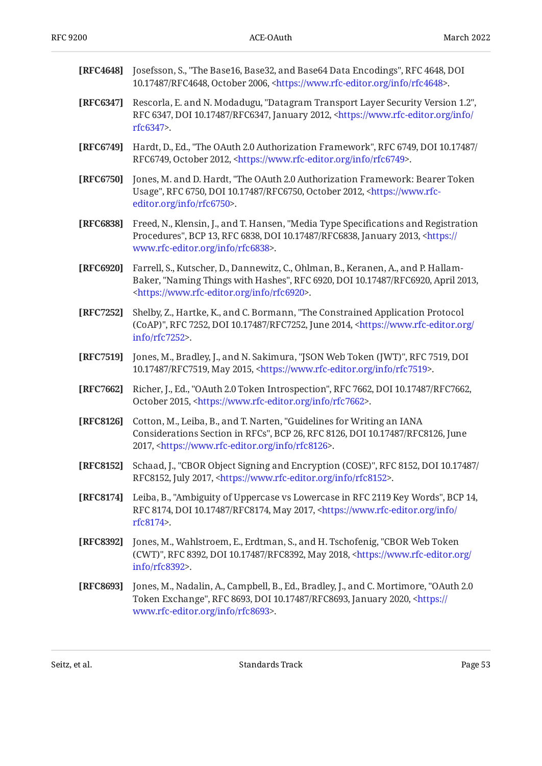**[RFC4648]** Josefsson, S., "The Base16, Base32, and Base64 Data Encodings", RFC 4648, DOI 10.17487/RFC4648, October 2006, <https://www.rfc-editor.org/info/rfc4648>.

**[RFC6347]** Rescorla, E. and N. Modadugu, "Datagram Transport Layer Security Version 1.2", RFC 6347, DOI 10.17487/RFC6347, January 2012, <https://www.rfc-editor.org/info/rfc6347>.

**[RFC6749]** Hardt, D., Ed., "The OAuth 2.0 Authorization Framework", RFC 6749, DOI 10.17487/RFC6749, October 2012, <https://www.rfc-editor.org/info/rfc6749>.

**[RFC6750]** Jones, M. and D. Hardt, "The OAuth 2.0 Authorization Framework: Bearer Token Usage", RFC 6750, DOI 10.17487/RFC6750, October 2012, <https://www.rfc-editor.org/info/rfc6750>.

**[RFC6838]** Freed, N., Klensin, J., and T. Hansen, "Media Type Specifications and Registration Procedures", BCP 13, RFC 6838, DOI 10.17487/RFC6838, January 2013, <https://www.rfc-editor.org/info/rfc6838>.

**[RFC6920]** Farrell, S., Kutscher, D., Dannewitz, C., Ohlman, B., Keranen, A., and P. Hallam-Baker, "Naming Things with Hashes", RFC 6920, DOI 10.17487/RFC6920, April 2013, <https://www.rfc-editor.org/info/rfc6920>.

**[RFC7252]** Shelby, Z., Hartke, K., and C. Bormann, "The Constrained Application Protocol (CoAP)", RFC 7252, DOI 10.17487/RFC7252, June 2014, <https://www.rfc-editor.org/info/rfc7252>.

**[RFC7519]** Jones, M., Bradley, J., and N. Sakimura, "JSON Web Token (JWT)", RFC 7519, DOI 10.17487/RFC7519, May 2015, <https://www.rfc-editor.org/info/rfc7519>.

**[RFC7662]** Richer, J., Ed., "OAuth 2.0 Token Introspection", RFC 7662, DOI 10.17487/RFC7662, October 2015, <https://www.rfc-editor.org/info/rfc7662>.

**[RFC8126]** Cotton, M., Leiba, B., and T. Narten, "Guidelines for Writing an IANA Considerations Section in RFCs", BCP 26, RFC 8126, DOI 10.17487/RFC8126, June 2017, <https://www.rfc-editor.org/info/rfc8126>.

**[RFC8152]** Schaad, J., "CBOR Object Signing and Encryption (COSE)", RFC 8152, DOI 10.17487/RFC8152, July 2017, <https://www.rfc-editor.org/info/rfc8152>.

**[RFC8174]** Leiba, B., "Ambiguity of Uppercase vs Lowercase in RFC 2119 Key Words", BCP 14, RFC 8174, DOI 10.17487/RFC8174, May 2017, <https://www.rfc-editor.org/info/rfc8174>.

**[RFC8392]** Jones, M., Wahlstroem, E., Erdtman, S., and H. Tschofenig, "CBOR Web Token (CWT)", RFC 8392, DOI 10.17487/RFC8392, May 2018, <https://www.rfc-editor.org/info/rfc8392>.

**[RFC8693]** Jones, M., Nadalin, A., Campbell, B., Ed., Bradley, J., and C. Mortimore, "OAuth 2.0 Token Exchange", RFC 8693, DOI 10.17487/RFC8693, January 2020, <https://www.rfc-editor.org/info/rfc8693>.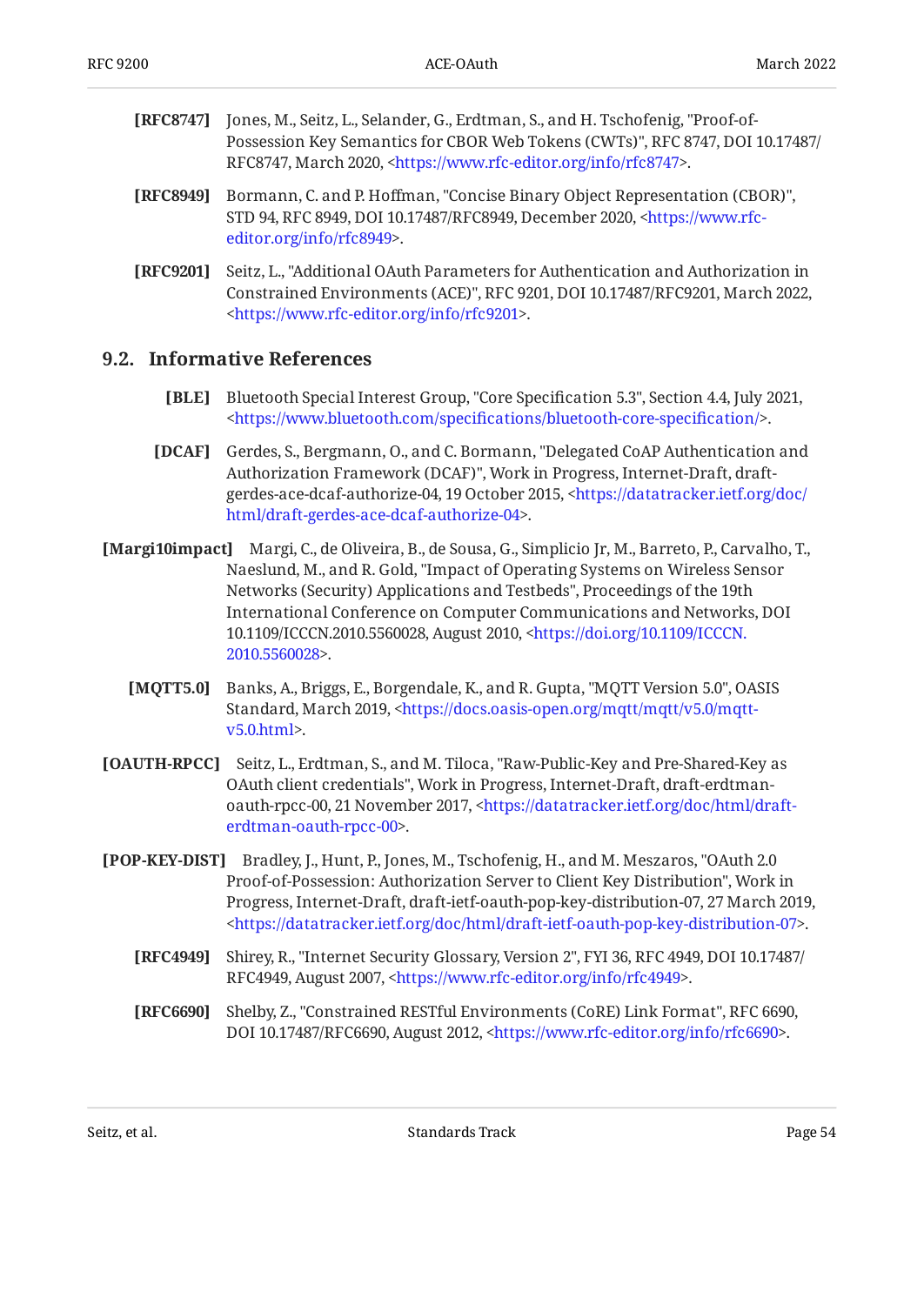**[RFC8747]** Jones, M., Seitz, L., Selander, G., Erdtman, S., and H. Tschofenig, "Proof-of-Possession Key Semantics for CBOR Web Tokens (CWTs)", RFC 8747, DOI 10.17487/RFC8747, March 2020, <https://www.rfc-editor.org/info/rfc8747>.

**[RFC8949]** Bormann, C. and P. Hoffman, "Concise Binary Object Representation (CBOR)", STD 94, RFC 8949, DOI 10.17487/RFC8949, December 2020, <https://www.rfc-editor.org/info/rfc8949>.

**[RFC9201]** Seitz, L., "Additional OAuth Parameters for Authentication and Authorization in Constrained Environments (ACE)", RFC 9201, DOI 10.17487/RFC9201, March 2022, <https://www.rfc-editor.org/info/rfc9201>.

## 9.2. Informative References

**[BLE]** Bluetooth Special Interest Group, "Core Specification 5.3", Section 4.4, July 2021, <https://www.bluetooth.com/specifications/bluetooth-core-specification/>.

**[DCAF]** Gerdes, S., Bergmann, O., and C. Bormann, "Delegated CoAP Authentication and Authorization Framework (DCAF)", Work in Progress, Internet-Draft, draft-gerdes-ace-dcaf-authorize-04, 19 October 2015, <https://datatracker.ietf.org/doc/html/draft-gerdes-ace-dcaf-authorize-04>.

**[Margi10impact]** Margi, C., de Oliveira, B., de Sousa, G., Simplicio Jr, M., Barreto, P., Carvalho, T., Naeslund, M., and R. Gold, "Impact of Operating Systems on Wireless Sensor Networks (Security) Applications and Testbeds", Proceedings of the 19th International Conference on Computer Communications and Networks, DOI 10.1109/ICCCN.2010.5560028, August 2010, <https://doi.org/10.1109/ICCCN.2010.5560028>.

**[MQTT5.0]** Banks, A., Briggs, E., Borgendale, K., and R. Gupta, "MQTT Version 5.0", OASIS Standard, March 2019, <https://docs.oasis-open.org/mqtt/mqtt/v5.0/mqtt-v5.0.html>.

**[OAUTH-RPCC]** Seitz, L., Erdtman, S., and M. Tiloca, "Raw-Public-Key and Pre-Shared-Key as OAuth client credentials", Work in Progress, Internet-Draft, draft-erdtman-oauth-rpcc-00, 21 November 2017, <https://datatracker.ietf.org/doc/html/draft-erdtman-oauth-rpcc-00>.

**[POP-KEY-DIST]** Bradley, J., Hunt, P., Jones, M., Tschofenig, H., and M. Meszaros, "OAuth 2.0 Proof-of-Possession: Authorization Server to Client Key Distribution", Work in Progress, Internet-Draft, draft-ietf-oauth-pop-key-distribution-07, 27 March 2019, <https://datatracker.ietf.org/doc/html/draft-ietf-oauth-pop-key-distribution-07>.

**[RFC4949]** Shirey, R., "Internet Security Glossary, Version 2", FYI 36, RFC 4949, DOI 10.17487/RFC4949, August 2007, <https://www.rfc-editor.org/info/rfc4949>.

**[RFC6690]** Shelby, Z., "Constrained RESTful Environments (CoRE) Link Format", RFC 6690, DOI 10.17487/RFC6690, August 2012, <https://www.rfc-editor.org/info/rfc6690>.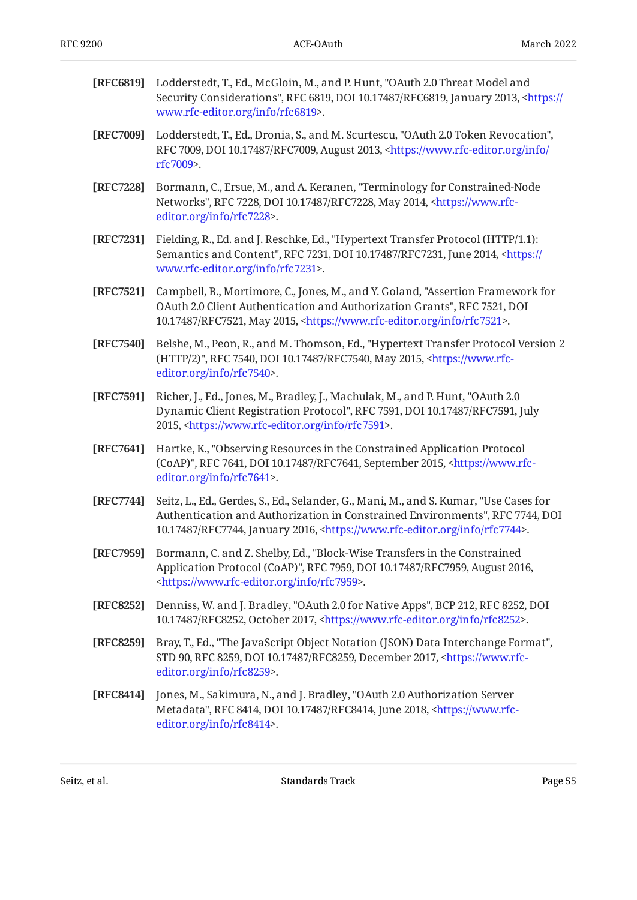**[RFC6819]** Lodderstedt, T., Ed., McGloin, M., and P. Hunt, "OAuth 2.0 Threat Model and Security Considerations", RFC 6819, DOI 10.17487/RFC6819, January 2013, <https://www.rfc-editor.org/info/rfc6819>.

**[RFC7009]** Lodderstedt, T., Ed., Dronia, S., and M. Scurtescu, "OAuth 2.0 Token Revocation", RFC 7009, DOI 10.17487/RFC7009, August 2013, <https://www.rfc-editor.org/info/rfc7009>.

**[RFC7228]** Bormann, C., Ersue, M., and A. Keranen, "Terminology for Constrained-Node Networks", RFC 7228, DOI 10.17487/RFC7228, May 2014, <https://www.rfc-editor.org/info/rfc7228>.

**[RFC7231]** Fielding, R., Ed. and J. Reschke, Ed., "Hypertext Transfer Protocol (HTTP/1.1): Semantics and Content", RFC 7231, DOI 10.17487/RFC7231, June 2014, <https://www.rfc-editor.org/info/rfc7231>.

**[RFC7521]** Campbell, B., Mortimore, C., Jones, M., and Y. Goland, "Assertion Framework for OAuth 2.0 Client Authentication and Authorization Grants", RFC 7521, DOI 10.17487/RFC7521, May 2015, <https://www.rfc-editor.org/info/rfc7521>.

**[RFC7540]** Belshe, M., Peon, R., and M. Thomson, Ed., "Hypertext Transfer Protocol Version 2 (HTTP/2)", RFC 7540, DOI 10.17487/RFC7540, May 2015, <https://www.rfc-editor.org/info/rfc7540>.

**[RFC7591]** Richer, J., Ed., Jones, M., Bradley, J., Machulak, M., and P. Hunt, "OAuth 2.0 Dynamic Client Registration Protocol", RFC 7591, DOI 10.17487/RFC7591, July 2015, <https://www.rfc-editor.org/info/rfc7591>.

**[RFC7641]** Hartke, K., "Observing Resources in the Constrained Application Protocol (CoAP)", RFC 7641, DOI 10.17487/RFC7641, September 2015, <https://www.rfc-editor.org/info/rfc7641>.

**[RFC7744]** Seitz, L., Ed., Gerdes, S., Ed., Selander, G., Mani, M., and S. Kumar, "Use Cases for Authentication and Authorization in Constrained Environments", RFC 7744, DOI 10.17487/RFC7744, January 2016, <https://www.rfc-editor.org/info/rfc7744>.

**[RFC7959]** Bormann, C. and Z. Shelby, Ed., "Block-Wise Transfers in the Constrained Application Protocol (CoAP)", RFC 7959, DOI 10.17487/RFC7959, August 2016, <https://www.rfc-editor.org/info/rfc7959>.

**[RFC8252]** Denniss, W. and J. Bradley, "OAuth 2.0 for Native Apps", BCP 212, RFC 8252, DOI 10.17487/RFC8252, October 2017, <https://www.rfc-editor.org/info/rfc8252>.

**[RFC8259]** Bray, T., Ed., "The JavaScript Object Notation (JSON) Data Interchange Format", STD 90, RFC 8259, DOI 10.17487/RFC8259, December 2017, <https://www.rfc-editor.org/info/rfc8259>.

**[RFC8414]** Jones, M., Sakimura, N., and J. Bradley, "OAuth 2.0 Authorization Server Metadata", RFC 8414, DOI 10.17487/RFC8414, June 2018, <https://www.rfc-editor.org/info/rfc8414>.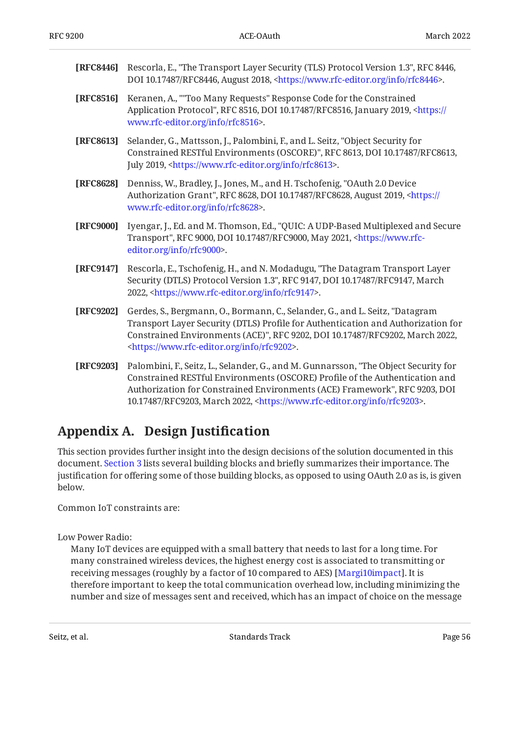**[RFC8446]** Rescorla, E., "The Transport Layer Security (TLS) Protocol Version 1.3", RFC 8446, DOI 10.17487/RFC8446, August 2018, <https://www.rfc-editor.org/info/rfc8446>.

**[RFC8516]** Keranen, A., ""Too Many Requests" Response Code for the Constrained Application Protocol", RFC 8516, DOI 10.17487/RFC8516, January 2019, <https://www.rfc-editor.org/info/rfc8516>.

**[RFC8613]** Selander, G., Mattsson, J., Palombini, F., and L. Seitz, "Object Security for Constrained RESTful Environments (OSCORE)", RFC 8613, DOI 10.17487/RFC8613, July 2019, <https://www.rfc-editor.org/info/rfc8613>.

**[RFC8628]** Denniss, W., Bradley, J., Jones, M., and H. Tschofenig, "OAuth 2.0 Device Authorization Grant", RFC 8628, DOI 10.17487/RFC8628, August 2019, <https://www.rfc-editor.org/info/rfc8628>.

**[RFC9000]** Iyengar, J., Ed. and M. Thomson, Ed., "QUIC: A UDP-Based Multiplexed and Secure Transport", RFC 9000, DOI 10.17487/RFC9000, May 2021, <https://www.rfc-editor.org/info/rfc9000>.

**[RFC9147]** Rescorla, E., Tschofenig, H., and N. Modadugu, "The Datagram Transport Layer Security (DTLS) Protocol Version 1.3", RFC 9147, DOI 10.17487/RFC9147, March 2022, <https://www.rfc-editor.org/info/rfc9147>.

**[RFC9202]** Gerdes, S., Bergmann, O., Bormann, C., Selander, G., and L. Seitz, "Datagram Transport Layer Security (DTLS) Profile for Authentication and Authorization for Constrained Environments (ACE)", RFC 9202, DOI 10.17487/RFC9202, March 2022, <https://www.rfc-editor.org/info/rfc9202>.

**[RFC9203]** Palombini, F., Seitz, L., Selander, G., and M. Gunnarsson, "The Object Security for Constrained RESTful Environments (OSCORE) Profile of the Authentication and Authorization for Constrained Environments (ACE) Framework", RFC 9203, DOI 10.17487/RFC9203, March 2022, <https://www.rfc-editor.org/info/rfc9203>.

# Appendix A. Design Justification

This section provides further insight into the design decisions of the solution documented in this document. Section 3 lists several building blocks and briefly summarizes their importance. The justification for offering some of those building blocks, as opposed to using OAuth 2.0 as is, is given below.

Common IoT constraints are:

Low Power Radio:
: Many IoT devices are equipped with a small battery that needs to last for a long time. For many constrained wireless devices, the highest energy cost is associated to transmitting or receiving messages (roughly by a factor of 10 compared to AES) [Margi10impact]. It is therefore important to keep the total communication overhead low, including minimizing the number and size of messages sent and received, which has an impact of choice on the message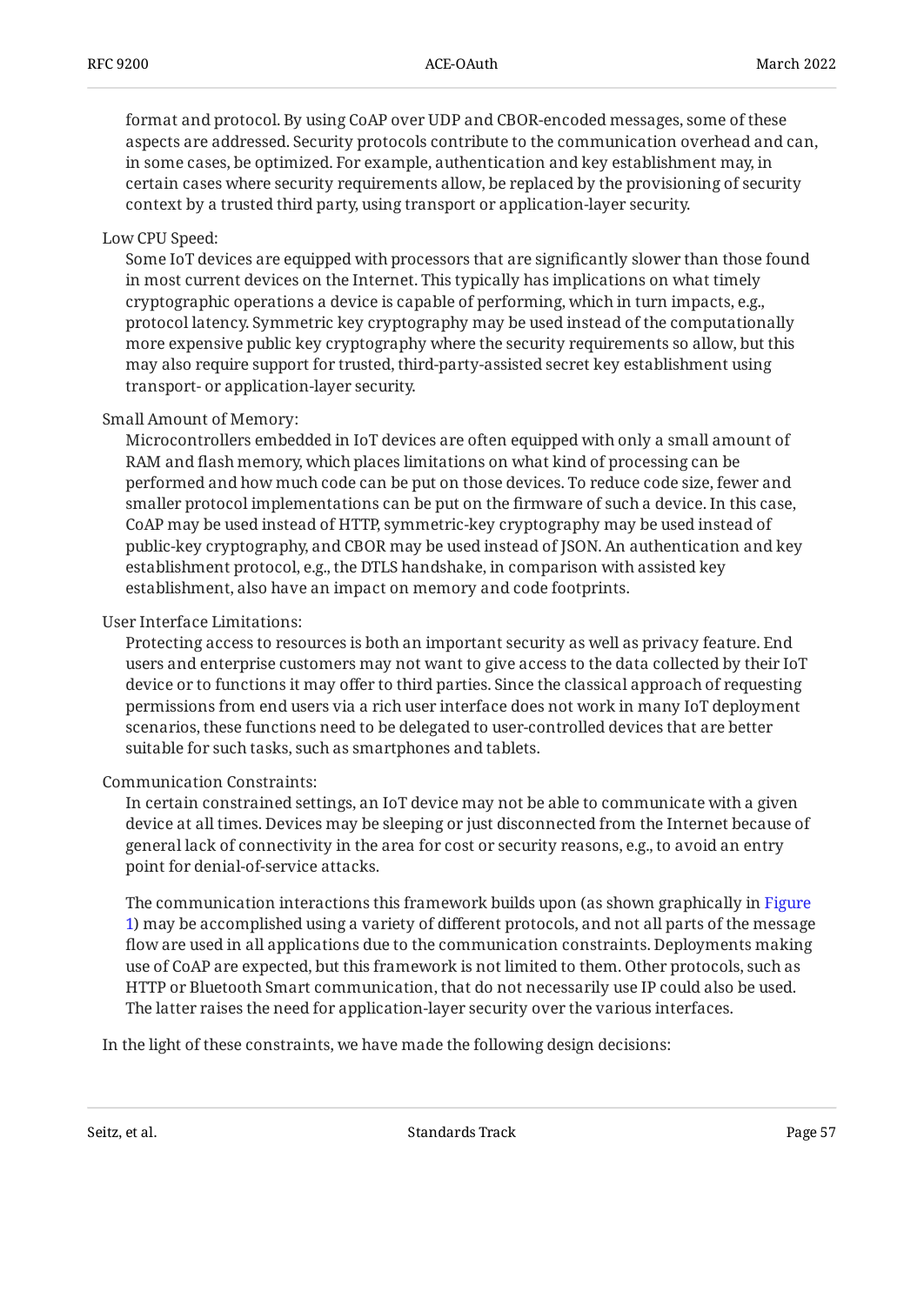format and protocol. By using CoAP over UDP and CBOR-encoded messages, some of these aspects are addressed. Security protocols contribute to the communication overhead and can, in some cases, be optimized. For example, authentication and key establishment may, in certain cases where security requirements allow, be replaced by the provisioning of security context by a trusted third party, using transport or application-layer security.

Low CPU Speed:
: Some IoT devices are equipped with processors that are significantly slower than those found in most current devices on the Internet. This typically has implications on what timely cryptographic operations a device is capable of performing, which in turn impacts, e.g., protocol latency. Symmetric key cryptography may be used instead of the computationally more expensive public key cryptography where the security requirements so allow, but this may also require support for trusted, third-party-assisted secret key establishment using transport- or application-layer security.

Small Amount of Memory:
: Microcontrollers embedded in IoT devices are often equipped with only a small amount of RAM and flash memory, which places limitations on what kind of processing can be performed and how much code can be put on those devices. To reduce code size, fewer and smaller protocol implementations can be put on the firmware of such a device. In this case, CoAP may be used instead of HTTP, symmetric-key cryptography may be used instead of public-key cryptography, and CBOR may be used instead of JSON. An authentication and key establishment protocol, e.g., the DTLS handshake, in comparison with assisted key establishment, also have an impact on memory and code footprints.

User Interface Limitations:
: Protecting access to resources is both an important security as well as privacy feature. End users and enterprise customers may not want to give access to the data collected by their IoT device or to functions it may offer to third parties. Since the classical approach of requesting permissions from end users via a rich user interface does not work in many IoT deployment scenarios, these functions need to be delegated to user-controlled devices that are better suitable for such tasks, such as smartphones and tablets.

Communication Constraints:
: In certain constrained settings, an IoT device may not be able to communicate with a given device at all times. Devices may be sleeping or just disconnected from the Internet because of general lack of connectivity in the area for cost or security reasons, e.g., to avoid an entry point for denial-of-service attacks.

: The communication interactions this framework builds upon (as shown graphically in Figure 1) may be accomplished using a variety of different protocols, and not all parts of the message flow are used in all applications due to the communication constraints. Deployments making use of CoAP are expected, but this framework is not limited to them. Other protocols, such as HTTP or Bluetooth Smart communication, that do not necessarily use IP could also be used. The latter raises the need for application-layer security over the various interfaces.

In the light of these constraints, we have made the following design decisions: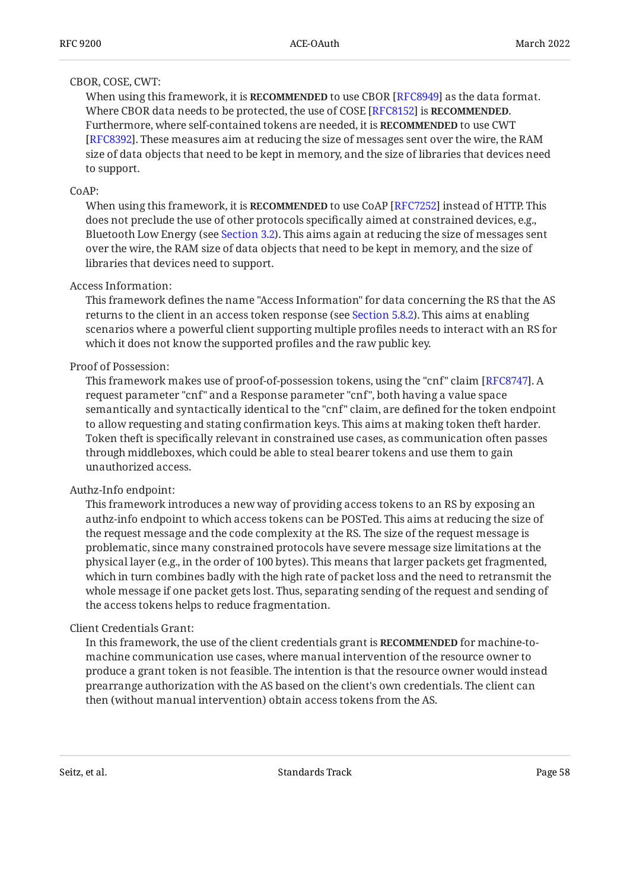CBOR, COSE, CWT:

When using this framework, it is **RECOMMENDED** to use CBOR [RFC8949] as the data format. Where CBOR data needs to be protected, the use of COSE [RFC8152] is **RECOMMENDED**. Furthermore, where self-contained tokens are needed, it is **RECOMMENDED** to use CWT [RFC8392]. These measures aim at reducing the size of messages sent over the wire, the RAM size of data objects that need to be kept in memory, and the size of libraries that devices need to support.

CoAP:

When using this framework, it is **RECOMMENDED** to use CoAP [RFC7252] instead of HTTP. This does not preclude the use of other protocols specifically aimed at constrained devices, e.g., Bluetooth Low Energy (see Section 3.2). This aims again at reducing the size of messages sent over the wire, the RAM size of data objects that need to be kept in memory, and the size of libraries that devices need to support.

Access Information:

This framework defines the name "Access Information" for data concerning the RS that the AS returns to the client in an access token response (see Section 5.8.2). This aims at enabling scenarios where a powerful client supporting multiple profiles needs to interact with an RS for which it does not know the supported profiles and the raw public key.

Proof of Possession:

This framework makes use of proof-of-possession tokens, using the "cnf" claim [RFC8747]. A request parameter "cnf" and a Response parameter "cnf", both having a value space semantically and syntactically identical to the "cnf" claim, are defined for the token endpoint to allow requesting and stating confirmation keys. This aims at making token theft harder. Token theft is specifically relevant in constrained use cases, as communication often passes through middleboxes, which could be able to steal bearer tokens and use them to gain unauthorized access.

Authz-Info endpoint:

This framework introduces a new way of providing access tokens to an RS by exposing an authz-info endpoint to which access tokens can be POSTed. This aims at reducing the size of the request message and the code complexity at the RS. The size of the request message is problematic, since many constrained protocols have severe message size limitations at the physical layer (e.g., in the order of 100 bytes). This means that larger packets get fragmented, which in turn combines badly with the high rate of packet loss and the need to retransmit the whole message if one packet gets lost. Thus, separating sending of the request and sending of the access tokens helps to reduce fragmentation.

Client Credentials Grant:

In this framework, the use of the client credentials grant is **RECOMMENDED** for machine-to-machine communication use cases, where manual intervention of the resource owner to produce a grant token is not feasible. The intention is that the resource owner would instead prearrange authorization with the AS based on the client's own credentials. The client can then (without manual intervention) obtain access tokens from the AS.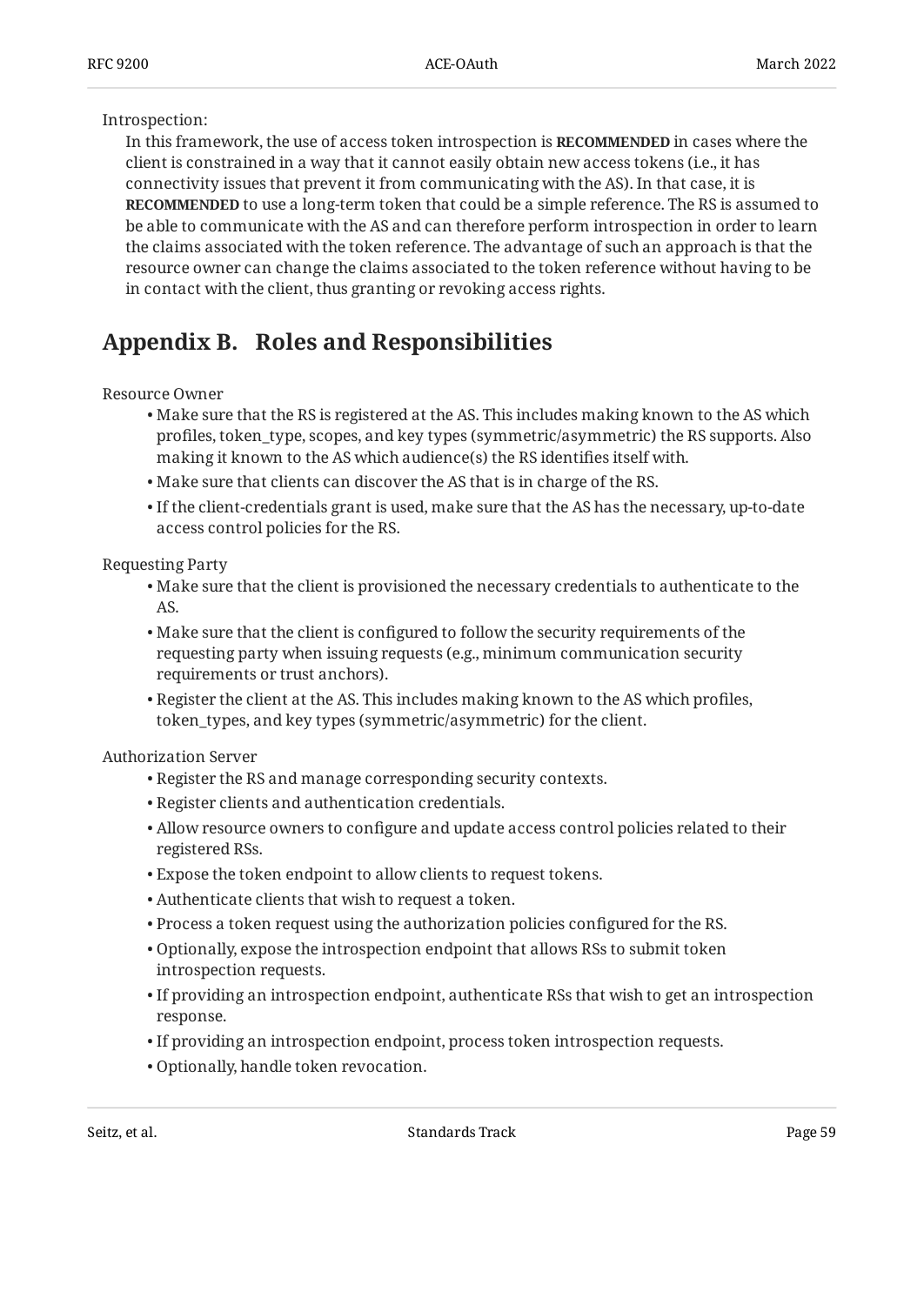Introspection:

In this framework, the use of access token introspection is **RECOMMENDED** in cases where the client is constrained in a way that it cannot easily obtain new access tokens (i.e., it has connectivity issues that prevent it from communicating with the AS). In that case, it is **RECOMMENDED** to use a long-term token that could be a simple reference. The RS is assumed to be able to communicate with the AS and can therefore perform introspection in order to learn the claims associated with the token reference. The advantage of such an approach is that the resource owner can change the claims associated to the token reference without having to be in contact with the client, thus granting or revoking access rights.

## Appendix B. Roles and Responsibilities

Resource Owner

- Make sure that the RS is registered at the AS. This includes making known to the AS which profiles, token_type, scopes, and key types (symmetric/asymmetric) the RS supports. Also making it known to the AS which audience(s) the RS identifies itself with.
- Make sure that clients can discover the AS that is in charge of the RS.
- If the client-credentials grant is used, make sure that the AS has the necessary, up-to-date access control policies for the RS.

Requesting Party

- Make sure that the client is provisioned the necessary credentials to authenticate to the AS.
- Make sure that the client is configured to follow the security requirements of the requesting party when issuing requests (e.g., minimum communication security requirements or trust anchors).
- Register the client at the AS. This includes making known to the AS which profiles, token_types, and key types (symmetric/asymmetric) for the client.

Authorization Server

- Register the RS and manage corresponding security contexts.
- Register clients and authentication credentials.
- Allow resource owners to configure and update access control policies related to their registered RSs.
- Expose the token endpoint to allow clients to request tokens.
- Authenticate clients that wish to request a token.
- Process a token request using the authorization policies configured for the RS.
- Optionally, expose the introspection endpoint that allows RSs to submit token introspection requests.
- If providing an introspection endpoint, authenticate RSs that wish to get an introspection response.
- If providing an introspection endpoint, process token introspection requests.
- Optionally, handle token revocation.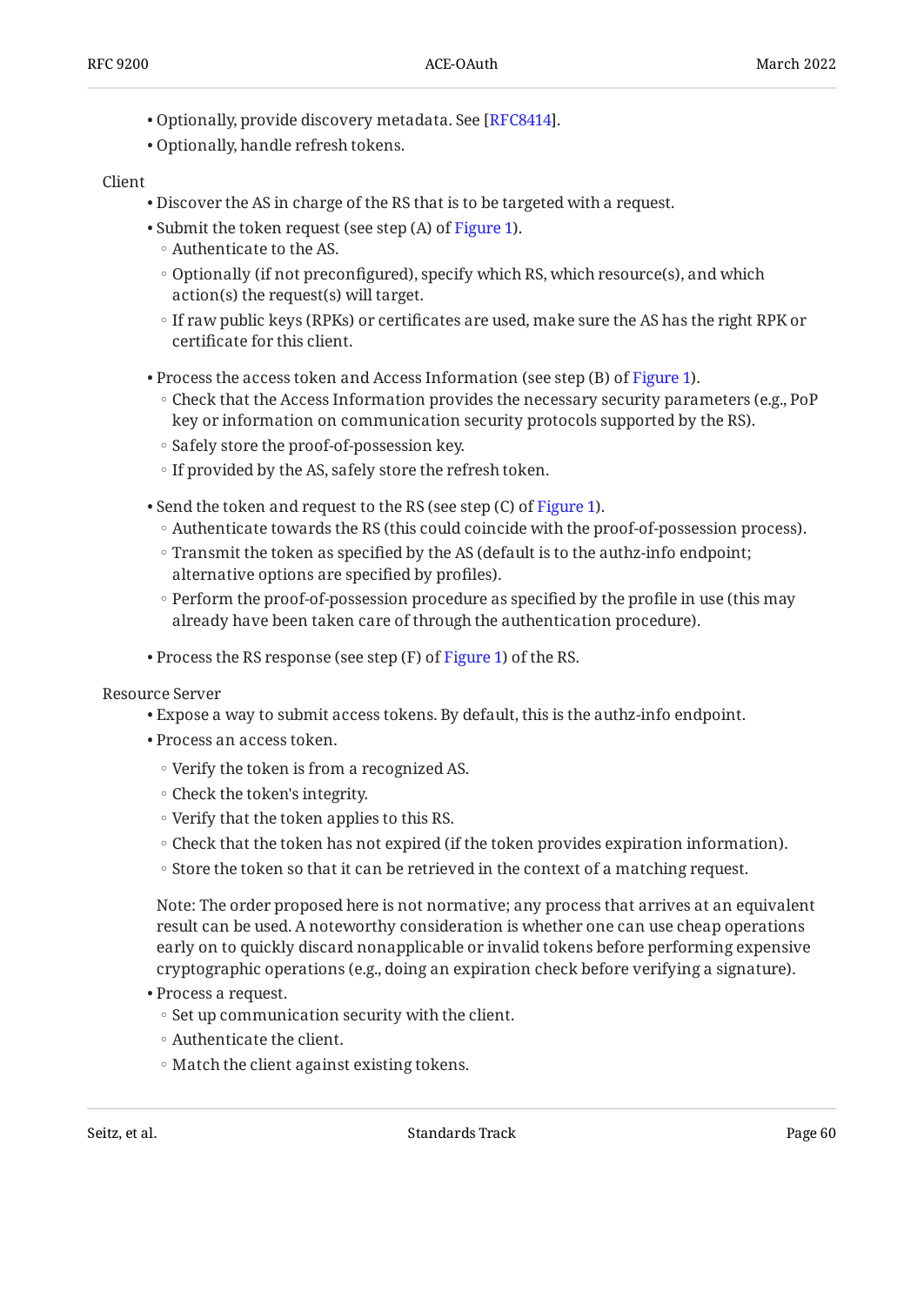- Optionally, provide discovery metadata. See [RFC8414].
- Optionally, handle refresh tokens.

Client

- Discover the AS in charge of the RS that is to be targeted with a request.
- Submit the token request (see step (A) of Figure 1).
  - Authenticate to the AS.
  - Optionally (if not preconfigured), specify which RS, which resource(s), and which action(s) the request(s) will target.
  - If raw public keys (RPKs) or certificates are used, make sure the AS has the right RPK or certificate for this client.
- Process the access token and Access Information (see step (B) of Figure 1).
  - Check that the Access Information provides the necessary security parameters (e.g., PoP key or information on communication security protocols supported by the RS).
  - Safely store the proof-of-possession key.
  - If provided by the AS, safely store the refresh token.
- Send the token and request to the RS (see step (C) of Figure 1).
  - Authenticate towards the RS (this could coincide with the proof-of-possession process).
  - Transmit the token as specified by the AS (default is to the authz-info endpoint; alternative options are specified by profiles).
  - Perform the proof-of-possession procedure as specified by the profile in use (this may already have been taken care of through the authentication procedure).
- Process the RS response (see step (F) of Figure 1) of the RS.

Resource Server

- Expose a way to submit access tokens. By default, this is the authz-info endpoint.
- Process an access token.
  - Verify the token is from a recognized AS.
  - Check the token's integrity.
  - Verify that the token applies to this RS.
  - Check that the token has not expired (if the token provides expiration information).
  - Store the token so that it can be retrieved in the context of a matching request.

  Note: The order proposed here is not normative; any process that arrives at an equivalent result can be used. A noteworthy consideration is whether one can use cheap operations early on to quickly discard nonapplicable or invalid tokens before performing expensive cryptographic operations (e.g., doing an expiration check before verifying a signature).
- Process a request.
  - Set up communication security with the client.
  - Authenticate the client.
  - Match the client against existing tokens.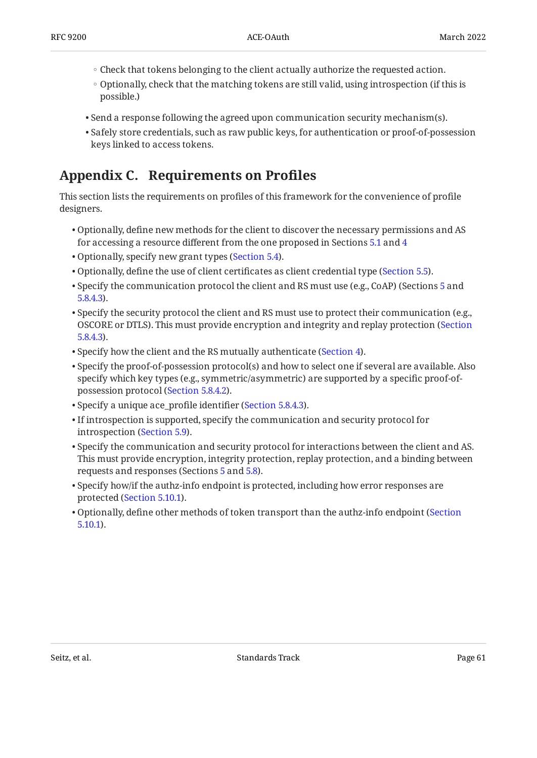- Check that tokens belonging to the client actually authorize the requested action.
    - Optionally, check that the matching tokens are still valid, using introspection (if this is possible.)
- Send a response following the agreed upon communication security mechanism(s).
- Safely store credentials, such as raw public keys, for authentication or proof-of-possession keys linked to access tokens.

## Appendix C. Requirements on Profiles

This section lists the requirements on profiles of this framework for the convenience of profile designers.

- Optionally, define new methods for the client to discover the necessary permissions and AS for accessing a resource different from the one proposed in Sections 5.1 and 4
- Optionally, specify new grant types (Section 5.4).
- Optionally, define the use of client certificates as client credential type (Section 5.5).
- Specify the communication protocol the client and RS must use (e.g., CoAP) (Sections 5 and 5.8.4.3).
- Specify the security protocol the client and RS must use to protect their communication (e.g., OSCORE or DTLS). This must provide encryption and integrity and replay protection (Section 5.8.4.3).
- Specify how the client and the RS mutually authenticate (Section 4).
- Specify the proof-of-possession protocol(s) and how to select one if several are available. Also specify which key types (e.g., symmetric/asymmetric) are supported by a specific proof-of-possession protocol (Section 5.8.4.2).
- Specify a unique ace_profile identifier (Section 5.8.4.3).
- If introspection is supported, specify the communication and security protocol for introspection (Section 5.9).
- Specify the communication and security protocol for interactions between the client and AS. This must provide encryption, integrity protection, replay protection, and a binding between requests and responses (Sections 5 and 5.8).
- Specify how/if the authz-info endpoint is protected, including how error responses are protected (Section 5.10.1).
- Optionally, define other methods of token transport than the authz-info endpoint (Section 5.10.1).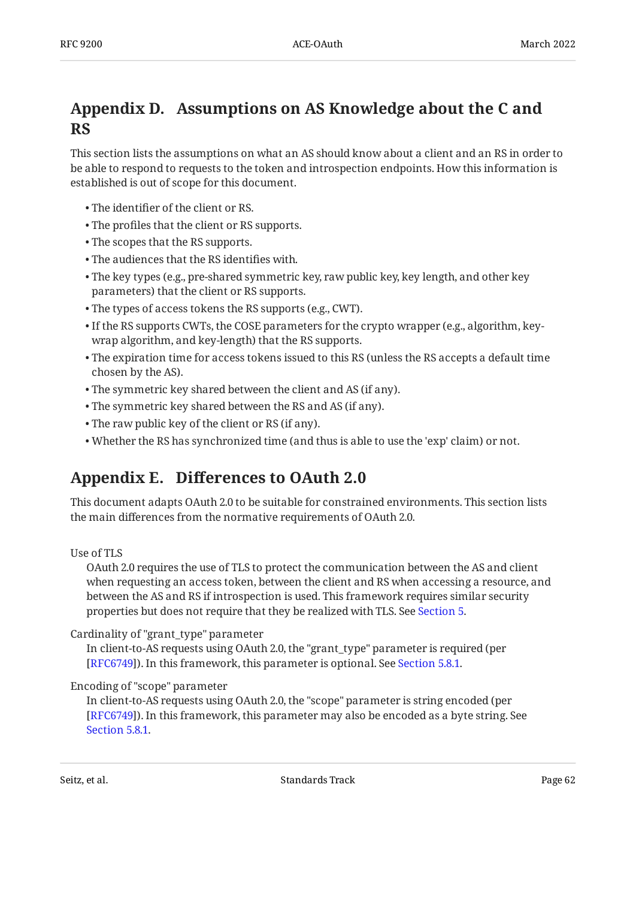## Appendix D. Assumptions on AS Knowledge about the C and RS

This section lists the assumptions on what an AS should know about a client and an RS in order to be able to respond to requests to the token and introspection endpoints. How this information is established is out of scope for this document.

- The identifier of the client or RS.
- The profiles that the client or RS supports.
- The scopes that the RS supports.
- The audiences that the RS identifies with.
- The key types (e.g., pre-shared symmetric key, raw public key, key length, and other key parameters) that the client or RS supports.
- The types of access tokens the RS supports (e.g., CWT).
- If the RS supports CWTs, the COSE parameters for the crypto wrapper (e.g., algorithm, key-wrap algorithm, and key-length) that the RS supports.
- The expiration time for access tokens issued to this RS (unless the RS accepts a default time chosen by the AS).
- The symmetric key shared between the client and AS (if any).
- The symmetric key shared between the RS and AS (if any).
- The raw public key of the client or RS (if any).
- Whether the RS has synchronized time (and thus is able to use the 'exp' claim) or not.

## Appendix E. Differences to OAuth 2.0

This document adapts OAuth 2.0 to be suitable for constrained environments. This section lists the main differences from the normative requirements of OAuth 2.0.

Use of TLS
: OAuth 2.0 requires the use of TLS to protect the communication between the AS and client when requesting an access token, between the client and RS when accessing a resource, and between the AS and RS if introspection is used. This framework requires similar security properties but does not require that they be realized with TLS. See Section 5.

Cardinality of "grant_type" parameter
: In client-to-AS requests using OAuth 2.0, the "grant_type" parameter is required (per [RFC6749]). In this framework, this parameter is optional. See Section 5.8.1.

Encoding of "scope" parameter
: In client-to-AS requests using OAuth 2.0, the "scope" parameter is string encoded (per [RFC6749]). In this framework, this parameter may also be encoded as a byte string. See Section 5.8.1.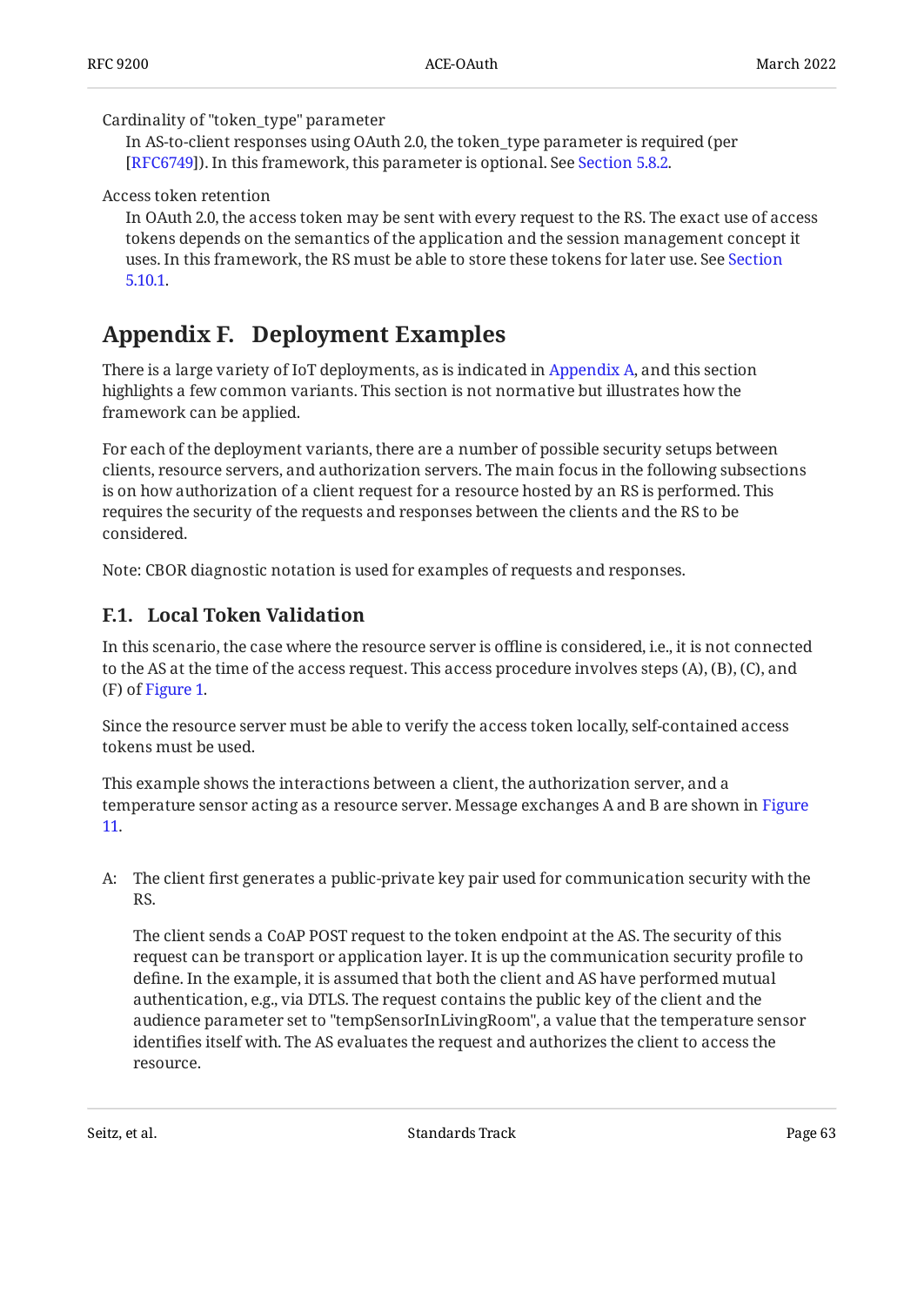Cardinality of "token_type" parameter
: In AS-to-client responses using OAuth 2.0, the token_type parameter is required (per [RFC6749]). In this framework, this parameter is optional. See Section 5.8.2.

Access token retention
: In OAuth 2.0, the access token may be sent with every request to the RS. The exact use of access tokens depends on the semantics of the application and the session management concept it uses. In this framework, the RS must be able to store these tokens for later use. See Section 5.10.1.

## Appendix F. Deployment Examples

There is a large variety of IoT deployments, as is indicated in Appendix A, and this section highlights a few common variants. This section is not normative but illustrates how the framework can be applied.

For each of the deployment variants, there are a number of possible security setups between clients, resource servers, and authorization servers. The main focus in the following subsections is on how authorization of a client request for a resource hosted by an RS is performed. This requires the security of the requests and responses between the clients and the RS to be considered.

Note: CBOR diagnostic notation is used for examples of requests and responses.

### F.1. Local Token Validation

In this scenario, the case where the resource server is offline is considered, i.e., it is not connected to the AS at the time of the access request. This access procedure involves steps (A), (B), (C), and (F) of Figure 1.

Since the resource server must be able to verify the access token locally, self-contained access tokens must be used.

This example shows the interactions between a client, the authorization server, and a temperature sensor acting as a resource server. Message exchanges A and B are shown in Figure 11.

A: The client first generates a public-private key pair used for communication security with the RS.

The client sends a CoAP POST request to the token endpoint at the AS. The security of this request can be transport or application layer. It is up the communication security profile to define. In the example, it is assumed that both the client and AS have performed mutual authentication, e.g., via DTLS. The request contains the public key of the client and the audience parameter set to "tempSensorInLivingRoom", a value that the temperature sensor identifies itself with. The AS evaluates the request and authorizes the client to access the resource.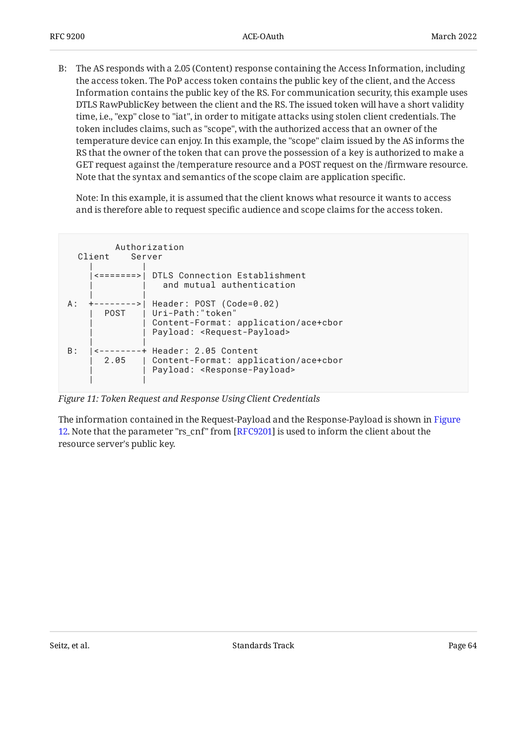B: The AS responds with a 2.05 (Content) response containing the Access Information, including the access token. The PoP access token contains the public key of the client, and the Access Information contains the public key of the RS. For communication security, this example uses DTLS RawPublicKey between the client and the RS. The issued token will have a short validity time, i.e., "exp" close to "iat", in order to mitigate attacks using stolen client credentials. The token includes claims, such as "scope", with the authorized access that an owner of the temperature device can enjoy. In this example, the "scope" claim issued by the AS informs the RS that the owner of the token that can prove the possession of a key is authorized to make a GET request against the /temperature resource and a POST request on the /firmware resource. Note that the syntax and semantics of the scope claim are application specific.

   Note: In this example, it is assumed that the client knows what resource it wants to access and is therefore able to request specific audience and scope claims for the access token.

```
          Authorization
   Client    Server
      |         |
      |<=======>| DTLS Connection Establishment
      |         |   and mutual authentication
      |         |
  A:  +-------->| Header: POST (Code=0.02)
      |  POST   | Uri-Path:"token"
      |         | Content-Format: application/ace+cbor
      |         | Payload: <Request-Payload>
      |         |
  B:  |<--------+ Header: 2.05 Content
      |  2.05   | Content-Format: application/ace+cbor
      |         | Payload: <Response-Payload>
      |         |
```

*Figure 11: Token Request and Response Using Client Credentials*

The information contained in the Request-Payload and the Response-Payload is shown in Figure 12. Note that the parameter "rs_cnf" from [RFC9201] is used to inform the client about the resource server's public key.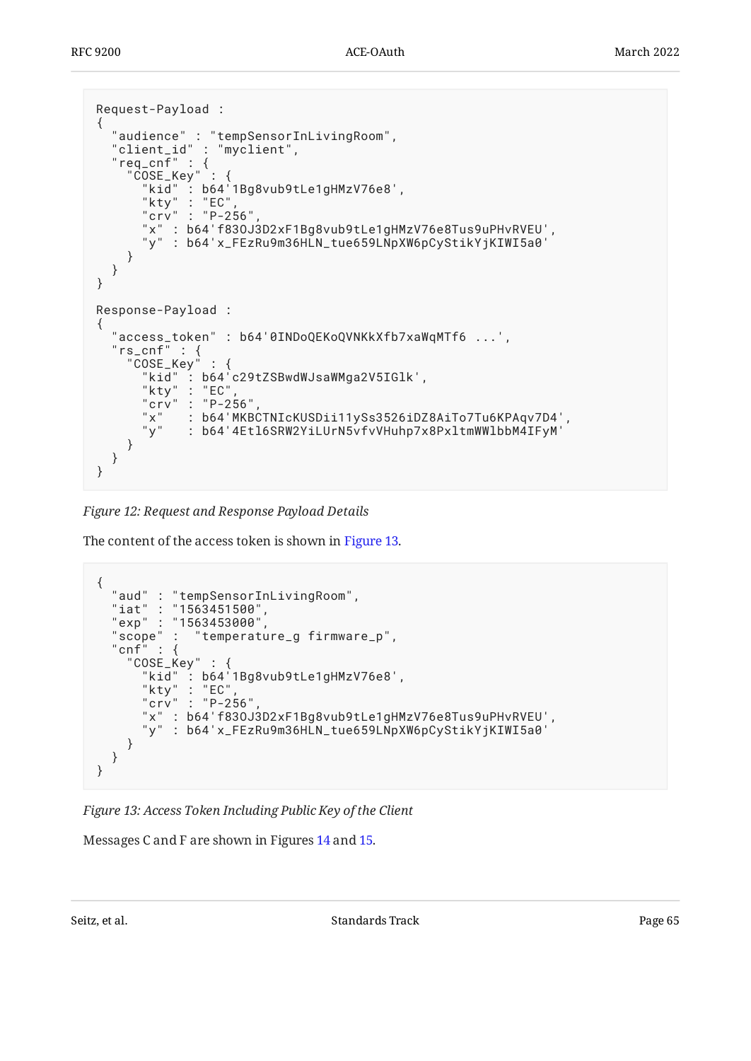```
Request-Payload :
{
  "audience" : "tempSensorInLivingRoom",
  "client_id" : "myclient",
  "req_cnf" : {
    "COSE_Key" : {
      "kid" : b64'1Bg8vub9tLe1gHMzV76e8',
      "kty" : "EC",
      "crv" : "P-256",
      "x" : b64'f83OJ3D2xF1Bg8vub9tLe1gHMzV76e8Tus9uPHvRVEU',
      "y" : b64'x_FEzRu9m36HLN_tue659LNpXW6pCyStikYjKIWI5a0'
    }
  }
}

Response-Payload :
{
  "access_token" : b64'0INDoQEKoQVNKkXfb7xaWqMTf6 ...',
  "rs_cnf" : {
    "COSE_Key" : {
      "kid" : b64'c29tZSBwdWJsaWMga2V5IGlk',
      "kty" : "EC",
      "crv" : "P-256",
      "x"   : b64'MKBCTNIcKUSDii11ySs3526iDZ8AiTo7Tu6KPAqv7D4',
      "y"   : b64'4Etl6SRW2YiLUrN5vfvVHuhp7x8PxltmWWlbbM4IFyM'
    }
  }
}
```

*Figure 12: Request and Response Payload Details*

The content of the access token is shown in Figure 13.

```
{
  "aud" : "tempSensorInLivingRoom",
  "iat" : "1563451500",
  "exp" : "1563453000",
  "scope" :  "temperature_g firmware_p",
  "cnf" : {
    "COSE_Key" : {
      "kid" : b64'1Bg8vub9tLe1gHMzV76e8',
      "kty" : "EC",
      "crv" : "P-256",
      "x" : b64'f83OJ3D2xF1Bg8vub9tLe1gHMzV76e8Tus9uPHvRVEU',
      "y" : b64'x_FEzRu9m36HLN_tue659LNpXW6pCyStikYjKIWI5a0'
    }
  }
}
```

*Figure 13: Access Token Including Public Key of the Client*

Messages C and F are shown in Figures 14 and 15.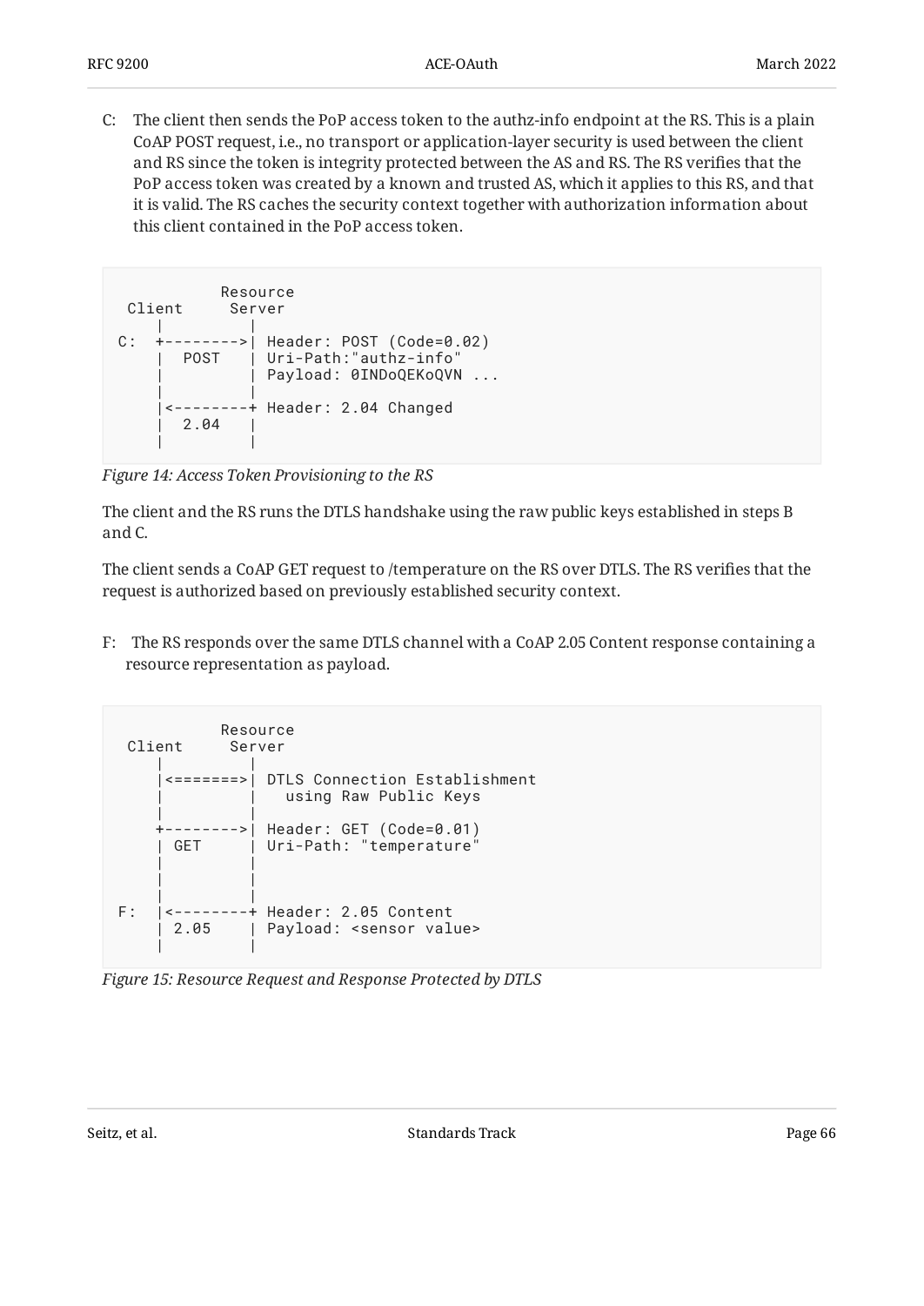C: The client then sends the PoP access token to the authz-info endpoint at the RS. This is a plain CoAP POST request, i.e., no transport or application-layer security is used between the client and RS since the token is integrity protected between the AS and RS. The RS verifies that the PoP access token was created by a known and trusted AS, which it applies to this RS, and that it is valid. The RS caches the security context together with authorization information about this client contained in the PoP access token.

```
          Resource
 Client     Server
    |         |
C:  +-------->| Header: POST (Code=0.02)
    |  POST   | Uri-Path:"authz-info"
    |         | Payload: 0INDoQEKoQVN ...
    |         |
    |<--------+ Header: 2.04 Changed
    |  2.04   |
    |         |
```

*Figure 14: Access Token Provisioning to the RS*

The client and the RS runs the DTLS handshake using the raw public keys established in steps B and C.

The client sends a CoAP GET request to /temperature on the RS over DTLS. The RS verifies that the request is authorized based on previously established security context.

F: The RS responds over the same DTLS channel with a CoAP 2.05 Content response containing a resource representation as payload.

```
          Resource
 Client     Server
    |         |
    |<=======>| DTLS Connection Establishment
    |         |   using Raw Public Keys
    |         |
    +-------->| Header: GET (Code=0.01)
    | GET     | Uri-Path: "temperature"
    |         |
    |         |
    |         |
F:  |<--------+ Header: 2.05 Content
    | 2.05    | Payload: <sensor value>
    |         |
```

*Figure 15: Resource Request and Response Protected by DTLS*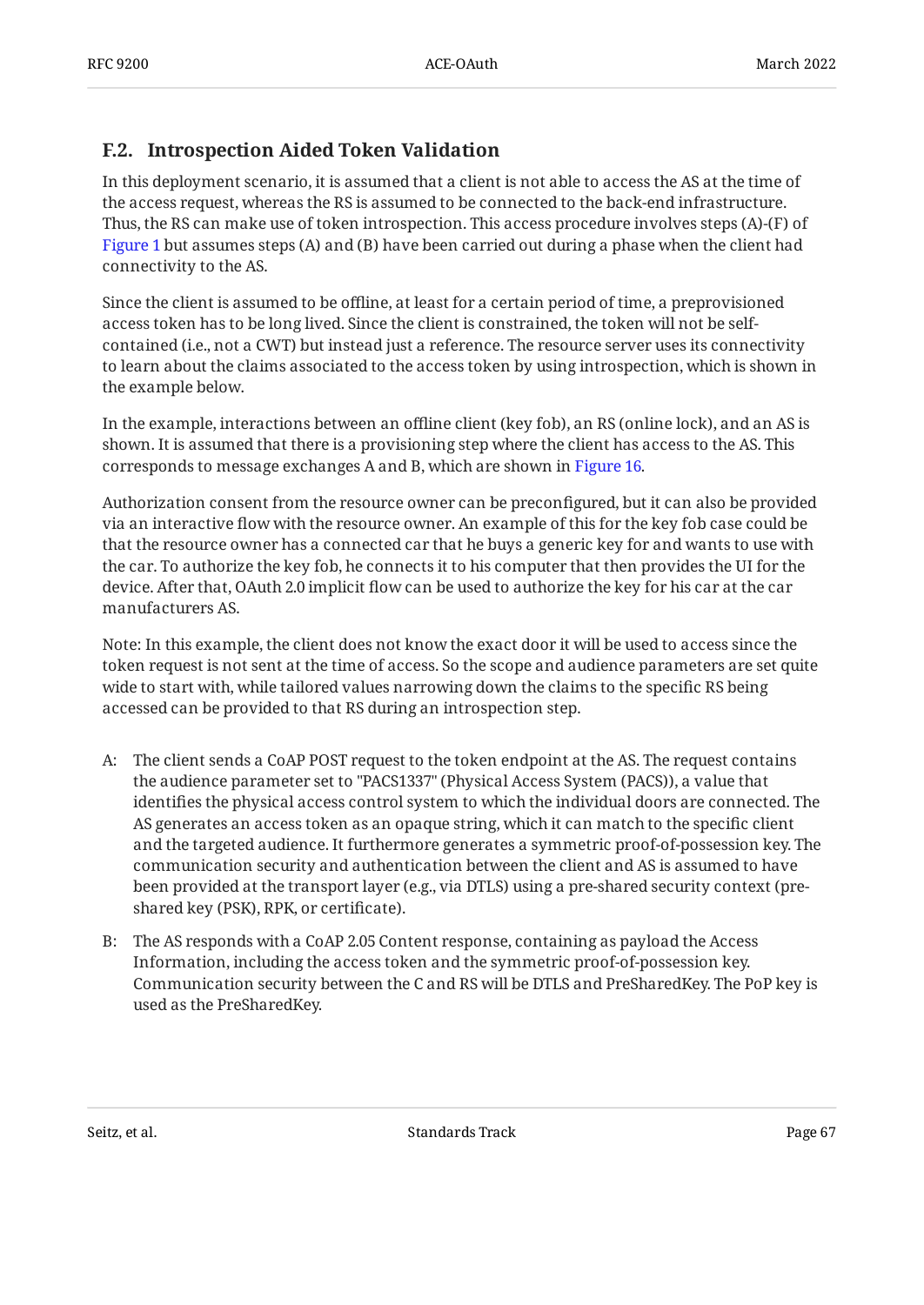### F.2. Introspection Aided Token Validation

In this deployment scenario, it is assumed that a client is not able to access the AS at the time of the access request, whereas the RS is assumed to be connected to the back-end infrastructure. Thus, the RS can make use of token introspection. This access procedure involves steps (A)-(F) of Figure 1 but assumes steps (A) and (B) have been carried out during a phase when the client had connectivity to the AS.

Since the client is assumed to be offline, at least for a certain period of time, a preprovisioned access token has to be long lived. Since the client is constrained, the token will not be self-contained (i.e., not a CWT) but instead just a reference. The resource server uses its connectivity to learn about the claims associated to the access token by using introspection, which is shown in the example below.

In the example, interactions between an offline client (key fob), an RS (online lock), and an AS is shown. It is assumed that there is a provisioning step where the client has access to the AS. This corresponds to message exchanges A and B, which are shown in Figure 16.

Authorization consent from the resource owner can be preconfigured, but it can also be provided via an interactive flow with the resource owner. An example of this for the key fob case could be that the resource owner has a connected car that he buys a generic key for and wants to use with the car. To authorize the key fob, he connects it to his computer that then provides the UI for the device. After that, OAuth 2.0 implicit flow can be used to authorize the key for his car at the car manufacturers AS.

Note: In this example, the client does not know the exact door it will be used to access since the token request is not sent at the time of access. So the scope and audience parameters are set quite wide to start with, while tailored values narrowing down the claims to the specific RS being accessed can be provided to that RS during an introspection step.

A: The client sends a CoAP POST request to the token endpoint at the AS. The request contains the audience parameter set to "PACS1337" (Physical Access System (PACS)), a value that identifies the physical access control system to which the individual doors are connected. The AS generates an access token as an opaque string, which it can match to the specific client and the targeted audience. It furthermore generates a symmetric proof-of-possession key. The communication security and authentication between the client and AS is assumed to have been provided at the transport layer (e.g., via DTLS) using a pre-shared security context (pre-shared key (PSK), RPK, or certificate).

B: The AS responds with a CoAP 2.05 Content response, containing as payload the Access Information, including the access token and the symmetric proof-of-possession key. Communication security between the C and RS will be DTLS and PreSharedKey. The PoP key is used as the PreSharedKey.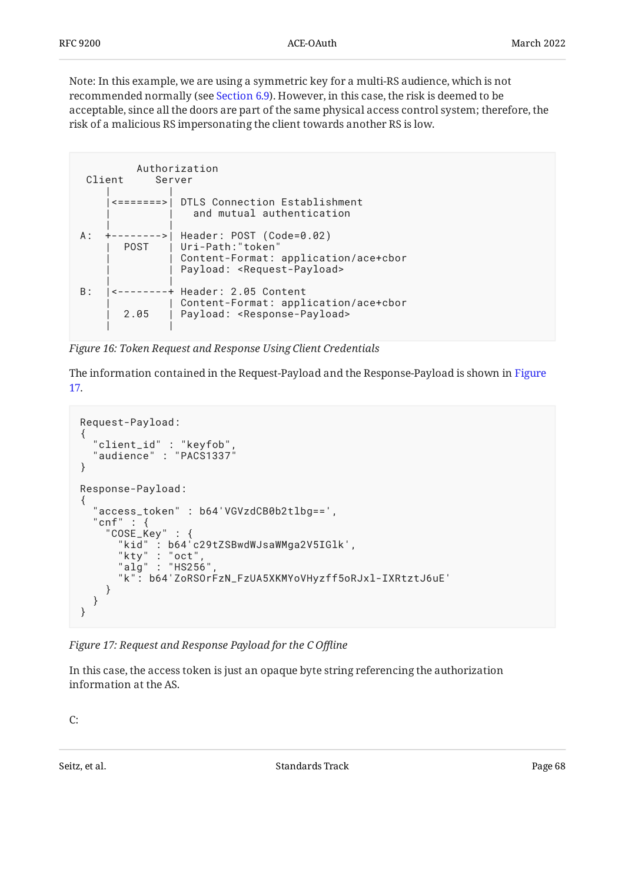Note: In this example, we are using a symmetric key for a multi-RS audience, which is not recommended normally (see Section 6.9). However, in this case, the risk is deemed to be acceptable, since all the doors are part of the same physical access control system; therefore, the risk of a malicious RS impersonating the client towards another RS is low.

```
          Authorization
  Client     Server
     |         |
     |<=======>| DTLS Connection Establishment
     |         |   and mutual authentication
     |         |
 A:  +-------->| Header: POST (Code=0.02)
     |  POST   | Uri-Path:"token"
     |         | Content-Format: application/ace+cbor
     |         | Payload: <Request-Payload>
     |         |
 B:  |<--------+ Header: 2.05 Content
     |         | Content-Format: application/ace+cbor
     |  2.05   | Payload: <Response-Payload>
     |         |
```

*Figure 16: Token Request and Response Using Client Credentials*

The information contained in the Request-Payload and the Response-Payload is shown in Figure 17.

```
Request-Payload:
{
  "client_id" : "keyfob",
  "audience" : "PACS1337"
}

Response-Payload:
{
  "access_token" : b64'VGVzdCB0b2tlbg==',
  "cnf" : {
    "COSE_Key" : {
      "kid" : b64'c29tZSBwdWJsaWMga2V5IGlk',
      "kty" : "oct",
      "alg" : "HS256",
      "k": b64'ZoRSOrFzN_FzUA5XKMYoVHyzff5oRJxl-IXRtztJ6uE'
    }
  }
}
```

*Figure 17: Request and Response Payload for the C Offline*

In this case, the access token is just an opaque byte string referencing the authorization information at the AS.

C: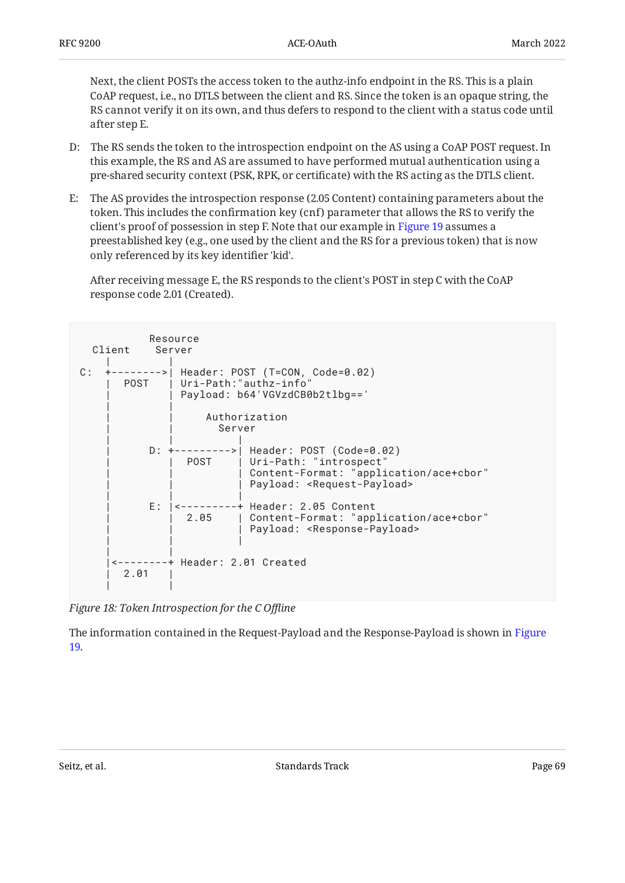Next, the client POSTs the access token to the authz-info endpoint in the RS. This is a plain CoAP request, i.e., no DTLS between the client and RS. Since the token is an opaque string, the RS cannot verify it on its own, and thus defers to respond to the client with a status code until after step E.

D: The RS sends the token to the introspection endpoint on the AS using a CoAP POST request. In this example, the RS and AS are assumed to have performed mutual authentication using a pre-shared security context (PSK, RPK, or certificate) with the RS acting as the DTLS client.

E: The AS provides the introspection response (2.05 Content) containing parameters about the token. This includes the confirmation key (cnf) parameter that allows the RS to verify the client's proof of possession in step F. Note that our example in Figure 19 assumes a preestablished key (e.g., one used by the client and the RS for a previous token) that is now only referenced by its key identifier 'kid'.

After receiving message E, the RS responds to the client's POST in step C with the CoAP response code 2.01 (Created).

```
          Resource
  Client    Server
     |         |
 C:  +-------->| Header: POST (T=CON, Code=0.02)
     |  POST   | Uri-Path:"authz-info"
     |         | Payload: b64'VGVzdCB0b2tlbg=='
     |         |
     |         |     Authorization
     |         |       Server
     |         |          |
     |      D: +--------->| Header: POST (Code=0.02)
     |         |  POST    | Uri-Path: "introspect"
     |         |          | Content-Format: "application/ace+cbor"
     |         |          | Payload: <Request-Payload>
     |         |          |
     |      E: |<---------+ Header: 2.05 Content
     |         |  2.05    | Content-Format: "application/ace+cbor"
     |         |          | Payload: <Response-Payload>
     |         |          |
     |         |
     |<--------+ Header: 2.01 Created
     |  2.01   |
     |         |
```

*Figure 18: Token Introspection for the C Offline*

The information contained in the Request-Payload and the Response-Payload is shown in Figure 19.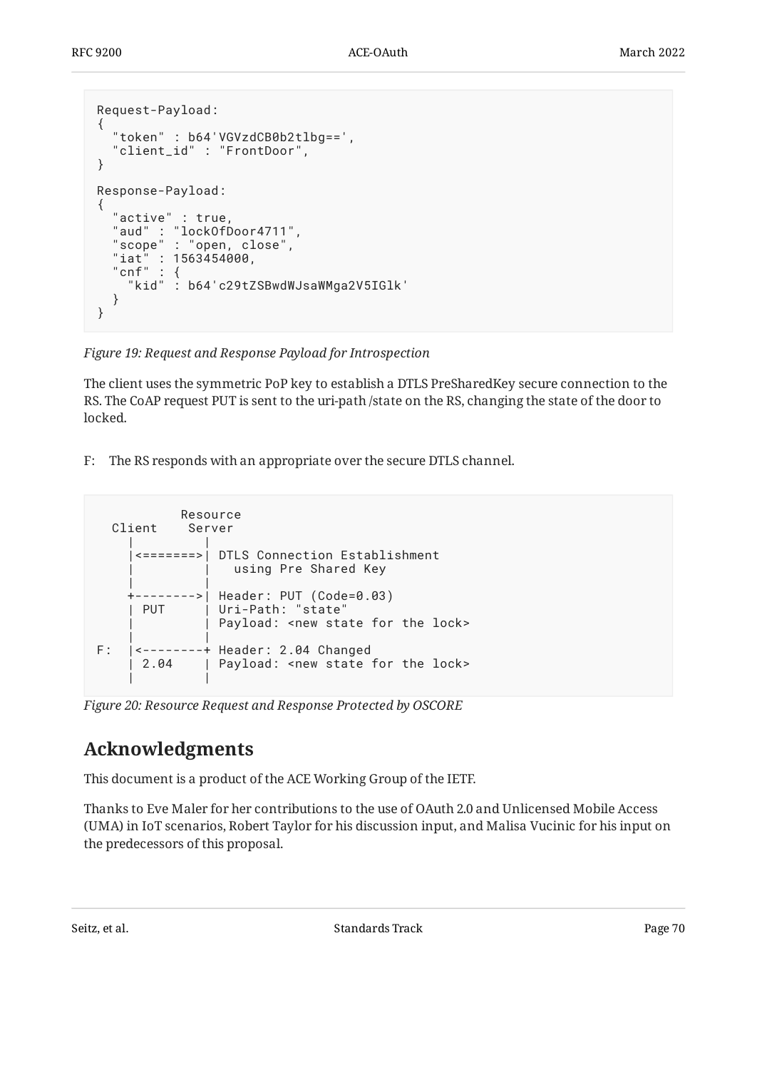```
Request-Payload:
{
  "token" : b64'VGVzdCB0b2tlbg==',
  "client_id" : "FrontDoor",
}

Response-Payload:
{
  "active" : true,
  "aud" : "lockOfDoor4711",
  "scope" : "open, close",
  "iat" : 1563454000,
  "cnf" : {
    "kid" : b64'c29tZSBwdWJsaWMga2V5IGlk'
  }
}
```

*Figure 19: Request and Response Payload for Introspection*

The client uses the symmetric PoP key to establish a DTLS PreSharedKey secure connection to the RS. The CoAP request PUT is sent to the uri-path /state on the RS, changing the state of the door to locked.

F: The RS responds with an appropriate over the secure DTLS channel.

```
           Resource
  Client    Server
    |         |
    |<=======>| DTLS Connection Establishment
    |         |   using Pre Shared Key
    |         |
    +-------->| Header: PUT (Code=0.03)
    | PUT     | Uri-Path: "state"
    |         | Payload: <new state for the lock>
    |         |
F:  |<--------+ Header: 2.04 Changed
    | 2.04    | Payload: <new state for the lock>
    |         |
```

*Figure 20: Resource Request and Response Protected by OSCORE*

## Acknowledgments

This document is a product of the ACE Working Group of the IETF.

Thanks to Eve Maler for her contributions to the use of OAuth 2.0 and Unlicensed Mobile Access (UMA) in IoT scenarios, Robert Taylor for his discussion input, and Malisa Vucinic for his input on the predecessors of this proposal.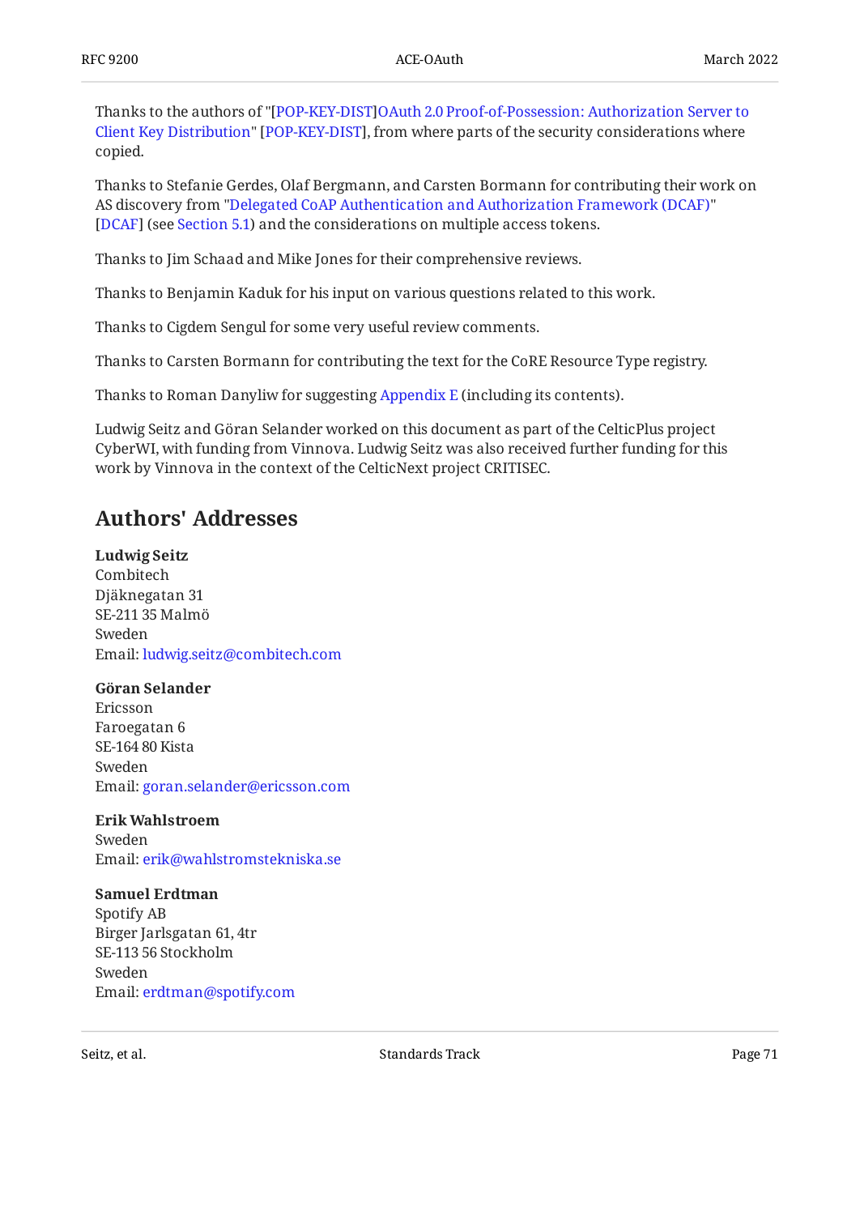Thanks to the authors of "[POP-KEY-DIST]OAuth 2.0 Proof-of-Possession: Authorization Server to Client Key Distribution" [POP-KEY-DIST], from where parts of the security considerations where copied.

Thanks to Stefanie Gerdes, Olaf Bergmann, and Carsten Bormann for contributing their work on AS discovery from "Delegated CoAP Authentication and Authorization Framework (DCAF)" [DCAF] (see Section 5.1) and the considerations on multiple access tokens.

Thanks to Jim Schaad and Mike Jones for their comprehensive reviews.

Thanks to Benjamin Kaduk for his input on various questions related to this work.

Thanks to Cigdem Sengul for some very useful review comments.

Thanks to Carsten Bormann for contributing the text for the CoRE Resource Type registry.

Thanks to Roman Danyliw for suggesting Appendix E (including its contents).

Ludwig Seitz and Göran Selander worked on this document as part of the CelticPlus project CyberWI, with funding from Vinnova. Ludwig Seitz was also received further funding for this work by Vinnova in the context of the CelticNext project CRITISEC.

## Authors' Addresses

**Ludwig Seitz**
Combitech
Djäknegatan 31
SE-211 35 Malmö
Sweden
Email: ludwig.seitz@combitech.com

**Göran Selander**
Ericsson
Faroegatan 6
SE-164 80 Kista
Sweden
Email: goran.selander@ericsson.com

**Erik Wahlstroem**
Sweden
Email: erik@wahlstromstekniska.se

**Samuel Erdtman**
Spotify AB
Birger Jarlsgatan 61, 4tr
SE-113 56 Stockholm
Sweden
Email: erdtman@spotify.com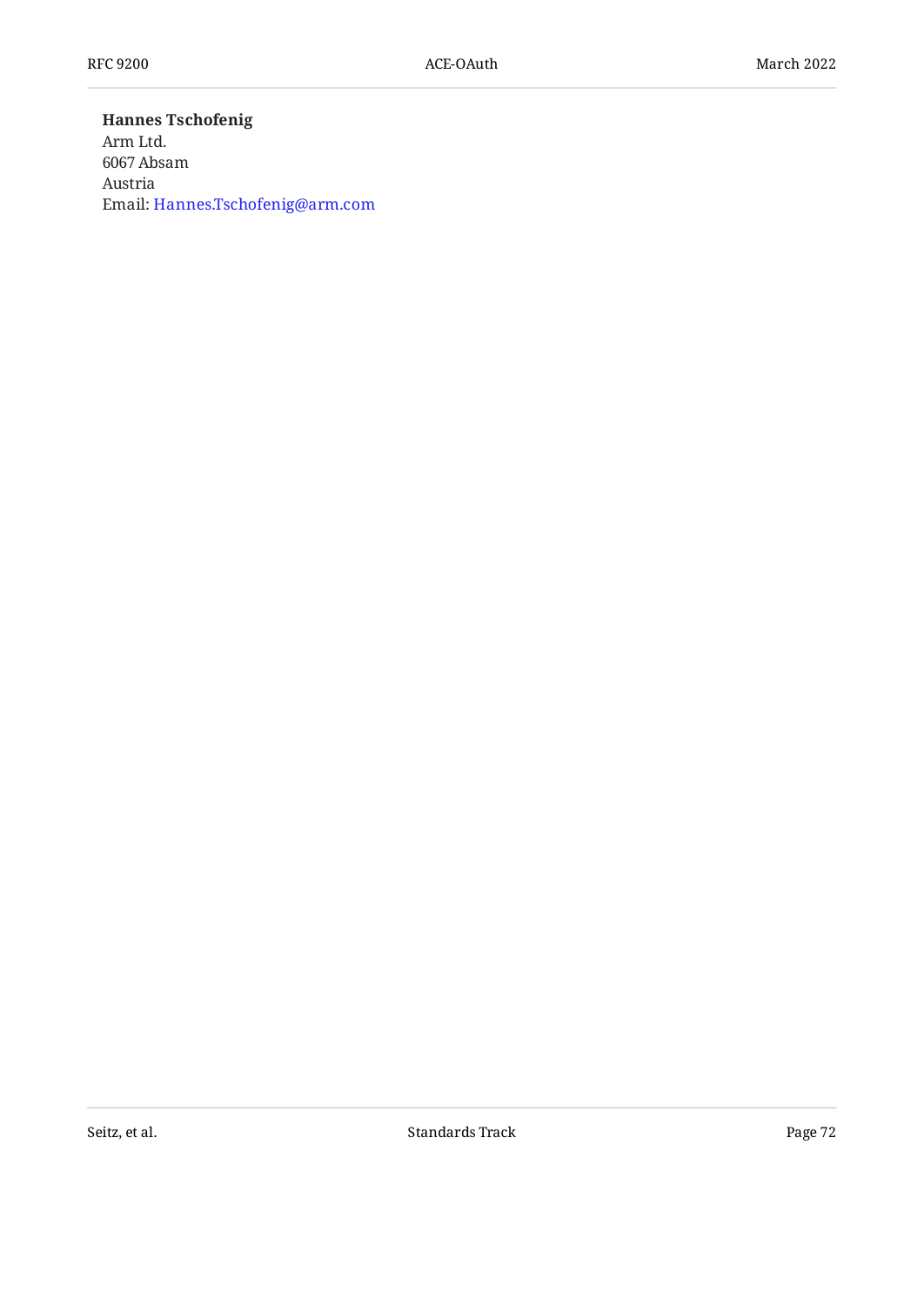**Hannes Tschofenig**
Arm Ltd.
6067 Absam
Austria
Email: Hannes.Tschofenig@arm.com